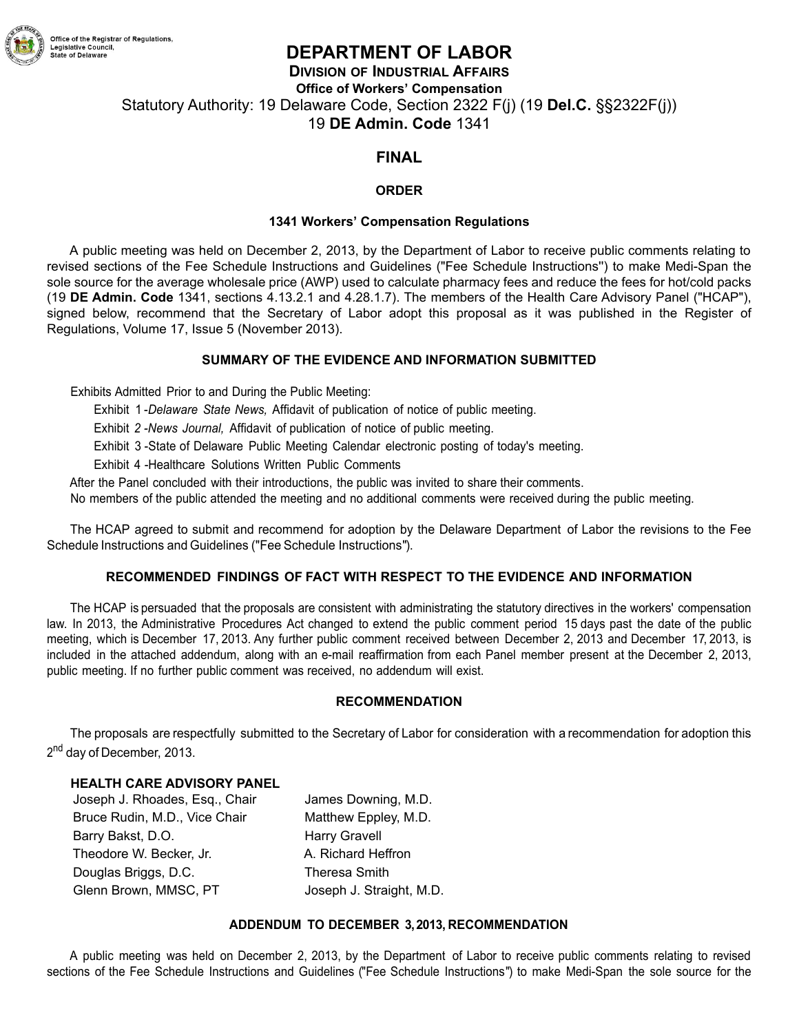Office of the Registrar of Regulations,
Legislative Council,
State of Delaware

# DEPARTMENT OF LABOR

## DIVISION OF INDUSTRIAL AFFAIRS

### Office of Workers' Compensation

Statutory Authority: 19 Delaware Code, Section 2322 F(j) (19 **Del.C.** §§2322F(j))

19 **DE Admin. Code** 1341

## FINAL

### ORDER

### 1341 Workers' Compensation Regulations

A public meeting was held on December 2, 2013, by the Department of Labor to receive public comments relating to revised sections of the Fee Schedule Instructions and Guidelines ("Fee Schedule Instructions") to make Medi-Span the sole source for the average wholesale price (AWP) used to calculate pharmacy fees and reduce the fees for hot/cold packs (19 **DE Admin. Code** 1341, sections 4.13.2.1 and 4.28.1.7). The members of the Health Care Advisory Panel ("HCAP"), signed below, recommend that the Secretary of Labor adopt this proposal as it was published in the Register of Regulations, Volume 17, Issue 5 (November 2013).

### SUMMARY OF THE EVIDENCE AND INFORMATION SUBMITTED

Exhibits Admitted Prior to and During the Public Meeting:

Exhibit 1 -*Delaware State News,* Affidavit of publication of notice of public meeting.

Exhibit 2 -*News Journal,* Affidavit of publication of notice of public meeting.

Exhibit 3 -State of Delaware Public Meeting Calendar electronic posting of today's meeting.

Exhibit 4 -Healthcare Solutions Written Public Comments

After the Panel concluded with their introductions, the public was invited to share their comments.

No members of the public attended the meeting and no additional comments were received during the public meeting.

The HCAP agreed to submit and recommend for adoption by the Delaware Department of Labor the revisions to the Fee Schedule Instructions and Guidelines ("Fee Schedule Instructions").

### RECOMMENDED FINDINGS OF FACT WITH RESPECT TO THE EVIDENCE AND INFORMATION

The HCAP is persuaded that the proposals are consistent with administrating the statutory directives in the workers' compensation law. In 2013, the Administrative Procedures Act changed to extend the public comment period 15 days past the date of the public meeting, which is December 17, 2013. Any further public comment received between December 2, 2013 and December 17, 2013, is included in the attached addendum, along with an e-mail reaffirmation from each Panel member present at the December 2, 2013, public meeting. If no further public comment was received, no addendum will exist.

### RECOMMENDATION

The proposals are respectfully submitted to the Secretary of Labor for consideration with a recommendation for adoption this 2nd day of December, 2013.

**HEALTH CARE ADVISORY PANEL**

| | |
|---|---|
| Joseph J. Rhoades, Esq., Chair | James Downing, M.D. |
| Bruce Rudin, M.D., Vice Chair | Matthew Eppley, M.D. |
| Barry Bakst, D.O. | Harry Gravell |
| Theodore W. Becker, Jr. | A. Richard Heffron |
| Douglas Briggs, D.C. | Theresa Smith |
| Glenn Brown, MMSC, PT | Joseph J. Straight, M.D. |

### ADDENDUM TO DECEMBER 3, 2013, RECOMMENDATION

A public meeting was held on December 2, 2013, by the Department of Labor to receive public comments relating to revised sections of the Fee Schedule Instructions and Guidelines ("Fee Schedule Instructions") to make Medi-Span the sole source for the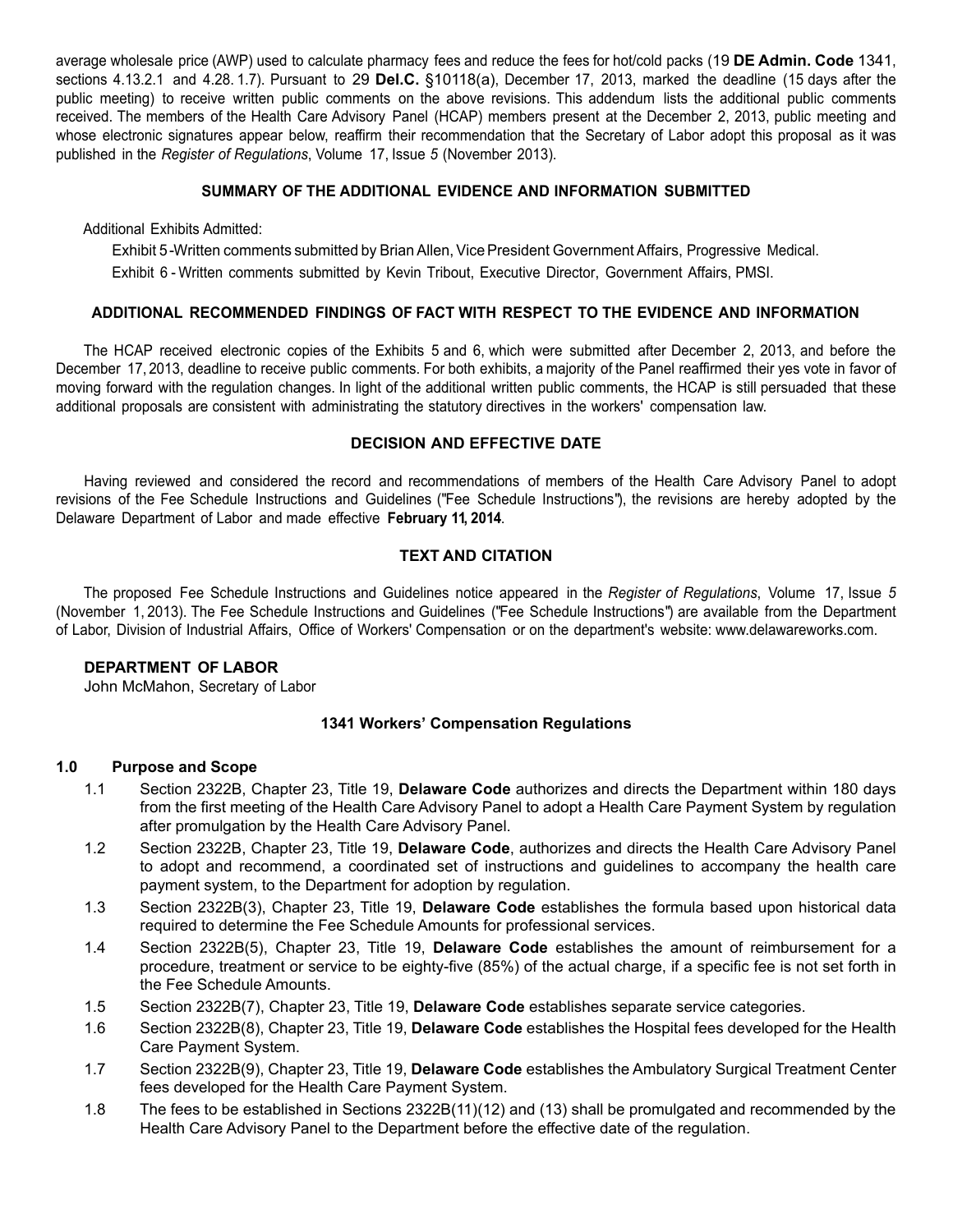average wholesale price (AWP) used to calculate pharmacy fees and reduce the fees for hot/cold packs (19 **DE Admin. Code** 1341, sections 4.13.2.1 and 4.28. 1.7). Pursuant to 29 **Del.C.** §10118(a), December 17, 2013, marked the deadline (15 days after the public meeting) to receive written public comments on the above revisions. This addendum lists the additional public comments received. The members of the Health Care Advisory Panel (HCAP) members present at the December 2, 2013, public meeting and whose electronic signatures appear below, reaffirm their recommendation that the Secretary of Labor adopt this proposal as it was published in the *Register of Regulations*, Volume 17, Issue *5* (November 2013).

### SUMMARY OF THE ADDITIONAL EVIDENCE AND INFORMATION SUBMITTED

Additional Exhibits Admitted:

Exhibit 5 -Written comments submitted by Brian Allen, Vice President Government Affairs, Progressive Medical.

Exhibit 6 - Written comments submitted by Kevin Tribout, Executive Director, Government Affairs, PMSI.

### ADDITIONAL RECOMMENDED FINDINGS OF FACT WITH RESPECT TO THE EVIDENCE AND INFORMATION

The HCAP received electronic copies of the Exhibits 5 and 6, which were submitted after December 2, 2013, and before the December 17, 2013, deadline to receive public comments. For both exhibits, a majority of the Panel reaffirmed their yes vote in favor of moving forward with the regulation changes. In light of the additional written public comments, the HCAP is still persuaded that these additional proposals are consistent with administrating the statutory directives in the workers' compensation law.

### DECISION AND EFFECTIVE DATE

Having reviewed and considered the record and recommendations of members of the Health Care Advisory Panel to adopt revisions of the Fee Schedule Instructions and Guidelines ("Fee Schedule Instructions"), the revisions are hereby adopted by the Delaware Department of Labor and made effective **February 11, 2014**.

### TEXT AND CITATION

The proposed Fee Schedule Instructions and Guidelines notice appeared in the *Register of Regulations*, Volume 17, Issue *5* (November 1, 2013). The Fee Schedule Instructions and Guidelines ("Fee Schedule Instructions") are available from the Department of Labor, Division of Industrial Affairs, Office of Workers' Compensation or on the department's website: www.delawareworks.com.

**DEPARTMENT OF LABOR**
John McMahon, Secretary of Labor

### 1341 Workers' Compensation Regulations

**1.0 Purpose and Scope**

1.1 Section 2322B, Chapter 23, Title 19, **Delaware Code** authorizes and directs the Department within 180 days from the first meeting of the Health Care Advisory Panel to adopt a Health Care Payment System by regulation after promulgation by the Health Care Advisory Panel.

1.2 Section 2322B, Chapter 23, Title 19, **Delaware Code**, authorizes and directs the Health Care Advisory Panel to adopt and recommend, a coordinated set of instructions and guidelines to accompany the health care payment system, to the Department for adoption by regulation.

1.3 Section 2322B(3), Chapter 23, Title 19, **Delaware Code** establishes the formula based upon historical data required to determine the Fee Schedule Amounts for professional services.

1.4 Section 2322B(5), Chapter 23, Title 19, **Delaware Code** establishes the amount of reimbursement for a procedure, treatment or service to be eighty-five (85%) of the actual charge, if a specific fee is not set forth in the Fee Schedule Amounts.

1.5 Section 2322B(7), Chapter 23, Title 19, **Delaware Code** establishes separate service categories.

1.6 Section 2322B(8), Chapter 23, Title 19, **Delaware Code** establishes the Hospital fees developed for the Health Care Payment System.

1.7 Section 2322B(9), Chapter 23, Title 19, **Delaware Code** establishes the Ambulatory Surgical Treatment Center fees developed for the Health Care Payment System.

1.8 The fees to be established in Sections 2322B(11)(12) and (13) shall be promulgated and recommended by the Health Care Advisory Panel to the Department before the effective date of the regulation.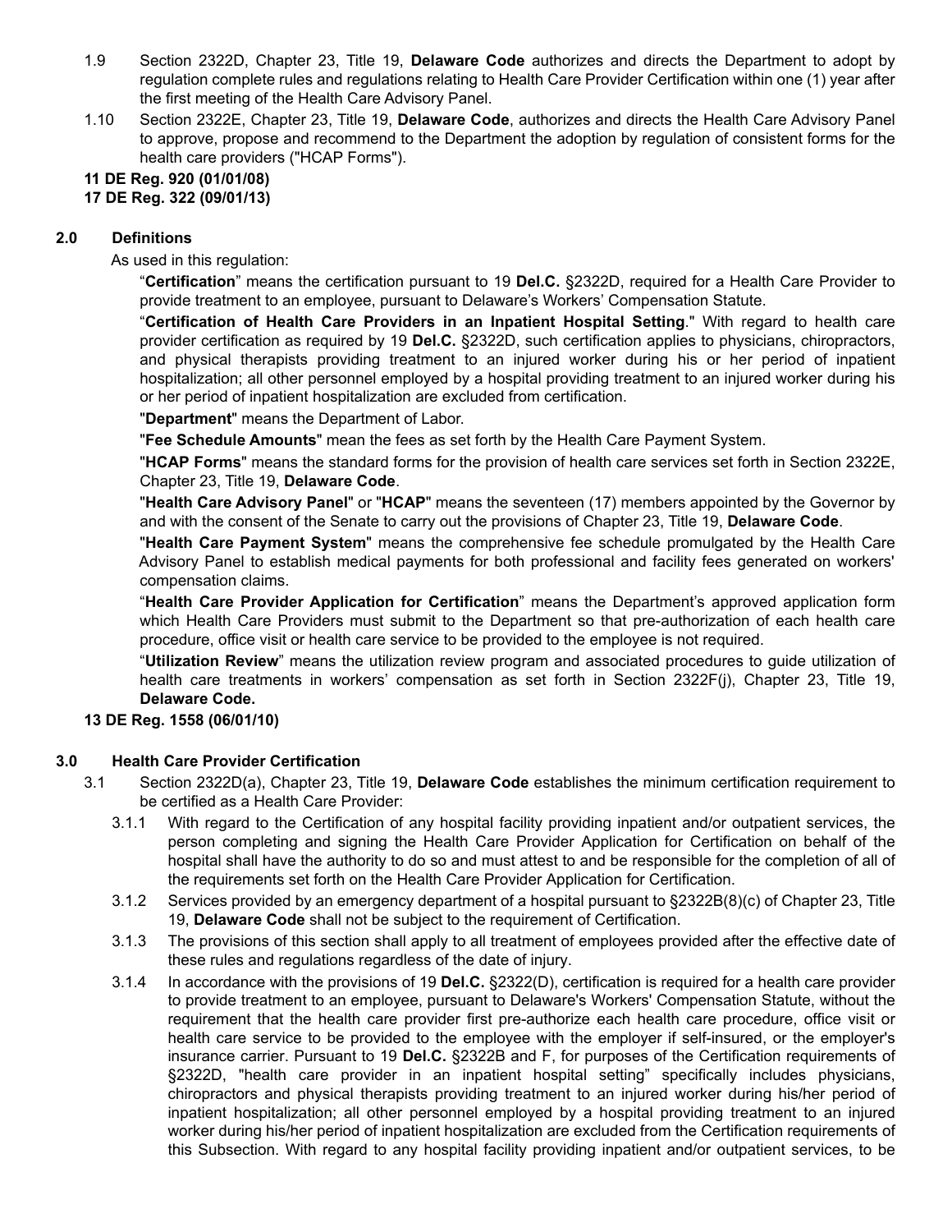1.9 Section 2322D, Chapter 23, Title 19, **Delaware Code** authorizes and directs the Department to adopt by regulation complete rules and regulations relating to Health Care Provider Certification within one (1) year after the first meeting of the Health Care Advisory Panel.

1.10 Section 2322E, Chapter 23, Title 19, **Delaware Code**, authorizes and directs the Health Care Advisory Panel to approve, propose and recommend to the Department the adoption by regulation of consistent forms for the health care providers ("HCAP Forms").

**11 DE Reg. 920 (01/01/08)**
**17 DE Reg. 322 (09/01/13)**

## 2.0 Definitions

As used in this regulation:

"**Certification**" means the certification pursuant to 19 **Del.C.** §2322D, required for a Health Care Provider to provide treatment to an employee, pursuant to Delaware's Workers' Compensation Statute.

"**Certification of Health Care Providers in an Inpatient Hospital Setting**." With regard to health care provider certification as required by 19 **Del.C.** §2322D, such certification applies to physicians, chiropractors, and physical therapists providing treatment to an injured worker during his or her period of inpatient hospitalization; all other personnel employed by a hospital providing treatment to an injured worker during his or her period of inpatient hospitalization are excluded from certification.

"**Department**" means the Department of Labor.

"**Fee Schedule Amounts**" mean the fees as set forth by the Health Care Payment System.

"**HCAP Forms**" means the standard forms for the provision of health care services set forth in Section 2322E, Chapter 23, Title 19, **Delaware Code**.

"**Health Care Advisory Panel**" or "**HCAP**" means the seventeen (17) members appointed by the Governor by and with the consent of the Senate to carry out the provisions of Chapter 23, Title 19, **Delaware Code**.

"**Health Care Payment System**" means the comprehensive fee schedule promulgated by the Health Care Advisory Panel to establish medical payments for both professional and facility fees generated on workers' compensation claims.

"**Health Care Provider Application for Certification**" means the Department's approved application form which Health Care Providers must submit to the Department so that pre-authorization of each health care procedure, office visit or health care service to be provided to the employee is not required.

"**Utilization Review**" means the utilization review program and associated procedures to guide utilization of health care treatments in workers' compensation as set forth in Section 2322F(j), Chapter 23, Title 19, **Delaware Code.**

**13 DE Reg. 1558 (06/01/10)**

## 3.0 Health Care Provider Certification

3.1 Section 2322D(a), Chapter 23, Title 19, **Delaware Code** establishes the minimum certification requirement to be certified as a Health Care Provider:

3.1.1 With regard to the Certification of any hospital facility providing inpatient and/or outpatient services, the person completing and signing the Health Care Provider Application for Certification on behalf of the hospital shall have the authority to do so and must attest to and be responsible for the completion of all of the requirements set forth on the Health Care Provider Application for Certification.

3.1.2 Services provided by an emergency department of a hospital pursuant to §2322B(8)(c) of Chapter 23, Title 19, **Delaware Code** shall not be subject to the requirement of Certification.

3.1.3 The provisions of this section shall apply to all treatment of employees provided after the effective date of these rules and regulations regardless of the date of injury.

3.1.4 In accordance with the provisions of 19 **Del.C.** §2322(D), certification is required for a health care provider to provide treatment to an employee, pursuant to Delaware's Workers' Compensation Statute, without the requirement that the health care provider first pre-authorize each health care procedure, office visit or health care service to be provided to the employee with the employer if self-insured, or the employer's insurance carrier. Pursuant to 19 **Del.C.** §2322B and F, for purposes of the Certification requirements of §2322D, "health care provider in an inpatient hospital setting" specifically includes physicians, chiropractors and physical therapists providing treatment to an injured worker during his/her period of inpatient hospitalization; all other personnel employed by a hospital providing treatment to an injured worker during his/her period of inpatient hospitalization are excluded from the Certification requirements of this Subsection. With regard to any hospital facility providing inpatient and/or outpatient services, to be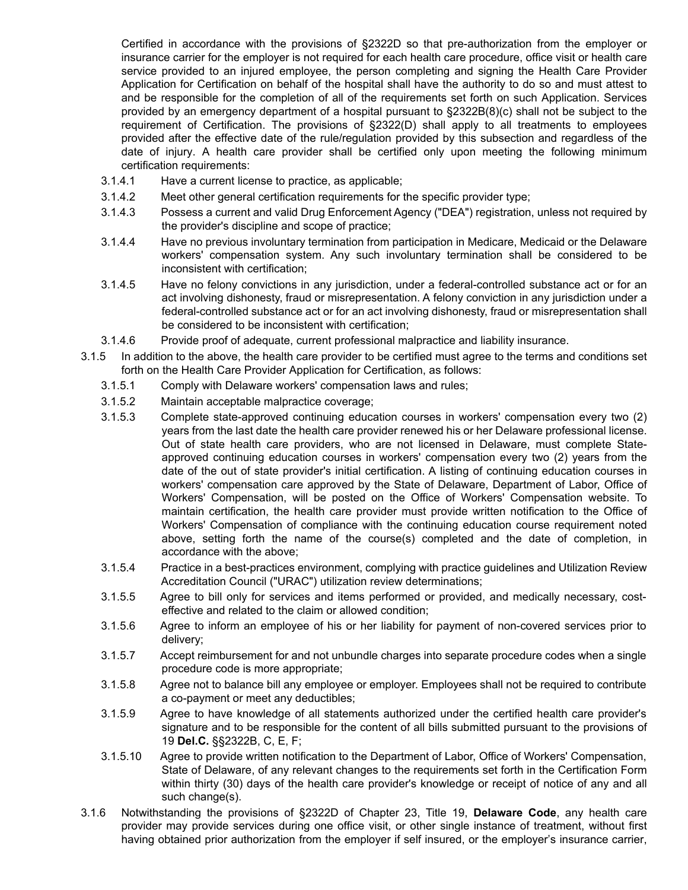Certified in accordance with the provisions of §2322D so that pre-authorization from the employer or insurance carrier for the employer is not required for each health care procedure, office visit or health care service provided to an injured employee, the person completing and signing the Health Care Provider Application for Certification on behalf of the hospital shall have the authority to do so and must attest to and be responsible for the completion of all of the requirements set forth on such Application. Services provided by an emergency department of a hospital pursuant to §2322B(8)(c) shall not be subject to the requirement of Certification. The provisions of §2322(D) shall apply to all treatments to employees provided after the effective date of the rule/regulation provided by this subsection and regardless of the date of injury. A health care provider shall be certified only upon meeting the following minimum certification requirements:

- 3.1.4.1 Have a current license to practice, as applicable;
- 3.1.4.2 Meet other general certification requirements for the specific provider type;
- 3.1.4.3 Possess a current and valid Drug Enforcement Agency ("DEA") registration, unless not required by the provider's discipline and scope of practice;
- 3.1.4.4 Have no previous involuntary termination from participation in Medicare, Medicaid or the Delaware workers' compensation system. Any such involuntary termination shall be considered to be inconsistent with certification;
- 3.1.4.5 Have no felony convictions in any jurisdiction, under a federal-controlled substance act or for an act involving dishonesty, fraud or misrepresentation. A felony conviction in any jurisdiction under a federal-controlled substance act or for an act involving dishonesty, fraud or misrepresentation shall be considered to be inconsistent with certification;
- 3.1.4.6 Provide proof of adequate, current professional malpractice and liability insurance.

3.1.5 In addition to the above, the health care provider to be certified must agree to the terms and conditions set forth on the Health Care Provider Application for Certification, as follows:

- 3.1.5.1 Comply with Delaware workers' compensation laws and rules;
- 3.1.5.2 Maintain acceptable malpractice coverage;
- 3.1.5.3 Complete state-approved continuing education courses in workers' compensation every two (2) years from the last date the health care provider renewed his or her Delaware professional license. Out of state health care providers, who are not licensed in Delaware, must complete State-approved continuing education courses in workers' compensation every two (2) years from the date of the out of state provider's initial certification. A listing of continuing education courses in workers' compensation care approved by the State of Delaware, Department of Labor, Office of Workers' Compensation, will be posted on the Office of Workers' Compensation website. To maintain certification, the health care provider must provide written notification to the Office of Workers' Compensation of compliance with the continuing education course requirement noted above, setting forth the name of the course(s) completed and the date of completion, in accordance with the above;
- 3.1.5.4 Practice in a best-practices environment, complying with practice guidelines and Utilization Review Accreditation Council ("URAC") utilization review determinations;
- 3.1.5.5 Agree to bill only for services and items performed or provided, and medically necessary, cost-effective and related to the claim or allowed condition;
- 3.1.5.6 Agree to inform an employee of his or her liability for payment of non-covered services prior to delivery;
- 3.1.5.7 Accept reimbursement for and not unbundle charges into separate procedure codes when a single procedure code is more appropriate;
- 3.1.5.8 Agree not to balance bill any employee or employer. Employees shall not be required to contribute a co-payment or meet any deductibles;
- 3.1.5.9 Agree to have knowledge of all statements authorized under the certified health care provider's signature and to be responsible for the content of all bills submitted pursuant to the provisions of 19 **Del.C.** §§2322B, C, E, F;
- 3.1.5.10 Agree to provide written notification to the Department of Labor, Office of Workers' Compensation, State of Delaware, of any relevant changes to the requirements set forth in the Certification Form within thirty (30) days of the health care provider's knowledge or receipt of notice of any and all such change(s).

3.1.6 Notwithstanding the provisions of §2322D of Chapter 23, Title 19, **Delaware Code**, any health care provider may provide services during one office visit, or other single instance of treatment, without first having obtained prior authorization from the employer if self insured, or the employer's insurance carrier,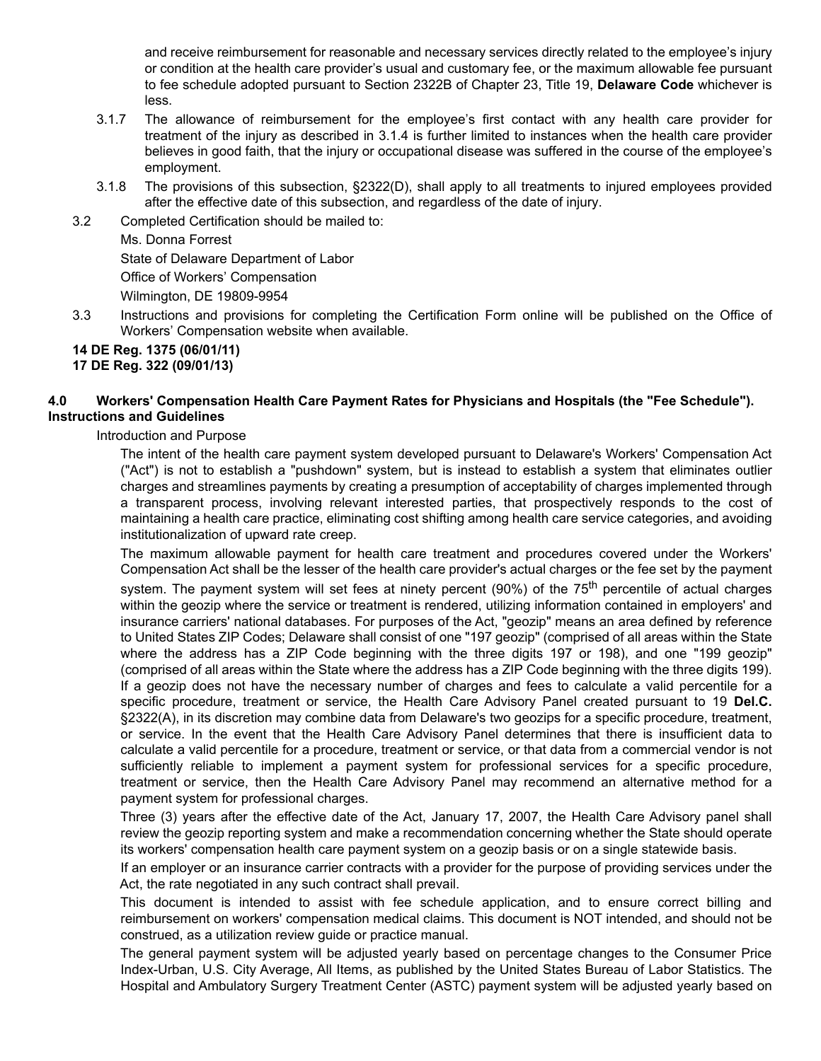and receive reimbursement for reasonable and necessary services directly related to the employee's injury or condition at the health care provider's usual and customary fee, or the maximum allowable fee pursuant to fee schedule adopted pursuant to Section 2322B of Chapter 23, Title 19, **Delaware Code** whichever is less.

3.1.7 The allowance of reimbursement for the employee's first contact with any health care provider for treatment of the injury as described in 3.1.4 is further limited to instances when the health care provider believes in good faith, that the injury or occupational disease was suffered in the course of the employee's employment.

3.1.8 The provisions of this subsection, §2322(D), shall apply to all treatments to injured employees provided after the effective date of this subsection, and regardless of the date of injury.

3.2 Completed Certification should be mailed to:

Ms. Donna Forrest
State of Delaware Department of Labor
Office of Workers' Compensation
Wilmington, DE 19809-9954

3.3 Instructions and provisions for completing the Certification Form online will be published on the Office of Workers' Compensation website when available.

**14 DE Reg. 1375 (06/01/11)**
**17 DE Reg. 322 (09/01/13)**

### 4.0 Workers' Compensation Health Care Payment Rates for Physicians and Hospitals (the "Fee Schedule"). Instructions and Guidelines

Introduction and Purpose

The intent of the health care payment system developed pursuant to Delaware's Workers' Compensation Act ("Act") is not to establish a "pushdown" system, but is instead to establish a system that eliminates outlier charges and streamlines payments by creating a presumption of acceptability of charges implemented through a transparent process, involving relevant interested parties, that prospectively responds to the cost of maintaining a health care practice, eliminating cost shifting among health care service categories, and avoiding institutionalization of upward rate creep.

The maximum allowable payment for health care treatment and procedures covered under the Workers' Compensation Act shall be the lesser of the health care provider's actual charges or the fee set by the payment system. The payment system will set fees at ninety percent (90%) of the $75^{th}$ percentile of actual charges within the geozip where the service or treatment is rendered, utilizing information contained in employers' and insurance carriers' national databases. For purposes of the Act, "geozip" means an area defined by reference to United States ZIP Codes; Delaware shall consist of one "197 geozip" (comprised of all areas within the State where the address has a ZIP Code beginning with the three digits 197 or 198), and one "199 geozip" (comprised of all areas within the State where the address has a ZIP Code beginning with the three digits 199). If a geozip does not have the necessary number of charges and fees to calculate a valid percentile for a specific procedure, treatment or service, the Health Care Advisory Panel created pursuant to 19 **Del.C.** §2322(A), in its discretion may combine data from Delaware's two geozips for a specific procedure, treatment, or service. In the event that the Health Care Advisory Panel determines that there is insufficient data to calculate a valid percentile for a procedure, treatment or service, or that data from a commercial vendor is not sufficiently reliable to implement a payment system for professional services for a specific procedure, treatment or service, then the Health Care Advisory Panel may recommend an alternative method for a payment system for professional charges.

Three (3) years after the effective date of the Act, January 17, 2007, the Health Care Advisory panel shall review the geozip reporting system and make a recommendation concerning whether the State should operate its workers' compensation health care payment system on a geozip basis or on a single statewide basis.

If an employer or an insurance carrier contracts with a provider for the purpose of providing services under the Act, the rate negotiated in any such contract shall prevail.

This document is intended to assist with fee schedule application, and to ensure correct billing and reimbursement on workers' compensation medical claims. This document is NOT intended, and should not be construed, as a utilization review guide or practice manual.

The general payment system will be adjusted yearly based on percentage changes to the Consumer Price Index-Urban, U.S. City Average, All Items, as published by the United States Bureau of Labor Statistics. The Hospital and Ambulatory Surgery Treatment Center (ASTC) payment system will be adjusted yearly based on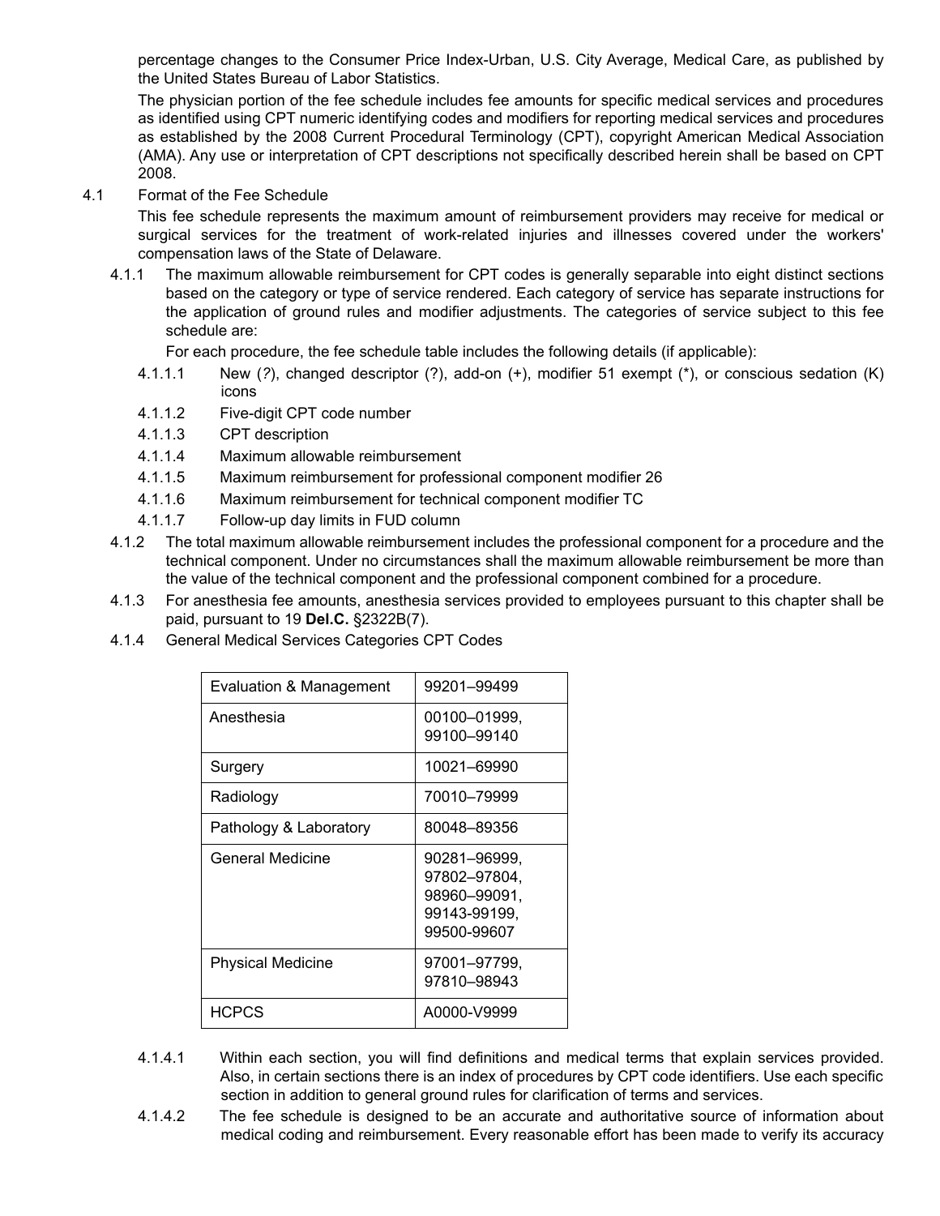percentage changes to the Consumer Price Index-Urban, U.S. City Average, Medical Care, as published by the United States Bureau of Labor Statistics.

The physician portion of the fee schedule includes fee amounts for specific medical services and procedures as identified using CPT numeric identifying codes and modifiers for reporting medical services and procedures as established by the 2008 Current Procedural Terminology (CPT), copyright American Medical Association (AMA). Any use or interpretation of CPT descriptions not specifically described herein shall be based on CPT 2008.

4.1 Format of the Fee Schedule

This fee schedule represents the maximum amount of reimbursement providers may receive for medical or surgical services for the treatment of work-related injuries and illnesses covered under the workers' compensation laws of the State of Delaware.

4.1.1 The maximum allowable reimbursement for CPT codes is generally separable into eight distinct sections based on the category or type of service rendered. Each category of service has separate instructions for the application of ground rules and modifier adjustments. The categories of service subject to this fee schedule are:

For each procedure, the fee schedule table includes the following details (if applicable):

4.1.1.1 New (?), changed descriptor (?), add-on (+), modifier 51 exempt (*), or conscious sedation (K) icons

4.1.1.2 Five-digit CPT code number

4.1.1.3 CPT description

4.1.1.4 Maximum allowable reimbursement

4.1.1.5 Maximum reimbursement for professional component modifier 26

4.1.1.6 Maximum reimbursement for technical component modifier TC

4.1.1.7 Follow-up day limits in FUD column

4.1.2 The total maximum allowable reimbursement includes the professional component for a procedure and the technical component. Under no circumstances shall the maximum allowable reimbursement be more than the value of the technical component and the professional component combined for a procedure.

4.1.3 For anesthesia fee amounts, anesthesia services provided to employees pursuant to this chapter shall be paid, pursuant to 19 **Del.C.** §2322B(7).

4.1.4 General Medical Services Categories CPT Codes

| Category | CPT Codes |
|---|---|
| Evaluation & Management | 99201–99499 |
| Anesthesia | 00100–01999, 99100–99140 |
| Surgery | 10021–69990 |
| Radiology | 70010–79999 |
| Pathology & Laboratory | 80048–89356 |
| General Medicine | 90281–96999, 97802–97804, 98960–99091, 99143-99199, 99500-99607 |
| Physical Medicine | 97001–97799, 97810–98943 |
| HCPCS | A0000-V9999 |

4.1.4.1 Within each section, you will find definitions and medical terms that explain services provided. Also, in certain sections there is an index of procedures by CPT code identifiers. Use each specific section in addition to general ground rules for clarification of terms and services.

4.1.4.2 The fee schedule is designed to be an accurate and authoritative source of information about medical coding and reimbursement. Every reasonable effort has been made to verify its accuracy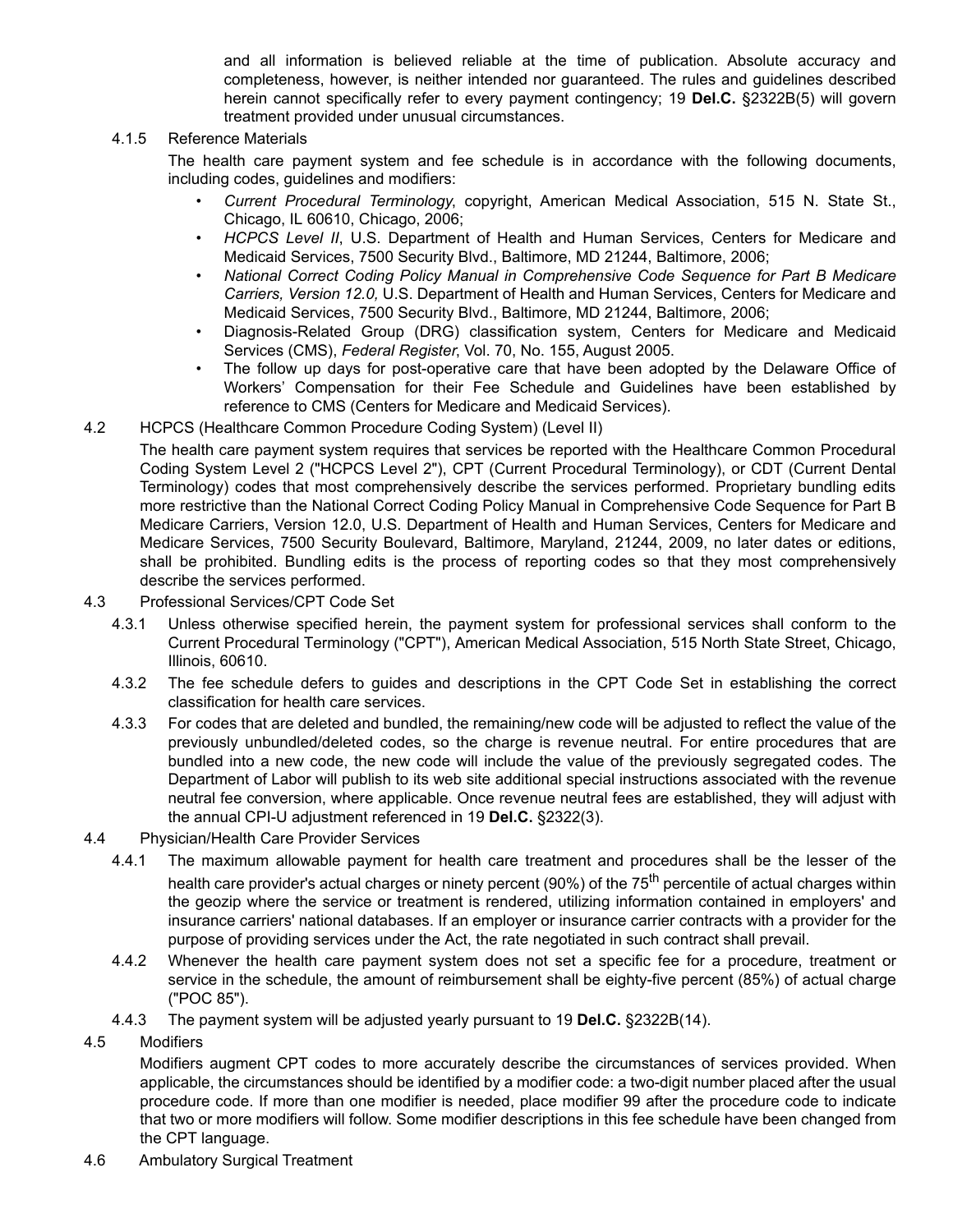and all information is believed reliable at the time of publication. Absolute accuracy and completeness, however, is neither intended nor guaranteed. The rules and guidelines described herein cannot specifically refer to every payment contingency; 19 **Del.C.** §2322B(5) will govern treatment provided under unusual circumstances.

4.1.5 Reference Materials

The health care payment system and fee schedule is in accordance with the following documents, including codes, guidelines and modifiers:

- *Current Procedural Terminology*, copyright, American Medical Association, 515 N. State St., Chicago, IL 60610, Chicago, 2006;
- *HCPCS Level II*, U.S. Department of Health and Human Services, Centers for Medicare and Medicaid Services, 7500 Security Blvd., Baltimore, MD 21244, Baltimore, 2006;
- *National Correct Coding Policy Manual in Comprehensive Code Sequence for Part B Medicare Carriers, Version 12.0,* U.S. Department of Health and Human Services, Centers for Medicare and Medicaid Services, 7500 Security Blvd., Baltimore, MD 21244, Baltimore, 2006;
- Diagnosis-Related Group (DRG) classification system, Centers for Medicare and Medicaid Services (CMS), *Federal Register*, Vol. 70, No. 155, August 2005.
- The follow up days for post-operative care that have been adopted by the Delaware Office of Workers' Compensation for their Fee Schedule and Guidelines have been established by reference to CMS (Centers for Medicare and Medicaid Services).

4.2 HCPCS (Healthcare Common Procedure Coding System) (Level II)

The health care payment system requires that services be reported with the Healthcare Common Procedural Coding System Level 2 ("HCPCS Level 2"), CPT (Current Procedural Terminology), or CDT (Current Dental Terminology) codes that most comprehensively describe the services performed. Proprietary bundling edits more restrictive than the National Correct Coding Policy Manual in Comprehensive Code Sequence for Part B Medicare Carriers, Version 12.0, U.S. Department of Health and Human Services, Centers for Medicare and Medicare Services, 7500 Security Boulevard, Baltimore, Maryland, 21244, 2009, no later dates or editions, shall be prohibited. Bundling edits is the process of reporting codes so that they most comprehensively describe the services performed.

4.3 Professional Services/CPT Code Set

4.3.1 Unless otherwise specified herein, the payment system for professional services shall conform to the Current Procedural Terminology ("CPT"), American Medical Association, 515 North State Street, Chicago, Illinois, 60610.

4.3.2 The fee schedule defers to guides and descriptions in the CPT Code Set in establishing the correct classification for health care services.

4.3.3 For codes that are deleted and bundled, the remaining/new code will be adjusted to reflect the value of the previously unbundled/deleted codes, so the charge is revenue neutral. For entire procedures that are bundled into a new code, the new code will include the value of the previously segregated codes. The Department of Labor will publish to its web site additional special instructions associated with the revenue neutral fee conversion, where applicable. Once revenue neutral fees are established, they will adjust with the annual CPI-U adjustment referenced in 19 **Del.C.** §2322(3).

4.4 Physician/Health Care Provider Services

4.4.1 The maximum allowable payment for health care treatment and procedures shall be the lesser of the health care provider's actual charges or ninety percent (90%) of the 75th percentile of actual charges within the geozip where the service or treatment is rendered, utilizing information contained in employers' and insurance carriers' national databases. If an employer or insurance carrier contracts with a provider for the purpose of providing services under the Act, the rate negotiated in such contract shall prevail.

4.4.2 Whenever the health care payment system does not set a specific fee for a procedure, treatment or service in the schedule, the amount of reimbursement shall be eighty-five percent (85%) of actual charge ("POC 85").

4.4.3 The payment system will be adjusted yearly pursuant to 19 **Del.C.** §2322B(14).

4.5 Modifiers

Modifiers augment CPT codes to more accurately describe the circumstances of services provided. When applicable, the circumstances should be identified by a modifier code: a two-digit number placed after the usual procedure code. If more than one modifier is needed, place modifier 99 after the procedure code to indicate that two or more modifiers will follow. Some modifier descriptions in this fee schedule have been changed from the CPT language.

4.6 Ambulatory Surgical Treatment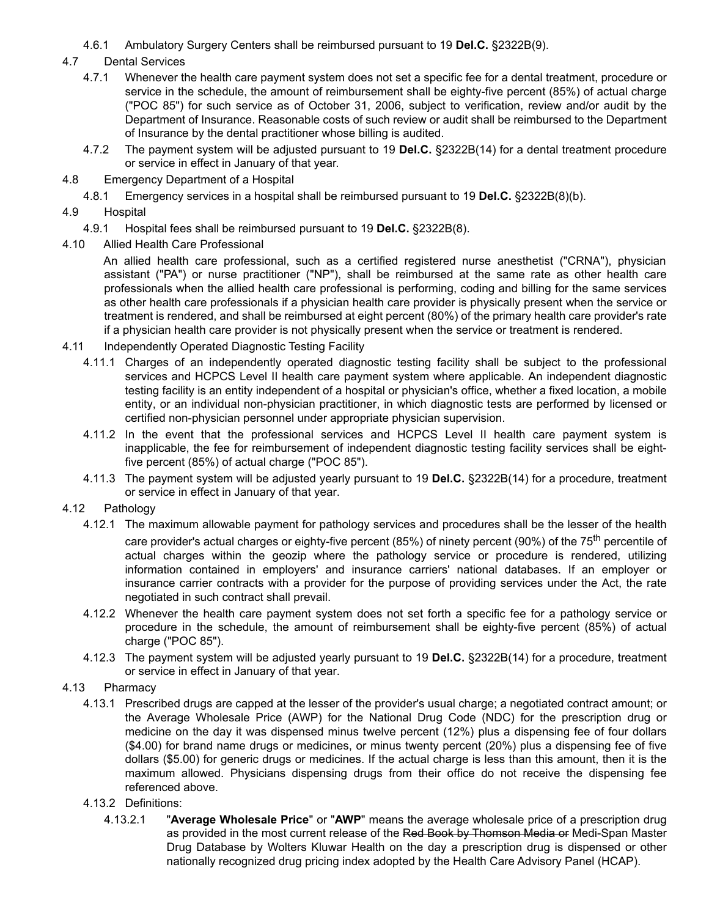4.6.1 Ambulatory Surgery Centers shall be reimbursed pursuant to 19 **Del.C.** §2322B(9).

4.7 Dental Services

4.7.1 Whenever the health care payment system does not set a specific fee for a dental treatment, procedure or service in the schedule, the amount of reimbursement shall be eighty-five percent (85%) of actual charge ("POC 85") for such service as of October 31, 2006, subject to verification, review and/or audit by the Department of Insurance. Reasonable costs of such review or audit shall be reimbursed to the Department of Insurance by the dental practitioner whose billing is audited.

4.7.2 The payment system will be adjusted pursuant to 19 **Del.C.** §2322B(14) for a dental treatment procedure or service in effect in January of that year.

4.8 Emergency Department of a Hospital

4.8.1 Emergency services in a hospital shall be reimbursed pursuant to 19 **Del.C.** §2322B(8)(b).

4.9 Hospital

4.9.1 Hospital fees shall be reimbursed pursuant to 19 **Del.C.** §2322B(8).

4.10 Allied Health Care Professional

An allied health care professional, such as a certified registered nurse anesthetist ("CRNA"), physician assistant ("PA") or nurse practitioner ("NP"), shall be reimbursed at the same rate as other health care professionals when the allied health care professional is performing, coding and billing for the same services as other health care professionals if a physician health care provider is physically present when the service or treatment is rendered, and shall be reimbursed at eight percent (80%) of the primary health care provider's rate if a physician health care provider is not physically present when the service or treatment is rendered.

4.11 Independently Operated Diagnostic Testing Facility

4.11.1 Charges of an independently operated diagnostic testing facility shall be subject to the professional services and HCPCS Level II health care payment system where applicable. An independent diagnostic testing facility is an entity independent of a hospital or physician's office, whether a fixed location, a mobile entity, or an individual non-physician practitioner, in which diagnostic tests are performed by licensed or certified non-physician personnel under appropriate physician supervision.

4.11.2 In the event that the professional services and HCPCS Level II health care payment system is inapplicable, the fee for reimbursement of independent diagnostic testing facility services shall be eight-five percent (85%) of actual charge ("POC 85").

4.11.3 The payment system will be adjusted yearly pursuant to 19 **Del.C.** §2322B(14) for a procedure, treatment or service in effect in January of that year.

4.12 Pathology

4.12.1 The maximum allowable payment for pathology services and procedures shall be the lesser of the health care provider's actual charges or eighty-five percent (85%) of ninety percent (90%) of the 75th percentile of actual charges within the geozip where the pathology service or procedure is rendered, utilizing information contained in employers' and insurance carriers' national databases. If an employer or insurance carrier contracts with a provider for the purpose of providing services under the Act, the rate negotiated in such contract shall prevail.

4.12.2 Whenever the health care payment system does not set forth a specific fee for a pathology service or procedure in the schedule, the amount of reimbursement shall be eighty-five percent (85%) of actual charge ("POC 85").

4.12.3 The payment system will be adjusted yearly pursuant to 19 **Del.C.** §2322B(14) for a procedure, treatment or service in effect in January of that year.

4.13 Pharmacy

4.13.1 Prescribed drugs are capped at the lesser of the provider's usual charge; a negotiated contract amount; or the Average Wholesale Price (AWP) for the National Drug Code (NDC) for the prescription drug or medicine on the day it was dispensed minus twelve percent (12%) plus a dispensing fee of four dollars ($4.00) for brand name drugs or medicines, or minus twenty percent (20%) plus a dispensing fee of five dollars ($5.00) for generic drugs or medicines. If the actual charge is less than this amount, then it is the maximum allowed. Physicians dispensing drugs from their office do not receive the dispensing fee referenced above.

4.13.2 Definitions:

4.13.2.1 "**Average Wholesale Price**" or "**AWP**" means the average wholesale price of a prescription drug as provided in the most current release of the ~~Red Book by Thomson Media or~~ Medi-Span Master Drug Database by Wolters Kluwar Health on the day a prescription drug is dispensed or other nationally recognized drug pricing index adopted by the Health Care Advisory Panel (HCAP).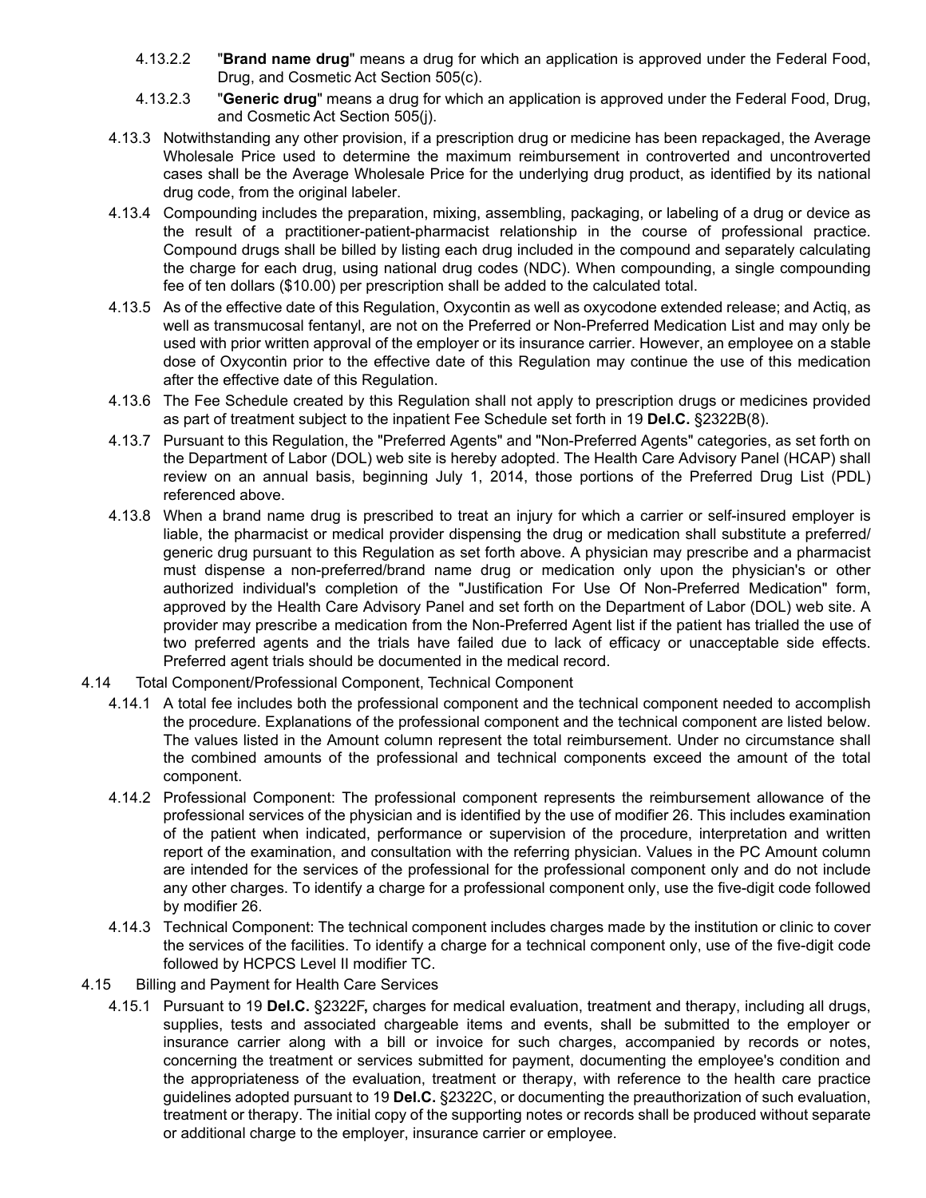4.13.2.2 "**Brand name drug**" means a drug for which an application is approved under the Federal Food, Drug, and Cosmetic Act Section 505(c).

4.13.2.3 "**Generic drug**" means a drug for which an application is approved under the Federal Food, Drug, and Cosmetic Act Section 505(j).

4.13.3 Notwithstanding any other provision, if a prescription drug or medicine has been repackaged, the Average Wholesale Price used to determine the maximum reimbursement in controverted and uncontroverted cases shall be the Average Wholesale Price for the underlying drug product, as identified by its national drug code, from the original labeler.

4.13.4 Compounding includes the preparation, mixing, assembling, packaging, or labeling of a drug or device as the result of a practitioner-patient-pharmacist relationship in the course of professional practice. Compound drugs shall be billed by listing each drug included in the compound and separately calculating the charge for each drug, using national drug codes (NDC). When compounding, a single compounding fee of ten dollars ($10.00) per prescription shall be added to the calculated total.

4.13.5 As of the effective date of this Regulation, Oxycontin as well as oxycodone extended release; and Actiq, as well as transmucosal fentanyl, are not on the Preferred or Non-Preferred Medication List and may only be used with prior written approval of the employer or its insurance carrier. However, an employee on a stable dose of Oxycontin prior to the effective date of this Regulation may continue the use of this medication after the effective date of this Regulation.

4.13.6 The Fee Schedule created by this Regulation shall not apply to prescription drugs or medicines provided as part of treatment subject to the inpatient Fee Schedule set forth in 19 **Del.C.** §2322B(8).

4.13.7 Pursuant to this Regulation, the "Preferred Agents" and "Non-Preferred Agents" categories, as set forth on the Department of Labor (DOL) web site is hereby adopted. The Health Care Advisory Panel (HCAP) shall review on an annual basis, beginning July 1, 2014, those portions of the Preferred Drug List (PDL) referenced above.

4.13.8 When a brand name drug is prescribed to treat an injury for which a carrier or self-insured employer is liable, the pharmacist or medical provider dispensing the drug or medication shall substitute a preferred/ generic drug pursuant to this Regulation as set forth above. A physician may prescribe and a pharmacist must dispense a non-preferred/brand name drug or medication only upon the physician's or other authorized individual's completion of the "Justification For Use Of Non-Preferred Medication" form, approved by the Health Care Advisory Panel and set forth on the Department of Labor (DOL) web site. A provider may prescribe a medication from the Non-Preferred Agent list if the patient has trialled the use of two preferred agents and the trials have failed due to lack of efficacy or unacceptable side effects. Preferred agent trials should be documented in the medical record.

4.14 Total Component/Professional Component, Technical Component

4.14.1 A total fee includes both the professional component and the technical component needed to accomplish the procedure. Explanations of the professional component and the technical component are listed below. The values listed in the Amount column represent the total reimbursement. Under no circumstance shall the combined amounts of the professional and technical components exceed the amount of the total component.

4.14.2 Professional Component: The professional component represents the reimbursement allowance of the professional services of the physician and is identified by the use of modifier 26. This includes examination of the patient when indicated, performance or supervision of the procedure, interpretation and written report of the examination, and consultation with the referring physician. Values in the PC Amount column are intended for the services of the professional for the professional component only and do not include any other charges. To identify a charge for a professional component only, use the five-digit code followed by modifier 26.

4.14.3 Technical Component: The technical component includes charges made by the institution or clinic to cover the services of the facilities. To identify a charge for a technical component only, use of the five-digit code followed by HCPCS Level II modifier TC.

4.15 Billing and Payment for Health Care Services

4.15.1 Pursuant to 19 **Del.C.** §2322F**,** charges for medical evaluation, treatment and therapy, including all drugs, supplies, tests and associated chargeable items and events, shall be submitted to the employer or insurance carrier along with a bill or invoice for such charges, accompanied by records or notes, concerning the treatment or services submitted for payment, documenting the employee's condition and the appropriateness of the evaluation, treatment or therapy, with reference to the health care practice guidelines adopted pursuant to 19 **Del.C.** §2322C, or documenting the preauthorization of such evaluation, treatment or therapy. The initial copy of the supporting notes or records shall be produced without separate or additional charge to the employer, insurance carrier or employee.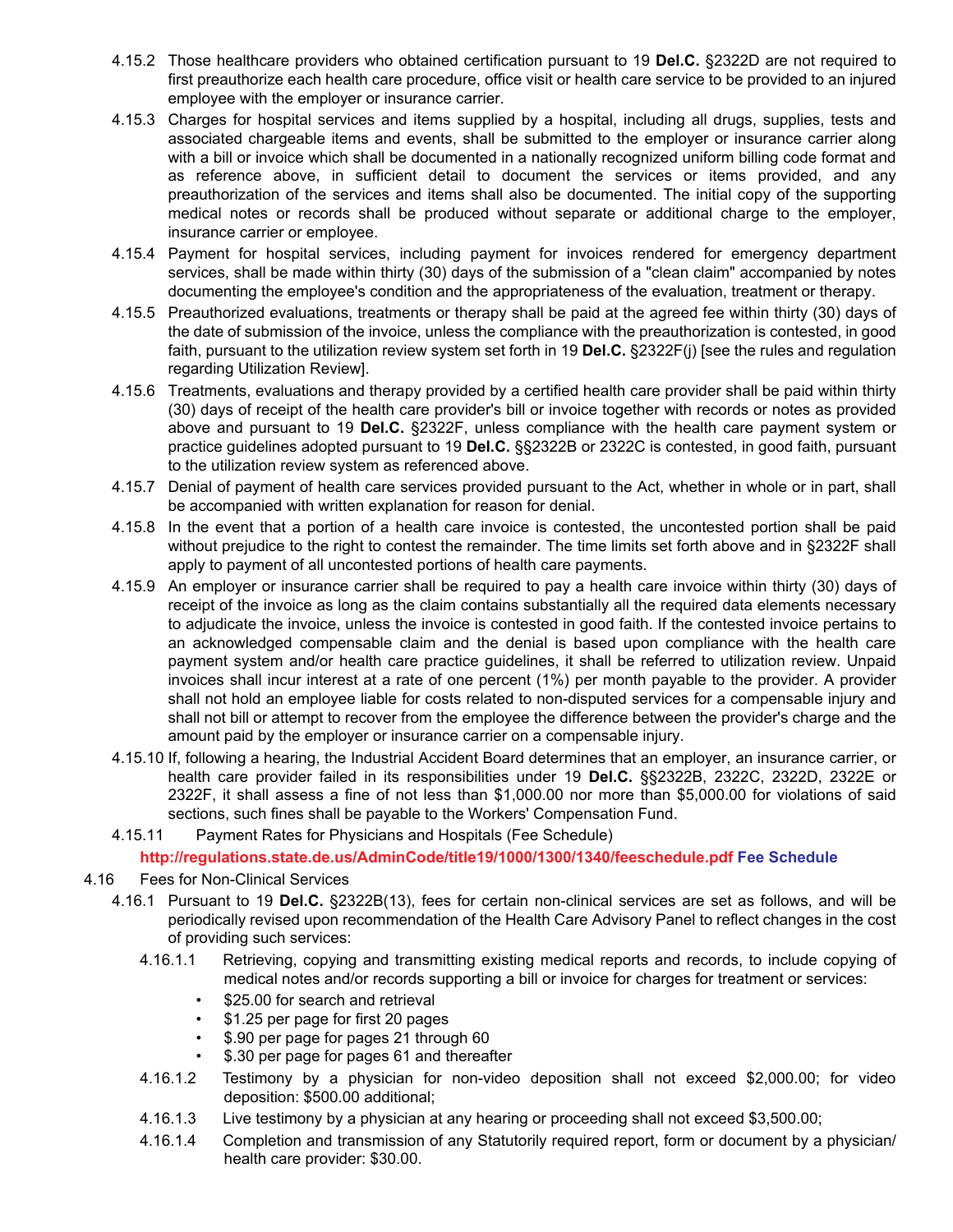4.15.2 Those healthcare providers who obtained certification pursuant to 19 **Del.C.** §2322D are not required to first preauthorize each health care procedure, office visit or health care service to be provided to an injured employee with the employer or insurance carrier.

4.15.3 Charges for hospital services and items supplied by a hospital, including all drugs, supplies, tests and associated chargeable items and events, shall be submitted to the employer or insurance carrier along with a bill or invoice which shall be documented in a nationally recognized uniform billing code format and as reference above, in sufficient detail to document the services or items provided, and any preauthorization of the services and items shall also be documented. The initial copy of the supporting medical notes or records shall be produced without separate or additional charge to the employer, insurance carrier or employee.

4.15.4 Payment for hospital services, including payment for invoices rendered for emergency department services, shall be made within thirty (30) days of the submission of a "clean claim" accompanied by notes documenting the employee's condition and the appropriateness of the evaluation, treatment or therapy.

4.15.5 Preauthorized evaluations, treatments or therapy shall be paid at the agreed fee within thirty (30) days of the date of submission of the invoice, unless the compliance with the preauthorization is contested, in good faith, pursuant to the utilization review system set forth in 19 **Del.C.** §2322F(j) [see the rules and regulation regarding Utilization Review].

4.15.6 Treatments, evaluations and therapy provided by a certified health care provider shall be paid within thirty (30) days of receipt of the health care provider's bill or invoice together with records or notes as provided above and pursuant to 19 **Del.C.** §2322F, unless compliance with the health care payment system or practice guidelines adopted pursuant to 19 **Del.C.** §§2322B or 2322C is contested, in good faith, pursuant to the utilization review system as referenced above.

4.15.7 Denial of payment of health care services provided pursuant to the Act, whether in whole or in part, shall be accompanied with written explanation for reason for denial.

4.15.8 In the event that a portion of a health care invoice is contested, the uncontested portion shall be paid without prejudice to the right to contest the remainder. The time limits set forth above and in §2322F shall apply to payment of all uncontested portions of health care payments.

4.15.9 An employer or insurance carrier shall be required to pay a health care invoice within thirty (30) days of receipt of the invoice as long as the claim contains substantially all the required data elements necessary to adjudicate the invoice, unless the invoice is contested in good faith. If the contested invoice pertains to an acknowledged compensable claim and the denial is based upon compliance with the health care payment system and/or health care practice guidelines, it shall be referred to utilization review. Unpaid invoices shall incur interest at a rate of one percent (1%) per month payable to the provider. A provider shall not hold an employee liable for costs related to non-disputed services for a compensable injury and shall not bill or attempt to recover from the employee the difference between the provider's charge and the amount paid by the employer or insurance carrier on a compensable injury.

4.15.10 If, following a hearing, the Industrial Accident Board determines that an employer, an insurance carrier, or health care provider failed in its responsibilities under 19 **Del.C.** §§2322B, 2322C, 2322D, 2322E or 2322F, it shall assess a fine of not less than $1,000.00 nor more than $5,000.00 for violations of said sections, such fines shall be payable to the Workers' Compensation Fund.

4.15.11 Payment Rates for Physicians and Hospitals (Fee Schedule)

**http://regulations.state.de.us/AdminCode/title19/1000/1300/1340/feeschedule.pdf Fee Schedule**

4.16 Fees for Non-Clinical Services

4.16.1 Pursuant to 19 **Del.C.** §2322B(13), fees for certain non-clinical services are set as follows, and will be periodically revised upon recommendation of the Health Care Advisory Panel to reflect changes in the cost of providing such services:

4.16.1.1 Retrieving, copying and transmitting existing medical reports and records, to include copying of medical notes and/or records supporting a bill or invoice for charges for treatment or services:

- $25.00 for search and retrieval
- $1.25 per page for first 20 pages
- $.90 per page for pages 21 through 60
- $.30 per page for pages 61 and thereafter

4.16.1.2 Testimony by a physician for non-video deposition shall not exceed $2,000.00; for video deposition: $500.00 additional;

4.16.1.3 Live testimony by a physician at any hearing or proceeding shall not exceed $3,500.00;

4.16.1.4 Completion and transmission of any Statutorily required report, form or document by a physician/ health care provider: $30.00.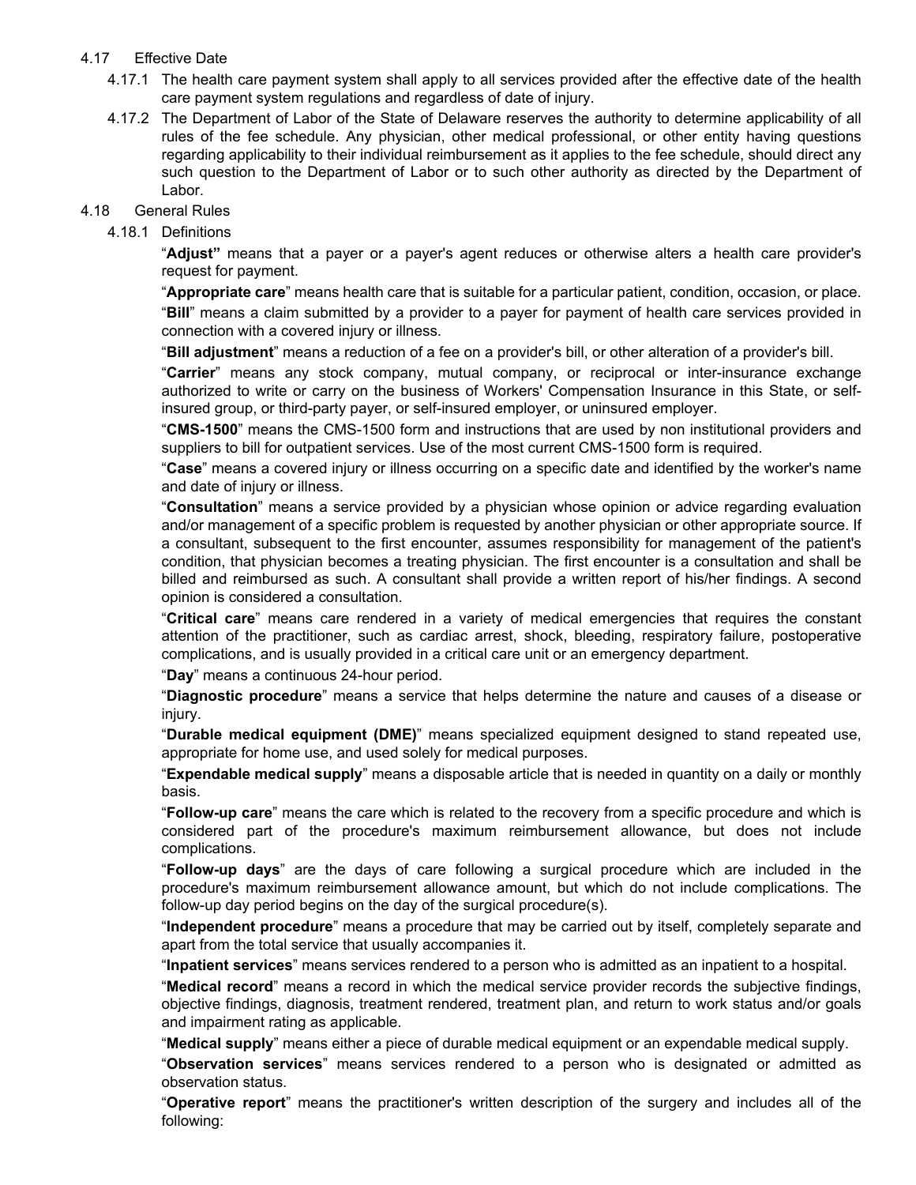4.17 Effective Date

4.17.1 The health care payment system shall apply to all services provided after the effective date of the health care payment system regulations and regardless of date of injury.

4.17.2 The Department of Labor of the State of Delaware reserves the authority to determine applicability of all rules of the fee schedule. Any physician, other medical professional, or other entity having questions regarding applicability to their individual reimbursement as it applies to the fee schedule, should direct any such question to the Department of Labor or to such other authority as directed by the Department of Labor.

4.18 General Rules

4.18.1 Definitions

"**Adjust"** means that a payer or a payer's agent reduces or otherwise alters a health care provider's request for payment.

"**Appropriate care**" means health care that is suitable for a particular patient, condition, occasion, or place.

"**Bill**" means a claim submitted by a provider to a payer for payment of health care services provided in connection with a covered injury or illness.

"**Bill adjustment**" means a reduction of a fee on a provider's bill, or other alteration of a provider's bill.

"**Carrier**" means any stock company, mutual company, or reciprocal or inter-insurance exchange authorized to write or carry on the business of Workers' Compensation Insurance in this State, or self-insured group, or third-party payer, or self-insured employer, or uninsured employer.

"**CMS-1500**" means the CMS-1500 form and instructions that are used by non institutional providers and suppliers to bill for outpatient services. Use of the most current CMS-1500 form is required.

"**Case**" means a covered injury or illness occurring on a specific date and identified by the worker's name and date of injury or illness.

"**Consultation**" means a service provided by a physician whose opinion or advice regarding evaluation and/or management of a specific problem is requested by another physician or other appropriate source. If a consultant, subsequent to the first encounter, assumes responsibility for management of the patient's condition, that physician becomes a treating physician. The first encounter is a consultation and shall be billed and reimbursed as such. A consultant shall provide a written report of his/her findings. A second opinion is considered a consultation.

"**Critical care**" means care rendered in a variety of medical emergencies that requires the constant attention of the practitioner, such as cardiac arrest, shock, bleeding, respiratory failure, postoperative complications, and is usually provided in a critical care unit or an emergency department.

"**Day**" means a continuous 24-hour period.

"**Diagnostic procedure**" means a service that helps determine the nature and causes of a disease or injury.

"**Durable medical equipment (DME)**" means specialized equipment designed to stand repeated use, appropriate for home use, and used solely for medical purposes.

"**Expendable medical supply**" means a disposable article that is needed in quantity on a daily or monthly basis.

"**Follow-up care**" means the care which is related to the recovery from a specific procedure and which is considered part of the procedure's maximum reimbursement allowance, but does not include complications.

"**Follow-up days**" are the days of care following a surgical procedure which are included in the procedure's maximum reimbursement allowance amount, but which do not include complications. The follow-up day period begins on the day of the surgical procedure(s).

"**Independent procedure**" means a procedure that may be carried out by itself, completely separate and apart from the total service that usually accompanies it.

"**Inpatient services**" means services rendered to a person who is admitted as an inpatient to a hospital.

"**Medical record**" means a record in which the medical service provider records the subjective findings, objective findings, diagnosis, treatment rendered, treatment plan, and return to work status and/or goals and impairment rating as applicable.

"**Medical supply**" means either a piece of durable medical equipment or an expendable medical supply.

"**Observation services**" means services rendered to a person who is designated or admitted as observation status.

"**Operative report**" means the practitioner's written description of the surgery and includes all of the following: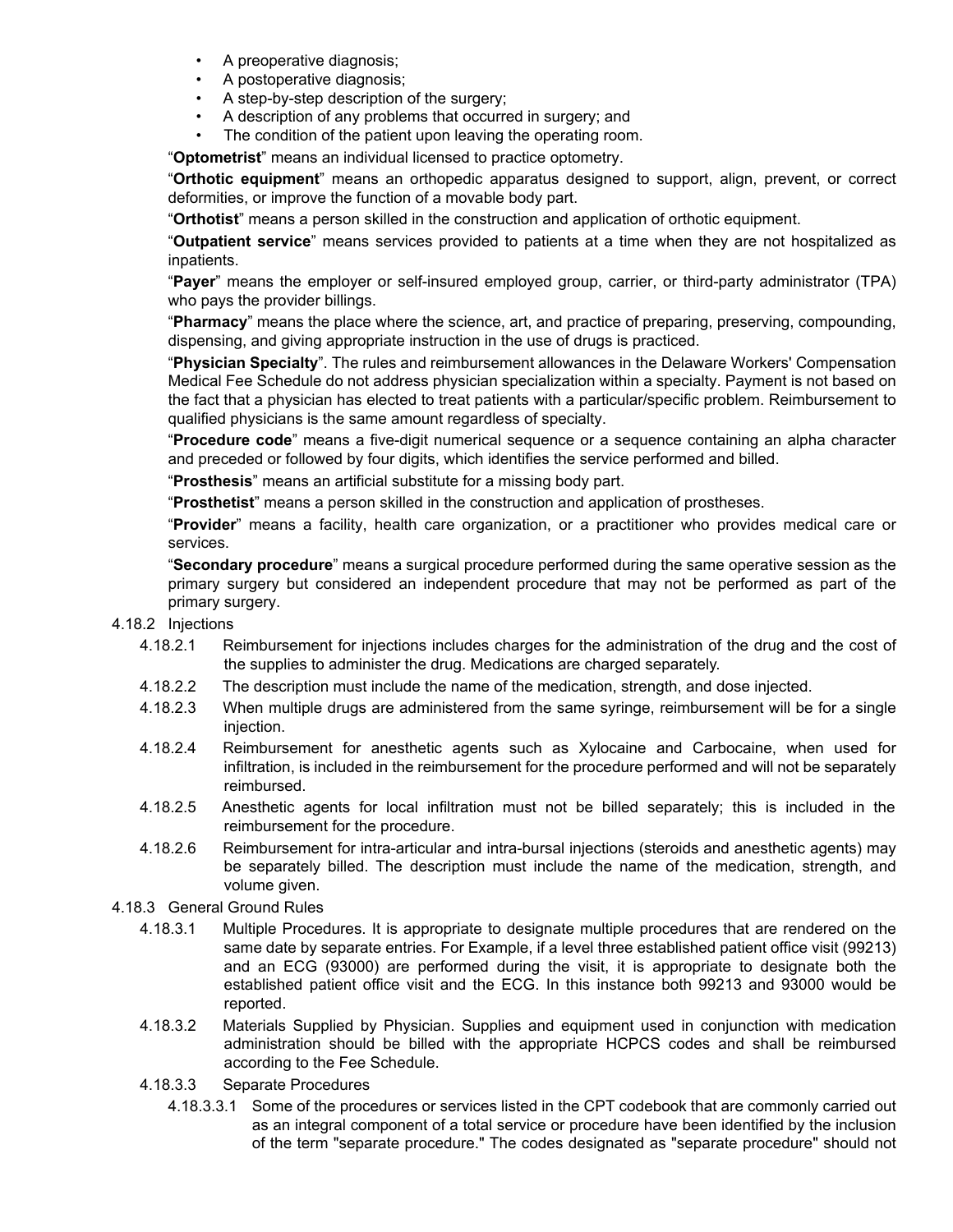- A preoperative diagnosis;
- A postoperative diagnosis;
- A step-by-step description of the surgery;
- A description of any problems that occurred in surgery; and
- The condition of the patient upon leaving the operating room.

"**Optometrist**" means an individual licensed to practice optometry.

"**Orthotic equipment**" means an orthopedic apparatus designed to support, align, prevent, or correct deformities, or improve the function of a movable body part.

"**Orthotist**" means a person skilled in the construction and application of orthotic equipment.

"**Outpatient service**" means services provided to patients at a time when they are not hospitalized as inpatients.

"**Payer**" means the employer or self-insured employed group, carrier, or third-party administrator (TPA) who pays the provider billings.

"**Pharmacy**" means the place where the science, art, and practice of preparing, preserving, compounding, dispensing, and giving appropriate instruction in the use of drugs is practiced.

"**Physician Specialty**". The rules and reimbursement allowances in the Delaware Workers' Compensation Medical Fee Schedule do not address physician specialization within a specialty. Payment is not based on the fact that a physician has elected to treat patients with a particular/specific problem. Reimbursement to qualified physicians is the same amount regardless of specialty.

"**Procedure code**" means a five-digit numerical sequence or a sequence containing an alpha character and preceded or followed by four digits, which identifies the service performed and billed.

"**Prosthesis**" means an artificial substitute for a missing body part.

"**Prosthetist**" means a person skilled in the construction and application of prostheses.

"**Provider**" means a facility, health care organization, or a practitioner who provides medical care or services.

"**Secondary procedure**" means a surgical procedure performed during the same operative session as the primary surgery but considered an independent procedure that may not be performed as part of the primary surgery.

4.18.2 Injections

4.18.2.1 Reimbursement for injections includes charges for the administration of the drug and the cost of the supplies to administer the drug. Medications are charged separately.

4.18.2.2 The description must include the name of the medication, strength, and dose injected.

4.18.2.3 When multiple drugs are administered from the same syringe, reimbursement will be for a single injection.

4.18.2.4 Reimbursement for anesthetic agents such as Xylocaine and Carbocaine, when used for infiltration, is included in the reimbursement for the procedure performed and will not be separately reimbursed.

4.18.2.5 Anesthetic agents for local infiltration must not be billed separately; this is included in the reimbursement for the procedure.

4.18.2.6 Reimbursement for intra-articular and intra-bursal injections (steroids and anesthetic agents) may be separately billed. The description must include the name of the medication, strength, and volume given.

4.18.3 General Ground Rules

4.18.3.1 Multiple Procedures. It is appropriate to designate multiple procedures that are rendered on the same date by separate entries. For Example, if a level three established patient office visit (99213) and an ECG (93000) are performed during the visit, it is appropriate to designate both the established patient office visit and the ECG. In this instance both 99213 and 93000 would be reported.

4.18.3.2 Materials Supplied by Physician. Supplies and equipment used in conjunction with medication administration should be billed with the appropriate HCPCS codes and shall be reimbursed according to the Fee Schedule.

4.18.3.3 Separate Procedures

4.18.3.3.1 Some of the procedures or services listed in the CPT codebook that are commonly carried out as an integral component of a total service or procedure have been identified by the inclusion of the term "separate procedure." The codes designated as "separate procedure" should not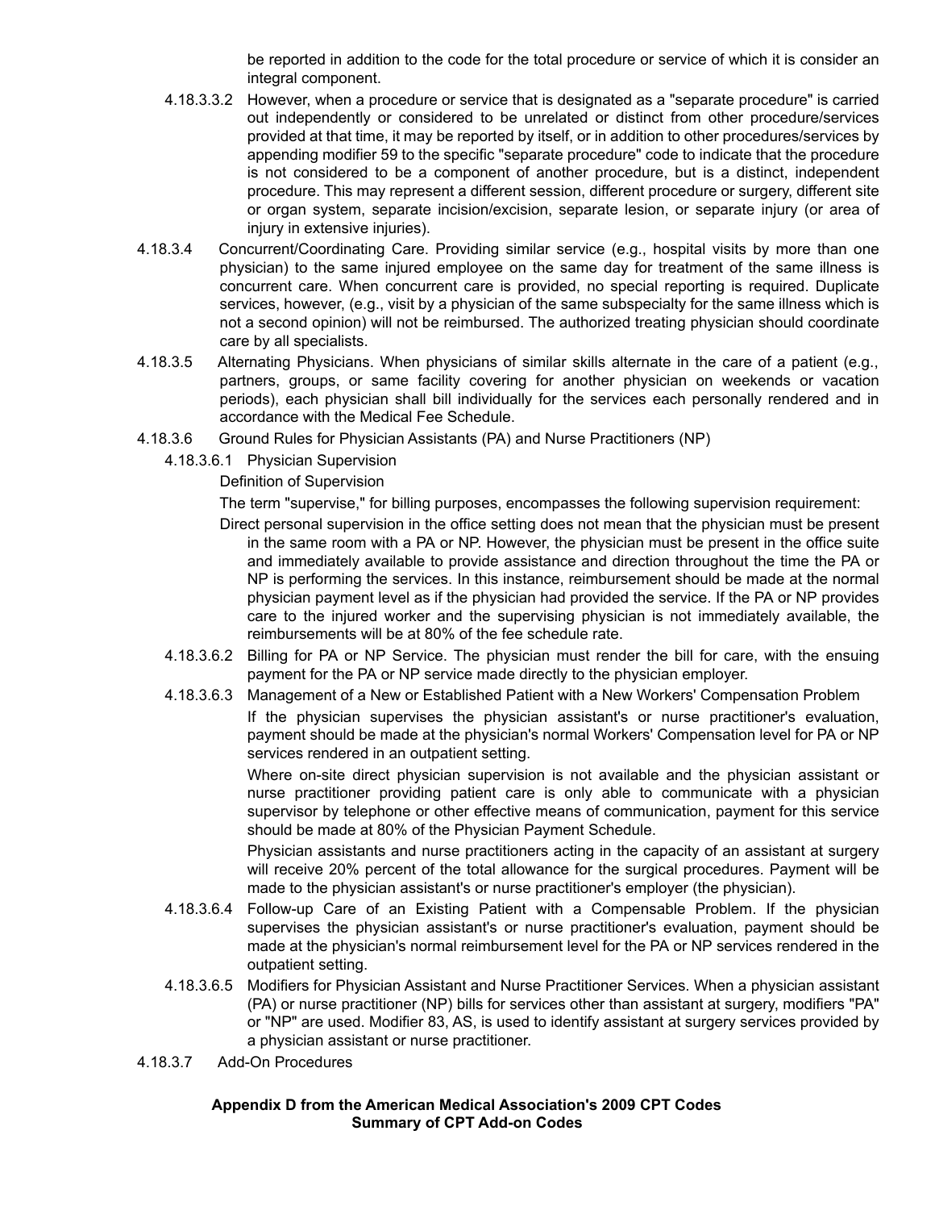be reported in addition to the code for the total procedure or service of which it is consider an integral component.

4.18.3.3.2 However, when a procedure or service that is designated as a "separate procedure" is carried out independently or considered to be unrelated or distinct from other procedure/services provided at that time, it may be reported by itself, or in addition to other procedures/services by appending modifier 59 to the specific "separate procedure" code to indicate that the procedure is not considered to be a component of another procedure, but is a distinct, independent procedure. This may represent a different session, different procedure or surgery, different site or organ system, separate incision/excision, separate lesion, or separate injury (or area of injury in extensive injuries).

4.18.3.4 Concurrent/Coordinating Care. Providing similar service (e.g., hospital visits by more than one physician) to the same injured employee on the same day for treatment of the same illness is concurrent care. When concurrent care is provided, no special reporting is required. Duplicate services, however, (e.g., visit by a physician of the same subspecialty for the same illness which is not a second opinion) will not be reimbursed. The authorized treating physician should coordinate care by all specialists.

4.18.3.5 Alternating Physicians. When physicians of similar skills alternate in the care of a patient (e.g., partners, groups, or same facility covering for another physician on weekends or vacation periods), each physician shall bill individually for the services each personally rendered and in accordance with the Medical Fee Schedule.

4.18.3.6 Ground Rules for Physician Assistants (PA) and Nurse Practitioners (NP)

4.18.3.6.1 Physician Supervision

Definition of Supervision

The term "supervise," for billing purposes, encompasses the following supervision requirement:

Direct personal supervision in the office setting does not mean that the physician must be present in the same room with a PA or NP. However, the physician must be present in the office suite and immediately available to provide assistance and direction throughout the time the PA or NP is performing the services. In this instance, reimbursement should be made at the normal physician payment level as if the physician had provided the service. If the PA or NP provides care to the injured worker and the supervising physician is not immediately available, the reimbursements will be at 80% of the fee schedule rate.

4.18.3.6.2 Billing for PA or NP Service. The physician must render the bill for care, with the ensuing payment for the PA or NP service made directly to the physician employer.

4.18.3.6.3 Management of a New or Established Patient with a New Workers' Compensation Problem

If the physician supervises the physician assistant's or nurse practitioner's evaluation, payment should be made at the physician's normal Workers' Compensation level for PA or NP services rendered in an outpatient setting.

Where on-site direct physician supervision is not available and the physician assistant or nurse practitioner providing patient care is only able to communicate with a physician supervisor by telephone or other effective means of communication, payment for this service should be made at 80% of the Physician Payment Schedule.

Physician assistants and nurse practitioners acting in the capacity of an assistant at surgery will receive 20% percent of the total allowance for the surgical procedures. Payment will be made to the physician assistant's or nurse practitioner's employer (the physician).

4.18.3.6.4 Follow-up Care of an Existing Patient with a Compensable Problem. If the physician supervises the physician assistant's or nurse practitioner's evaluation, payment should be made at the physician's normal reimbursement level for the PA or NP services rendered in the outpatient setting.

4.18.3.6.5 Modifiers for Physician Assistant and Nurse Practitioner Services. When a physician assistant (PA) or nurse practitioner (NP) bills for services other than assistant at surgery, modifiers "PA" or "NP" are used. Modifier 83, AS, is used to identify assistant at surgery services provided by a physician assistant or nurse practitioner.

4.18.3.7 Add-On Procedures

**Appendix D from the American Medical Association's 2009 CPT Codes**
**Summary of CPT Add-on Codes**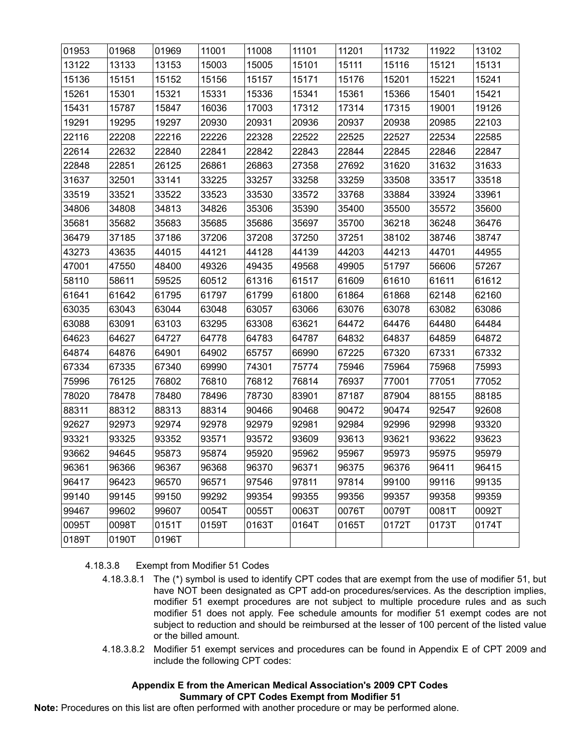| 01953 | 01968 | 01969 | 11001 | 11008 | 11101 | 11201 | 11732 | 11922 | 13102 |
|---|---|---|---|---|---|---|---|---|---|
| 13122 | 13133 | 13153 | 15003 | 15005 | 15101 | 15111 | 15116 | 15121 | 15131 |
| 15136 | 15151 | 15152 | 15156 | 15157 | 15171 | 15176 | 15201 | 15221 | 15241 |
| 15261 | 15301 | 15321 | 15331 | 15336 | 15341 | 15361 | 15366 | 15401 | 15421 |
| 15431 | 15787 | 15847 | 16036 | 17003 | 17312 | 17314 | 17315 | 19001 | 19126 |
| 19291 | 19295 | 19297 | 20930 | 20931 | 20936 | 20937 | 20938 | 20985 | 22103 |
| 22116 | 22208 | 22216 | 22226 | 22328 | 22522 | 22525 | 22527 | 22534 | 22585 |
| 22614 | 22632 | 22840 | 22841 | 22842 | 22843 | 22844 | 22845 | 22846 | 22847 |
| 22848 | 22851 | 26125 | 26861 | 26863 | 27358 | 27692 | 31620 | 31632 | 31633 |
| 31637 | 32501 | 33141 | 33225 | 33257 | 33258 | 33259 | 33508 | 33517 | 33518 |
| 33519 | 33521 | 33522 | 33523 | 33530 | 33572 | 33768 | 33884 | 33924 | 33961 |
| 34806 | 34808 | 34813 | 34826 | 35306 | 35390 | 35400 | 35500 | 35572 | 35600 |
| 35681 | 35682 | 35683 | 35685 | 35686 | 35697 | 35700 | 36218 | 36248 | 36476 |
| 36479 | 37185 | 37186 | 37206 | 37208 | 37250 | 37251 | 38102 | 38746 | 38747 |
| 43273 | 43635 | 44015 | 44121 | 44128 | 44139 | 44203 | 44213 | 44701 | 44955 |
| 47001 | 47550 | 48400 | 49326 | 49435 | 49568 | 49905 | 51797 | 56606 | 57267 |
| 58110 | 58611 | 59525 | 60512 | 61316 | 61517 | 61609 | 61610 | 61611 | 61612 |
| 61641 | 61642 | 61795 | 61797 | 61799 | 61800 | 61864 | 61868 | 62148 | 62160 |
| 63035 | 63043 | 63044 | 63048 | 63057 | 63066 | 63076 | 63078 | 63082 | 63086 |
| 63088 | 63091 | 63103 | 63295 | 63308 | 63621 | 64472 | 64476 | 64480 | 64484 |
| 64623 | 64627 | 64727 | 64778 | 64783 | 64787 | 64832 | 64837 | 64859 | 64872 |
| 64874 | 64876 | 64901 | 64902 | 65757 | 66990 | 67225 | 67320 | 67331 | 67332 |
| 67334 | 67335 | 67340 | 69990 | 74301 | 75774 | 75946 | 75964 | 75968 | 75993 |
| 75996 | 76125 | 76802 | 76810 | 76812 | 76814 | 76937 | 77001 | 77051 | 77052 |
| 78020 | 78478 | 78480 | 78496 | 78730 | 83901 | 87187 | 87904 | 88155 | 88185 |
| 88311 | 88312 | 88313 | 88314 | 90466 | 90468 | 90472 | 90474 | 92547 | 92608 |
| 92627 | 92973 | 92974 | 92978 | 92979 | 92981 | 92984 | 92996 | 92998 | 93320 |
| 93321 | 93325 | 93352 | 93571 | 93572 | 93609 | 93613 | 93621 | 93622 | 93623 |
| 93662 | 94645 | 95873 | 95874 | 95920 | 95962 | 95967 | 95973 | 95975 | 95979 |
| 96361 | 96366 | 96367 | 96368 | 96370 | 96371 | 96375 | 96376 | 96411 | 96415 |
| 96417 | 96423 | 96570 | 96571 | 97546 | 97811 | 97814 | 99100 | 99116 | 99135 |
| 99140 | 99145 | 99150 | 99292 | 99354 | 99355 | 99356 | 99357 | 99358 | 99359 |
| 99467 | 99602 | 99607 | 0054T | 0055T | 0063T | 0076T | 0079T | 0081T | 0092T |
| 0095T | 0098T | 0151T | 0159T | 0163T | 0164T | 0165T | 0172T | 0173T | 0174T |
| 0189T | 0190T | 0196T | | | | | | | |

4.18.3.8 Exempt from Modifier 51 Codes

4.18.3.8.1 The (*) symbol is used to identify CPT codes that are exempt from the use of modifier 51, but have NOT been designated as CPT add-on procedures/services. As the description implies, modifier 51 exempt procedures are not subject to multiple procedure rules and as such modifier 51 does not apply. Fee schedule amounts for modifier 51 exempt codes are not subject to reduction and should be reimbursed at the lesser of 100 percent of the listed value or the billed amount.

4.18.3.8.2 Modifier 51 exempt services and procedures can be found in Appendix E of CPT 2009 and include the following CPT codes:

**Appendix E from the American Medical Association's 2009 CPT Codes**
**Summary of CPT Codes Exempt from Modifier 51**

**Note:** Procedures on this list are often performed with another procedure or may be performed alone.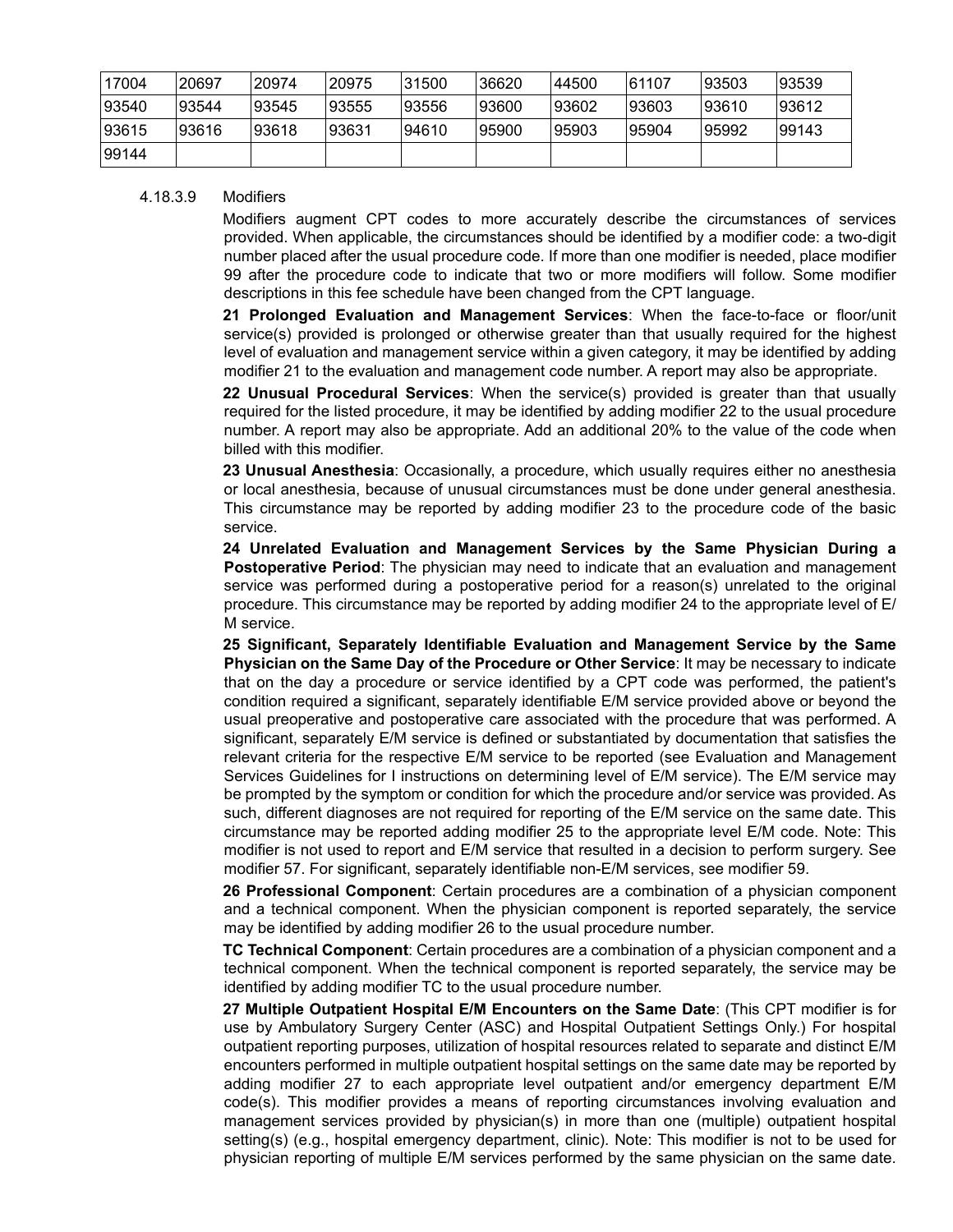| 17004 | 20697 | 20974 | 20975 | 31500 | 36620 | 44500 | 61107 | 93503 | 93539 |
|---|---|---|---|---|---|---|---|---|---|
| 93540 | 93544 | 93545 | 93555 | 93556 | 93600 | 93602 | 93603 | 93610 | 93612 |
| 93615 | 93616 | 93618 | 93631 | 94610 | 95900 | 95903 | 95904 | 95992 | 99143 |
| 99144 | | | | | | | | | |

4.18.3.9 Modifiers

Modifiers augment CPT codes to more accurately describe the circumstances of services provided. When applicable, the circumstances should be identified by a modifier code: a two-digit number placed after the usual procedure code. If more than one modifier is needed, place modifier 99 after the procedure code to indicate that two or more modifiers will follow. Some modifier descriptions in this fee schedule have been changed from the CPT language.

**21 Prolonged Evaluation and Management Services**: When the face-to-face or floor/unit service(s) provided is prolonged or otherwise greater than that usually required for the highest level of evaluation and management service within a given category, it may be identified by adding modifier 21 to the evaluation and management code number. A report may also be appropriate.

**22 Unusual Procedural Services**: When the service(s) provided is greater than that usually required for the listed procedure, it may be identified by adding modifier 22 to the usual procedure number. A report may also be appropriate. Add an additional 20% to the value of the code when billed with this modifier.

**23 Unusual Anesthesia**: Occasionally, a procedure, which usually requires either no anesthesia or local anesthesia, because of unusual circumstances must be done under general anesthesia. This circumstance may be reported by adding modifier 23 to the procedure code of the basic service.

**24 Unrelated Evaluation and Management Services by the Same Physician During a Postoperative Period**: The physician may need to indicate that an evaluation and management service was performed during a postoperative period for a reason(s) unrelated to the original procedure. This circumstance may be reported by adding modifier 24 to the appropriate level of E/M service.

**25 Significant, Separately Identifiable Evaluation and Management Service by the Same Physician on the Same Day of the Procedure or Other Service**: It may be necessary to indicate that on the day a procedure or service identified by a CPT code was performed, the patient's condition required a significant, separately identifiable E/M service provided above or beyond the usual preoperative and postoperative care associated with the procedure that was performed. A significant, separately E/M service is defined or substantiated by documentation that satisfies the relevant criteria for the respective E/M service to be reported (see Evaluation and Management Services Guidelines for I instructions on determining level of E/M service). The E/M service may be prompted by the symptom or condition for which the procedure and/or service was provided. As such, different diagnoses are not required for reporting of the E/M service on the same date. This circumstance may be reported adding modifier 25 to the appropriate level E/M code. Note: This modifier is not used to report and E/M service that resulted in a decision to perform surgery. See modifier 57. For significant, separately identifiable non-E/M services, see modifier 59.

**26 Professional Component**: Certain procedures are a combination of a physician component and a technical component. When the physician component is reported separately, the service may be identified by adding modifier 26 to the usual procedure number.

**TC Technical Component**: Certain procedures are a combination of a physician component and a technical component. When the technical component is reported separately, the service may be identified by adding modifier TC to the usual procedure number.

**27 Multiple Outpatient Hospital E/M Encounters on the Same Date**: (This CPT modifier is for use by Ambulatory Surgery Center (ASC) and Hospital Outpatient Settings Only.) For hospital outpatient reporting purposes, utilization of hospital resources related to separate and distinct E/M encounters performed in multiple outpatient hospital settings on the same date may be reported by adding modifier 27 to each appropriate level outpatient and/or emergency department E/M code(s). This modifier provides a means of reporting circumstances involving evaluation and management services provided by physician(s) in more than one (multiple) outpatient hospital setting(s) (e.g., hospital emergency department, clinic). Note: This modifier is not to be used for physician reporting of multiple E/M services performed by the same physician on the same date.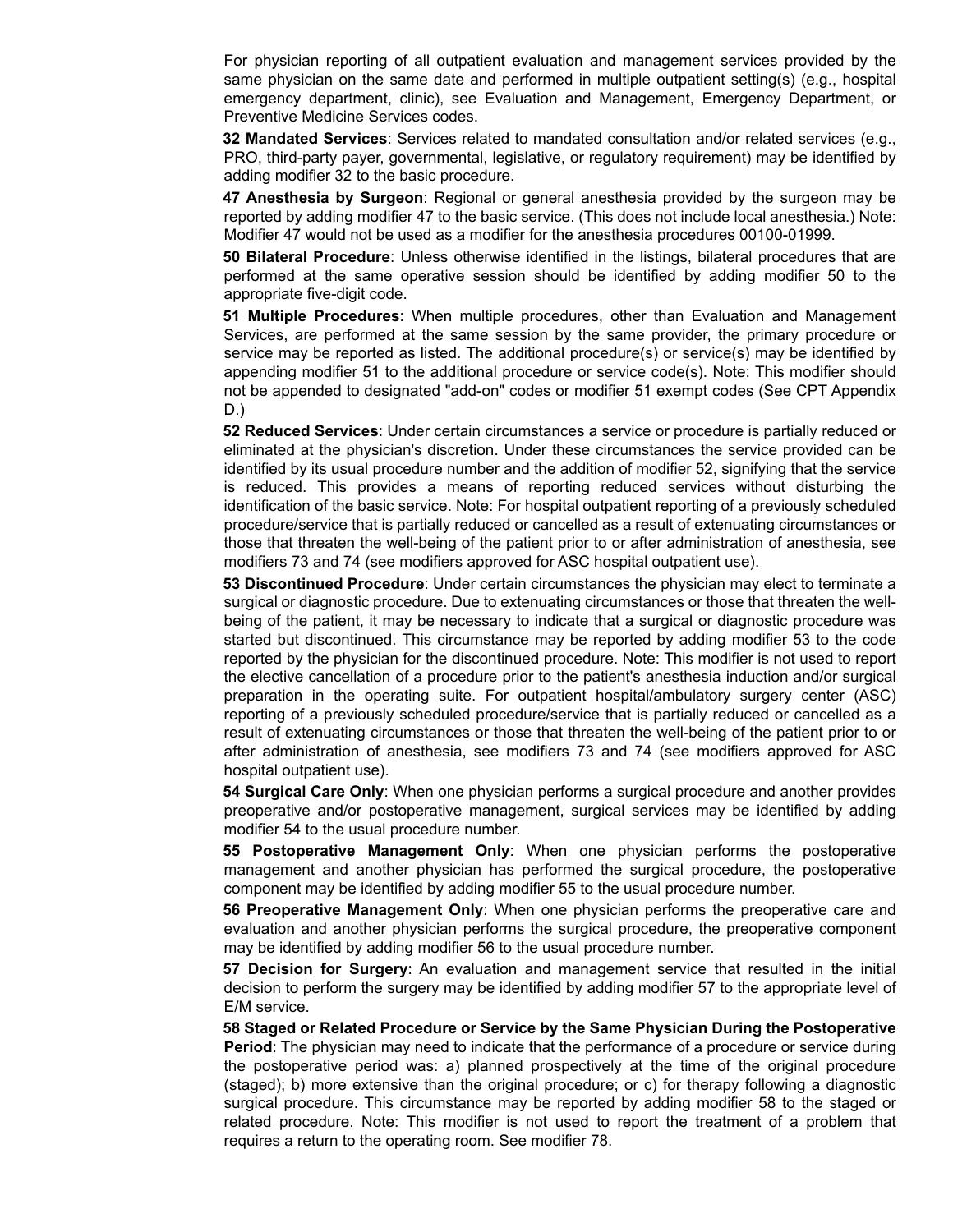For physician reporting of all outpatient evaluation and management services provided by the same physician on the same date and performed in multiple outpatient setting(s) (e.g., hospital emergency department, clinic), see Evaluation and Management, Emergency Department, or Preventive Medicine Services codes.

**32 Mandated Services**: Services related to mandated consultation and/or related services (e.g., PRO, third-party payer, governmental, legislative, or regulatory requirement) may be identified by adding modifier 32 to the basic procedure.

**47 Anesthesia by Surgeon**: Regional or general anesthesia provided by the surgeon may be reported by adding modifier 47 to the basic service. (This does not include local anesthesia.) Note: Modifier 47 would not be used as a modifier for the anesthesia procedures 00100-01999.

**50 Bilateral Procedure**: Unless otherwise identified in the listings, bilateral procedures that are performed at the same operative session should be identified by adding modifier 50 to the appropriate five-digit code.

**51 Multiple Procedures**: When multiple procedures, other than Evaluation and Management Services, are performed at the same session by the same provider, the primary procedure or service may be reported as listed. The additional procedure(s) or service(s) may be identified by appending modifier 51 to the additional procedure or service code(s). Note: This modifier should not be appended to designated "add-on" codes or modifier 51 exempt codes (See CPT Appendix D.)

**52 Reduced Services**: Under certain circumstances a service or procedure is partially reduced or eliminated at the physician's discretion. Under these circumstances the service provided can be identified by its usual procedure number and the addition of modifier 52, signifying that the service is reduced. This provides a means of reporting reduced services without disturbing the identification of the basic service. Note: For hospital outpatient reporting of a previously scheduled procedure/service that is partially reduced or cancelled as a result of extenuating circumstances or those that threaten the well-being of the patient prior to or after administration of anesthesia, see modifiers 73 and 74 (see modifiers approved for ASC hospital outpatient use).

**53 Discontinued Procedure**: Under certain circumstances the physician may elect to terminate a surgical or diagnostic procedure. Due to extenuating circumstances or those that threaten the well-being of the patient, it may be necessary to indicate that a surgical or diagnostic procedure was started but discontinued. This circumstance may be reported by adding modifier 53 to the code reported by the physician for the discontinued procedure. Note: This modifier is not used to report the elective cancellation of a procedure prior to the patient's anesthesia induction and/or surgical preparation in the operating suite. For outpatient hospital/ambulatory surgery center (ASC) reporting of a previously scheduled procedure/service that is partially reduced or cancelled as a result of extenuating circumstances or those that threaten the well-being of the patient prior to or after administration of anesthesia, see modifiers 73 and 74 (see modifiers approved for ASC hospital outpatient use).

**54 Surgical Care Only**: When one physician performs a surgical procedure and another provides preoperative and/or postoperative management, surgical services may be identified by adding modifier 54 to the usual procedure number.

**55 Postoperative Management Only**: When one physician performs the postoperative management and another physician has performed the surgical procedure, the postoperative component may be identified by adding modifier 55 to the usual procedure number.

**56 Preoperative Management Only**: When one physician performs the preoperative care and evaluation and another physician performs the surgical procedure, the preoperative component may be identified by adding modifier 56 to the usual procedure number.

**57 Decision for Surgery**: An evaluation and management service that resulted in the initial decision to perform the surgery may be identified by adding modifier 57 to the appropriate level of E/M service.

**58 Staged or Related Procedure or Service by the Same Physician During the Postoperative Period**: The physician may need to indicate that the performance of a procedure or service during the postoperative period was: a) planned prospectively at the time of the original procedure (staged); b) more extensive than the original procedure; or c) for therapy following a diagnostic surgical procedure. This circumstance may be reported by adding modifier 58 to the staged or related procedure. Note: This modifier is not used to report the treatment of a problem that requires a return to the operating room. See modifier 78.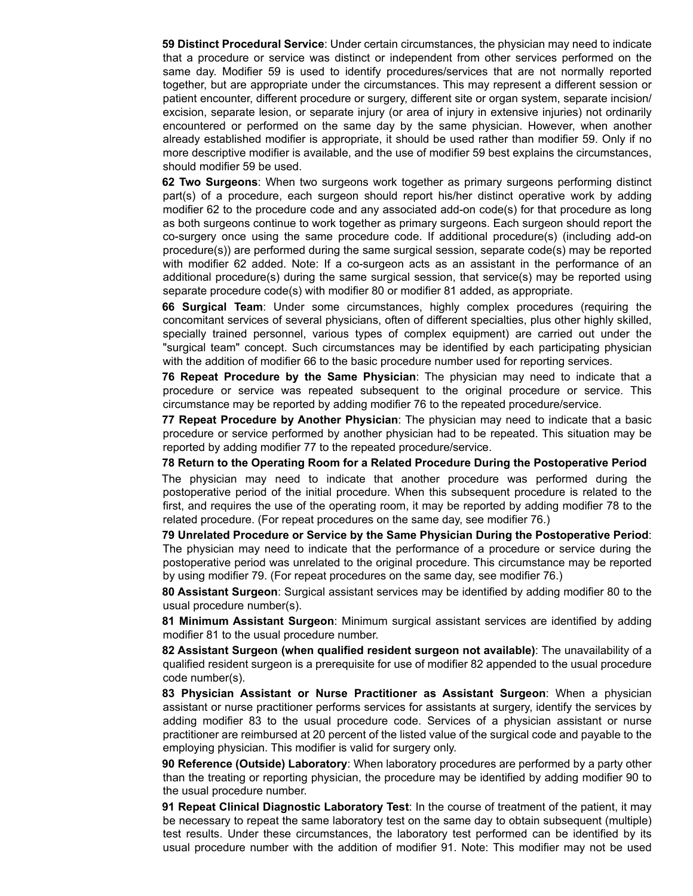**59 Distinct Procedural Service**: Under certain circumstances, the physician may need to indicate that a procedure or service was distinct or independent from other services performed on the same day. Modifier 59 is used to identify procedures/services that are not normally reported together, but are appropriate under the circumstances. This may represent a different session or patient encounter, different procedure or surgery, different site or organ system, separate incision/excision, separate lesion, or separate injury (or area of injury in extensive injuries) not ordinarily encountered or performed on the same day by the same physician. However, when another already established modifier is appropriate, it should be used rather than modifier 59. Only if no more descriptive modifier is available, and the use of modifier 59 best explains the circumstances, should modifier 59 be used.

**62 Two Surgeons**: When two surgeons work together as primary surgeons performing distinct part(s) of a procedure, each surgeon should report his/her distinct operative work by adding modifier 62 to the procedure code and any associated add-on code(s) for that procedure as long as both surgeons continue to work together as primary surgeons. Each surgeon should report the co-surgery once using the same procedure code. If additional procedure(s) (including add-on procedure(s)) are performed during the same surgical session, separate code(s) may be reported with modifier 62 added. Note: If a co-surgeon acts as an assistant in the performance of an additional procedure(s) during the same surgical session, that service(s) may be reported using separate procedure code(s) with modifier 80 or modifier 81 added, as appropriate.

**66 Surgical Team**: Under some circumstances, highly complex procedures (requiring the concomitant services of several physicians, often of different specialties, plus other highly skilled, specially trained personnel, various types of complex equipment) are carried out under the "surgical team" concept. Such circumstances may be identified by each participating physician with the addition of modifier 66 to the basic procedure number used for reporting services.

**76 Repeat Procedure by the Same Physician**: The physician may need to indicate that a procedure or service was repeated subsequent to the original procedure or service. This circumstance may be reported by adding modifier 76 to the repeated procedure/service.

**77 Repeat Procedure by Another Physician**: The physician may need to indicate that a basic procedure or service performed by another physician had to be repeated. This situation may be reported by adding modifier 77 to the repeated procedure/service.

**78 Return to the Operating Room for a Related Procedure During the Postoperative Period**

The physician may need to indicate that another procedure was performed during the postoperative period of the initial procedure. When this subsequent procedure is related to the first, and requires the use of the operating room, it may be reported by adding modifier 78 to the related procedure. (For repeat procedures on the same day, see modifier 76.)

**79 Unrelated Procedure or Service by the Same Physician During the Postoperative Period**: The physician may need to indicate that the performance of a procedure or service during the postoperative period was unrelated to the original procedure. This circumstance may be reported by using modifier 79. (For repeat procedures on the same day, see modifier 76.)

**80 Assistant Surgeon**: Surgical assistant services may be identified by adding modifier 80 to the usual procedure number(s).

**81 Minimum Assistant Surgeon**: Minimum surgical assistant services are identified by adding modifier 81 to the usual procedure number.

**82 Assistant Surgeon (when qualified resident surgeon not available)**: The unavailability of a qualified resident surgeon is a prerequisite for use of modifier 82 appended to the usual procedure code number(s).

**83 Physician Assistant or Nurse Practitioner as Assistant Surgeon**: When a physician assistant or nurse practitioner performs services for assistants at surgery, identify the services by adding modifier 83 to the usual procedure code. Services of a physician assistant or nurse practitioner are reimbursed at 20 percent of the listed value of the surgical code and payable to the employing physician. This modifier is valid for surgery only.

**90 Reference (Outside) Laboratory**: When laboratory procedures are performed by a party other than the treating or reporting physician, the procedure may be identified by adding modifier 90 to the usual procedure number.

**91 Repeat Clinical Diagnostic Laboratory Test**: In the course of treatment of the patient, it may be necessary to repeat the same laboratory test on the same day to obtain subsequent (multiple) test results. Under these circumstances, the laboratory test performed can be identified by its usual procedure number with the addition of modifier 91. Note: This modifier may not be used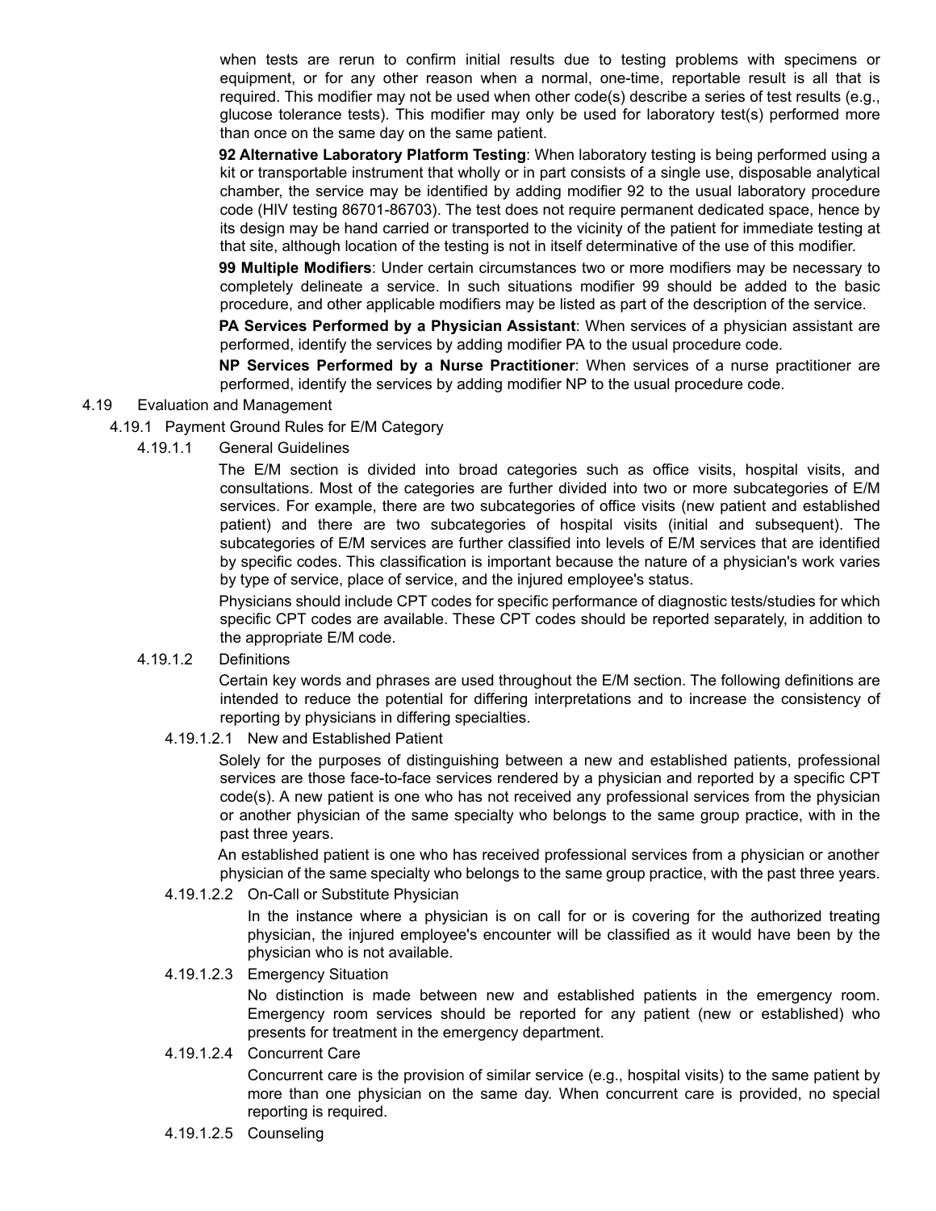when tests are rerun to confirm initial results due to testing problems with specimens or equipment, or for any other reason when a normal, one-time, reportable result is all that is required. This modifier may not be used when other code(s) describe a series of test results (e.g., glucose tolerance tests). This modifier may only be used for laboratory test(s) performed more than once on the same day on the same patient.

**92 Alternative Laboratory Platform Testing**: When laboratory testing is being performed using a kit or transportable instrument that wholly or in part consists of a single use, disposable analytical chamber, the service may be identified by adding modifier 92 to the usual laboratory procedure code (HIV testing 86701-86703). The test does not require permanent dedicated space, hence by its design may be hand carried or transported to the vicinity of the patient for immediate testing at that site, although location of the testing is not in itself determinative of the use of this modifier.

**99 Multiple Modifiers**: Under certain circumstances two or more modifiers may be necessary to completely delineate a service. In such situations modifier 99 should be added to the basic procedure, and other applicable modifiers may be listed as part of the description of the service.

**PA Services Performed by a Physician Assistant**: When services of a physician assistant are performed, identify the services by adding modifier PA to the usual procedure code.

**NP Services Performed by a Nurse Practitioner**: When services of a nurse practitioner are performed, identify the services by adding modifier NP to the usual procedure code.

## 4.19 Evaluation and Management

### 4.19.1 Payment Ground Rules for E/M Category

#### 4.19.1.1 General Guidelines

The E/M section is divided into broad categories such as office visits, hospital visits, and consultations. Most of the categories are further divided into two or more subcategories of E/M services. For example, there are two subcategories of office visits (new patient and established patient) and there are two subcategories of hospital visits (initial and subsequent). The subcategories of E/M services are further classified into levels of E/M services that are identified by specific codes. This classification is important because the nature of a physician's work varies by type of service, place of service, and the injured employee's status.

Physicians should include CPT codes for specific performance of diagnostic tests/studies for which specific CPT codes are available. These CPT codes should be reported separately, in addition to the appropriate E/M code.

#### 4.19.1.2 Definitions

Certain key words and phrases are used throughout the E/M section. The following definitions are intended to reduce the potential for differing interpretations and to increase the consistency of reporting by physicians in differing specialties.

##### 4.19.1.2.1 New and Established Patient

Solely for the purposes of distinguishing between a new and established patients, professional services are those face-to-face services rendered by a physician and reported by a specific CPT code(s). A new patient is one who has not received any professional services from the physician or another physician of the same specialty who belongs to the same group practice, with in the past three years.

An established patient is one who has received professional services from a physician or another physician of the same specialty who belongs to the same group practice, with the past three years.

##### 4.19.1.2.2 On-Call or Substitute Physician

In the instance where a physician is on call for or is covering for the authorized treating physician, the injured employee's encounter will be classified as it would have been by the physician who is not available.

##### 4.19.1.2.3 Emergency Situation

No distinction is made between new and established patients in the emergency room. Emergency room services should be reported for any patient (new or established) who presents for treatment in the emergency department.

##### 4.19.1.2.4 Concurrent Care

Concurrent care is the provision of similar service (e.g., hospital visits) to the same patient by more than one physician on the same day. When concurrent care is provided, no special reporting is required.

##### 4.19.1.2.5 Counseling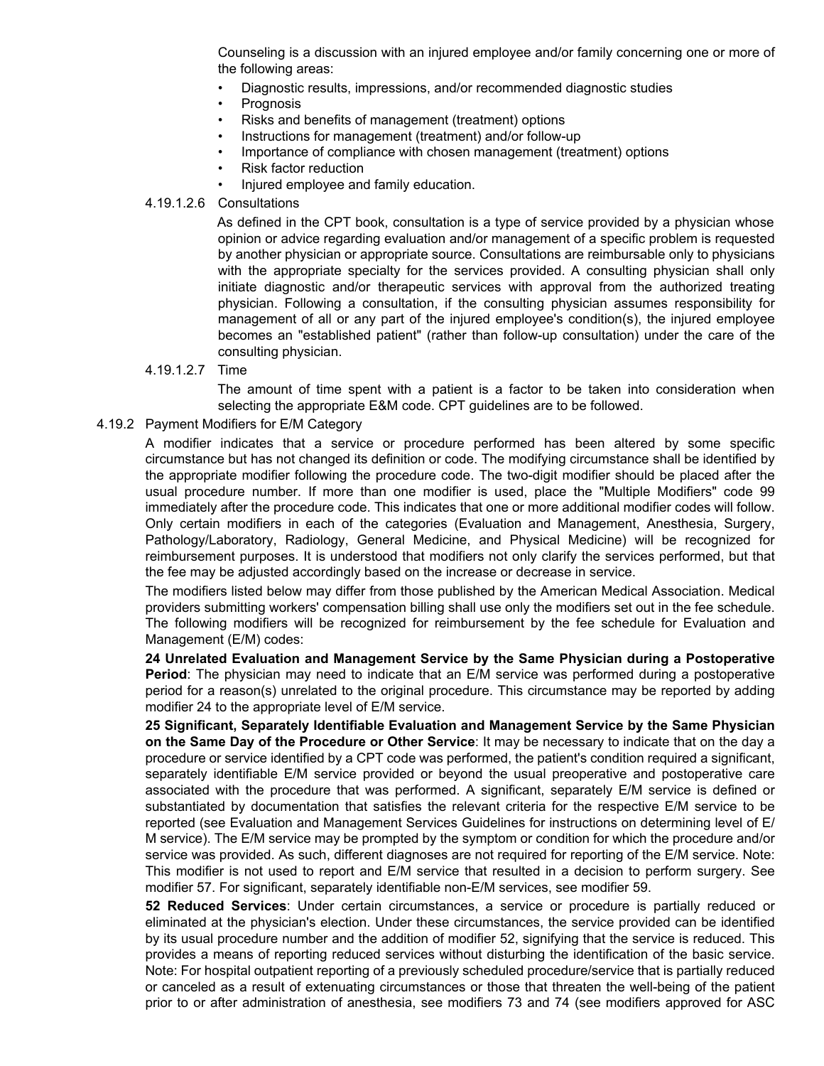Counseling is a discussion with an injured employee and/or family concerning one or more of the following areas:

- Diagnostic results, impressions, and/or recommended diagnostic studies
- Prognosis
- Risks and benefits of management (treatment) options
- Instructions for management (treatment) and/or follow-up
- Importance of compliance with chosen management (treatment) options
- Risk factor reduction
- Injured employee and family education.

4.19.1.2.6 Consultations

As defined in the CPT book, consultation is a type of service provided by a physician whose opinion or advice regarding evaluation and/or management of a specific problem is requested by another physician or appropriate source. Consultations are reimbursable only to physicians with the appropriate specialty for the services provided. A consulting physician shall only initiate diagnostic and/or therapeutic services with approval from the authorized treating physician. Following a consultation, if the consulting physician assumes responsibility for management of all or any part of the injured employee's condition(s), the injured employee becomes an "established patient" (rather than follow-up consultation) under the care of the consulting physician.

4.19.1.2.7 Time

The amount of time spent with a patient is a factor to be taken into consideration when selecting the appropriate E&M code. CPT guidelines are to be followed.

4.19.2 Payment Modifiers for E/M Category

A modifier indicates that a service or procedure performed has been altered by some specific circumstance but has not changed its definition or code. The modifying circumstance shall be identified by the appropriate modifier following the procedure code. The two-digit modifier should be placed after the usual procedure number. If more than one modifier is used, place the "Multiple Modifiers" code 99 immediately after the procedure code. This indicates that one or more additional modifier codes will follow. Only certain modifiers in each of the categories (Evaluation and Management, Anesthesia, Surgery, Pathology/Laboratory, Radiology, General Medicine, and Physical Medicine) will be recognized for reimbursement purposes. It is understood that modifiers not only clarify the services performed, but that the fee may be adjusted accordingly based on the increase or decrease in service.

The modifiers listed below may differ from those published by the American Medical Association. Medical providers submitting workers' compensation billing shall use only the modifiers set out in the fee schedule. The following modifiers will be recognized for reimbursement by the fee schedule for Evaluation and Management (E/M) codes:

**24 Unrelated Evaluation and Management Service by the Same Physician during a Postoperative Period**: The physician may need to indicate that an E/M service was performed during a postoperative period for a reason(s) unrelated to the original procedure. This circumstance may be reported by adding modifier 24 to the appropriate level of E/M service.

**25 Significant, Separately Identifiable Evaluation and Management Service by the Same Physician on the Same Day of the Procedure or Other Service**: It may be necessary to indicate that on the day a procedure or service identified by a CPT code was performed, the patient's condition required a significant, separately identifiable E/M service provided or beyond the usual preoperative and postoperative care associated with the procedure that was performed. A significant, separately E/M service is defined or substantiated by documentation that satisfies the relevant criteria for the respective E/M service to be reported (see Evaluation and Management Services Guidelines for instructions on determining level of E/M service). The E/M service may be prompted by the symptom or condition for which the procedure and/or service was provided. As such, different diagnoses are not required for reporting of the E/M service. Note: This modifier is not used to report and E/M service that resulted in a decision to perform surgery. See modifier 57. For significant, separately identifiable non-E/M services, see modifier 59.

**52 Reduced Services**: Under certain circumstances, a service or procedure is partially reduced or eliminated at the physician's election. Under these circumstances, the service provided can be identified by its usual procedure number and the addition of modifier 52, signifying that the service is reduced. This provides a means of reporting reduced services without disturbing the identification of the basic service. Note: For hospital outpatient reporting of a previously scheduled procedure/service that is partially reduced or canceled as a result of extenuating circumstances or those that threaten the well-being of the patient prior to or after administration of anesthesia, see modifiers 73 and 74 (see modifiers approved for ASC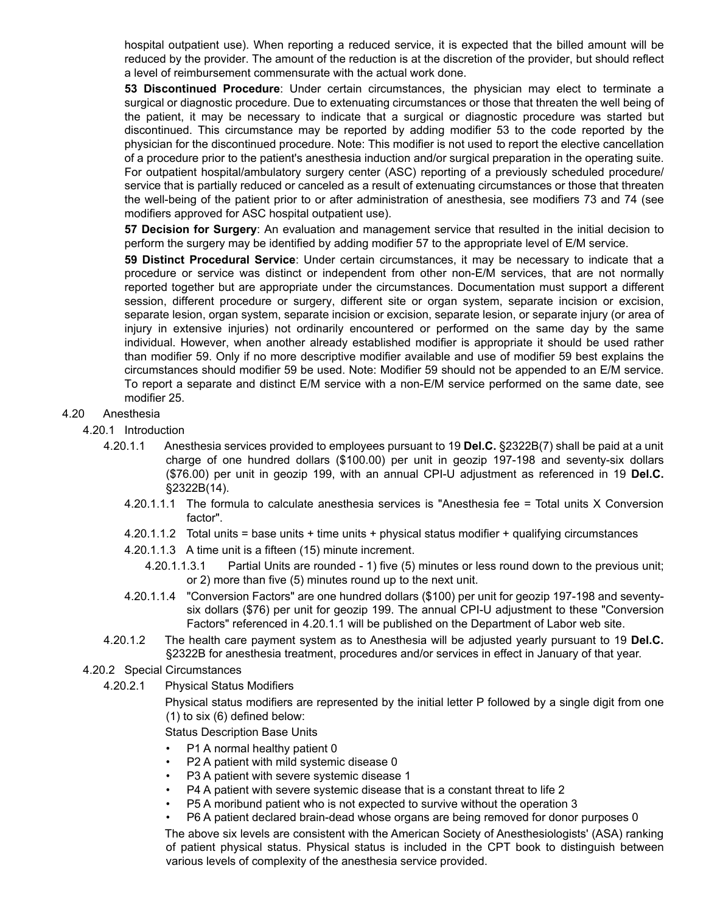hospital outpatient use). When reporting a reduced service, it is expected that the billed amount will be reduced by the provider. The amount of the reduction is at the discretion of the provider, but should reflect a level of reimbursement commensurate with the actual work done.

**53 Discontinued Procedure**: Under certain circumstances, the physician may elect to terminate a surgical or diagnostic procedure. Due to extenuating circumstances or those that threaten the well being of the patient, it may be necessary to indicate that a surgical or diagnostic procedure was started but discontinued. This circumstance may be reported by adding modifier 53 to the code reported by the physician for the discontinued procedure. Note: This modifier is not used to report the elective cancellation of a procedure prior to the patient's anesthesia induction and/or surgical preparation in the operating suite. For outpatient hospital/ambulatory surgery center (ASC) reporting of a previously scheduled procedure/ service that is partially reduced or canceled as a result of extenuating circumstances or those that threaten the well-being of the patient prior to or after administration of anesthesia, see modifiers 73 and 74 (see modifiers approved for ASC hospital outpatient use).

**57 Decision for Surgery**: An evaluation and management service that resulted in the initial decision to perform the surgery may be identified by adding modifier 57 to the appropriate level of E/M service.

**59 Distinct Procedural Service**: Under certain circumstances, it may be necessary to indicate that a procedure or service was distinct or independent from other non-E/M services, that are not normally reported together but are appropriate under the circumstances. Documentation must support a different session, different procedure or surgery, different site or organ system, separate incision or excision, separate lesion, organ system, separate incision or excision, separate lesion, or separate injury (or area of injury in extensive injuries) not ordinarily encountered or performed on the same day by the same individual. However, when another already established modifier is appropriate it should be used rather than modifier 59. Only if no more descriptive modifier available and use of modifier 59 best explains the circumstances should modifier 59 be used. Note: Modifier 59 should not be appended to an E/M service. To report a separate and distinct E/M service with a non-E/M service performed on the same date, see modifier 25.

4.20 Anesthesia

4.20.1 Introduction

4.20.1.1 Anesthesia services provided to employees pursuant to 19 **Del.C.** §2322B(7) shall be paid at a unit charge of one hundred dollars ($100.00) per unit in geozip 197-198 and seventy-six dollars ($76.00) per unit in geozip 199, with an annual CPI-U adjustment as referenced in 19 **Del.C.** §2322B(14).

4.20.1.1.1 The formula to calculate anesthesia services is "Anesthesia fee = Total units X Conversion factor".

4.20.1.1.2 Total units = base units + time units + physical status modifier + qualifying circumstances

4.20.1.1.3 A time unit is a fifteen (15) minute increment.

4.20.1.1.3.1 Partial Units are rounded - 1) five (5) minutes or less round down to the previous unit; or 2) more than five (5) minutes round up to the next unit.

4.20.1.1.4 "Conversion Factors" are one hundred dollars ($100) per unit for geozip 197-198 and seventy-six dollars ($76) per unit for geozip 199. The annual CPI-U adjustment to these "Conversion Factors" referenced in 4.20.1.1 will be published on the Department of Labor web site.

4.20.1.2 The health care payment system as to Anesthesia will be adjusted yearly pursuant to 19 **Del.C.** §2322B for anesthesia treatment, procedures and/or services in effect in January of that year.

4.20.2 Special Circumstances

4.20.2.1 Physical Status Modifiers

Physical status modifiers are represented by the initial letter P followed by a single digit from one (1) to six (6) defined below:

Status Description Base Units

- P1 A normal healthy patient 0
- P2 A patient with mild systemic disease 0
- P3 A patient with severe systemic disease 1
- P4 A patient with severe systemic disease that is a constant threat to life 2
- P5 A moribund patient who is not expected to survive without the operation 3
- P6 A patient declared brain-dead whose organs are being removed for donor purposes 0

The above six levels are consistent with the American Society of Anesthesiologists' (ASA) ranking of patient physical status. Physical status is included in the CPT book to distinguish between various levels of complexity of the anesthesia service provided.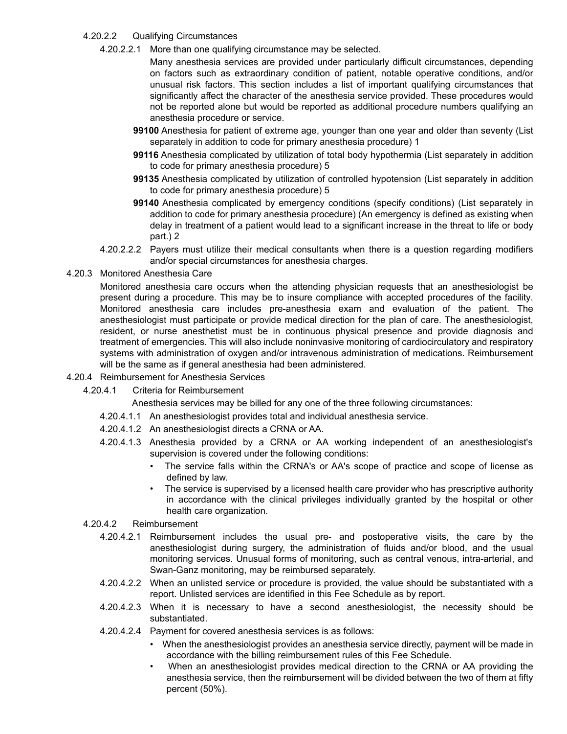4.20.2.2 Qualifying Circumstances

4.20.2.2.1 More than one qualifying circumstance may be selected.

Many anesthesia services are provided under particularly difficult circumstances, depending on factors such as extraordinary condition of patient, notable operative conditions, and/or unusual risk factors. This section includes a list of important qualifying circumstances that significantly affect the character of the anesthesia service provided. These procedures would not be reported alone but would be reported as additional procedure numbers qualifying an anesthesia procedure or service.

**99100** Anesthesia for patient of extreme age, younger than one year and older than seventy (List separately in addition to code for primary anesthesia procedure) 1

**99116** Anesthesia complicated by utilization of total body hypothermia (List separately in addition to code for primary anesthesia procedure) 5

**99135** Anesthesia complicated by utilization of controlled hypotension (List separately in addition to code for primary anesthesia procedure) 5

**99140** Anesthesia complicated by emergency conditions (specify conditions) (List separately in addition to code for primary anesthesia procedure) (An emergency is defined as existing when delay in treatment of a patient would lead to a significant increase in the threat to life or body part.) 2

4.20.2.2.2 Payers must utilize their medical consultants when there is a question regarding modifiers and/or special circumstances for anesthesia charges.

4.20.3 Monitored Anesthesia Care

Monitored anesthesia care occurs when the attending physician requests that an anesthesiologist be present during a procedure. This may be to insure compliance with accepted procedures of the facility. Monitored anesthesia care includes pre-anesthesia exam and evaluation of the patient. The anesthesiologist must participate or provide medical direction for the plan of care. The anesthesiologist, resident, or nurse anesthetist must be in continuous physical presence and provide diagnosis and treatment of emergencies. This will also include noninvasive monitoring of cardiocirculatory and respiratory systems with administration of oxygen and/or intravenous administration of medications. Reimbursement will be the same as if general anesthesia had been administered.

4.20.4 Reimbursement for Anesthesia Services

4.20.4.1 Criteria for Reimbursement

Anesthesia services may be billed for any one of the three following circumstances:

4.20.4.1.1 An anesthesiologist provides total and individual anesthesia service.

4.20.4.1.2 An anesthesiologist directs a CRNA or AA.

4.20.4.1.3 Anesthesia provided by a CRNA or AA working independent of an anesthesiologist's supervision is covered under the following conditions:

- The service falls within the CRNA's or AA's scope of practice and scope of license as defined by law.
- The service is supervised by a licensed health care provider who has prescriptive authority in accordance with the clinical privileges individually granted by the hospital or other health care organization.

4.20.4.2 Reimbursement

4.20.4.2.1 Reimbursement includes the usual pre- and postoperative visits, the care by the anesthesiologist during surgery, the administration of fluids and/or blood, and the usual monitoring services. Unusual forms of monitoring, such as central venous, intra-arterial, and Swan-Ganz monitoring, may be reimbursed separately.

4.20.4.2.2 When an unlisted service or procedure is provided, the value should be substantiated with a report. Unlisted services are identified in this Fee Schedule as by report.

4.20.4.2.3 When it is necessary to have a second anesthesiologist, the necessity should be substantiated.

4.20.4.2.4 Payment for covered anesthesia services is as follows:

- When the anesthesiologist provides an anesthesia service directly, payment will be made in accordance with the billing reimbursement rules of this Fee Schedule.
- When an anesthesiologist provides medical direction to the CRNA or AA providing the anesthesia service, then the reimbursement will be divided between the two of them at fifty percent (50%).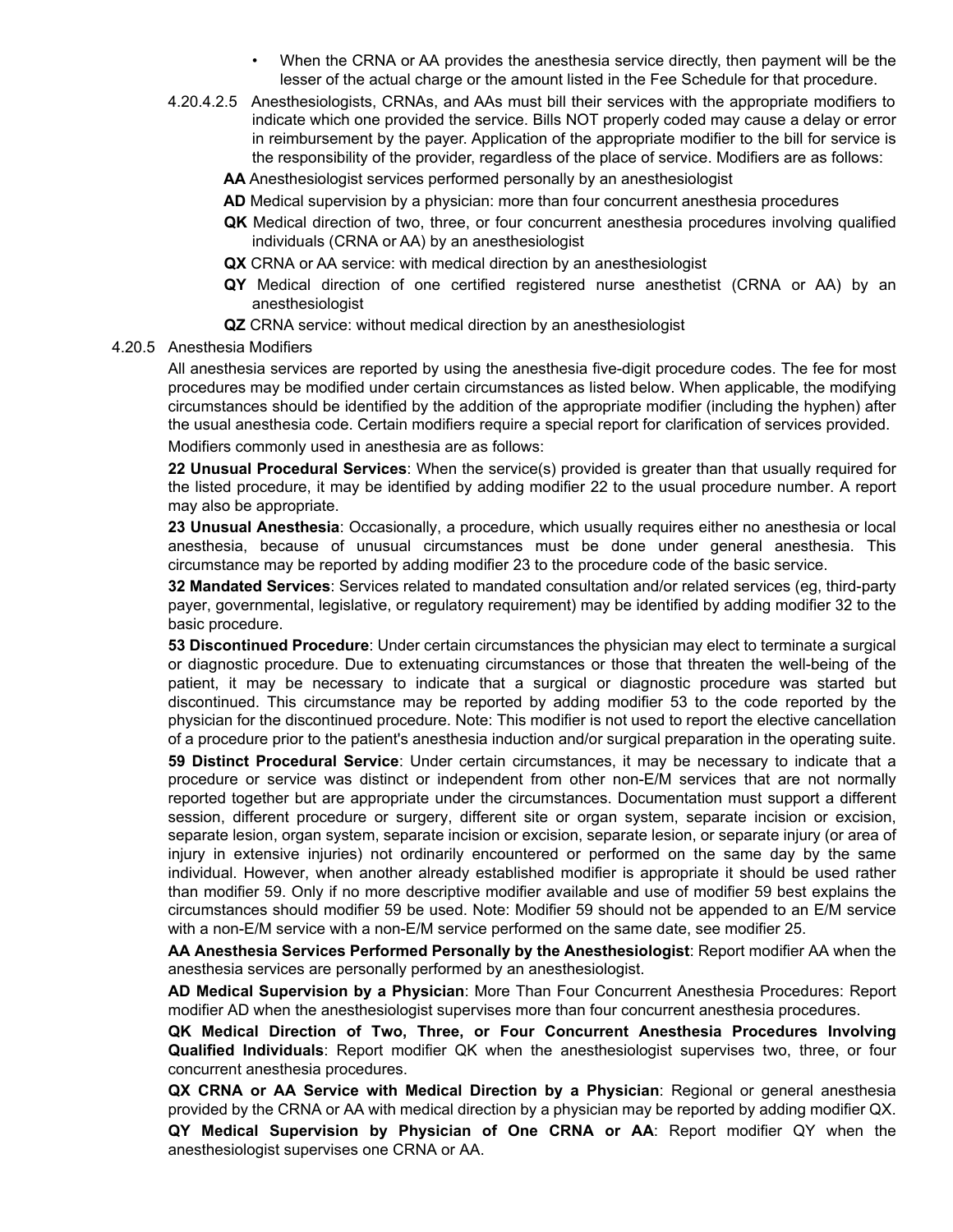- When the CRNA or AA provides the anesthesia service directly, then payment will be the lesser of the actual charge or the amount listed in the Fee Schedule for that procedure.

4.20.4.2.5 Anesthesiologists, CRNAs, and AAs must bill their services with the appropriate modifiers to indicate which one provided the service. Bills NOT properly coded may cause a delay or error in reimbursement by the payer. Application of the appropriate modifier to the bill for service is the responsibility of the provider, regardless of the place of service. Modifiers are as follows:

**AA** Anesthesiologist services performed personally by an anesthesiologist

**AD** Medical supervision by a physician: more than four concurrent anesthesia procedures

**QK** Medical direction of two, three, or four concurrent anesthesia procedures involving qualified individuals (CRNA or AA) by an anesthesiologist

**QX** CRNA or AA service: with medical direction by an anesthesiologist

**QY** Medical direction of one certified registered nurse anesthetist (CRNA or AA) by an anesthesiologist

**QZ** CRNA service: without medical direction by an anesthesiologist

4.20.5 Anesthesia Modifiers

All anesthesia services are reported by using the anesthesia five-digit procedure codes. The fee for most procedures may be modified under certain circumstances as listed below. When applicable, the modifying circumstances should be identified by the addition of the appropriate modifier (including the hyphen) after the usual anesthesia code. Certain modifiers require a special report for clarification of services provided.

Modifiers commonly used in anesthesia are as follows:

**22 Unusual Procedural Services**: When the service(s) provided is greater than that usually required for the listed procedure, it may be identified by adding modifier 22 to the usual procedure number. A report may also be appropriate.

**23 Unusual Anesthesia**: Occasionally, a procedure, which usually requires either no anesthesia or local anesthesia, because of unusual circumstances must be done under general anesthesia. This circumstance may be reported by adding modifier 23 to the procedure code of the basic service.

**32 Mandated Services**: Services related to mandated consultation and/or related services (eg, third-party payer, governmental, legislative, or regulatory requirement) may be identified by adding modifier 32 to the basic procedure.

**53 Discontinued Procedure**: Under certain circumstances the physician may elect to terminate a surgical or diagnostic procedure. Due to extenuating circumstances or those that threaten the well-being of the patient, it may be necessary to indicate that a surgical or diagnostic procedure was started but discontinued. This circumstance may be reported by adding modifier 53 to the code reported by the physician for the discontinued procedure. Note: This modifier is not used to report the elective cancellation of a procedure prior to the patient's anesthesia induction and/or surgical preparation in the operating suite.

**59 Distinct Procedural Service**: Under certain circumstances, it may be necessary to indicate that a procedure or service was distinct or independent from other non-E/M services that are not normally reported together but are appropriate under the circumstances. Documentation must support a different session, different procedure or surgery, different site or organ system, separate incision or excision, separate lesion, organ system, separate incision or excision, separate lesion, or separate injury (or area of injury in extensive injuries) not ordinarily encountered or performed on the same day by the same individual. However, when another already established modifier is appropriate it should be used rather than modifier 59. Only if no more descriptive modifier available and use of modifier 59 best explains the circumstances should modifier 59 be used. Note: Modifier 59 should not be appended to an E/M service with a non-E/M service with a non-E/M service performed on the same date, see modifier 25.

**AA Anesthesia Services Performed Personally by the Anesthesiologist**: Report modifier AA when the anesthesia services are personally performed by an anesthesiologist.

**AD Medical Supervision by a Physician**: More Than Four Concurrent Anesthesia Procedures: Report modifier AD when the anesthesiologist supervises more than four concurrent anesthesia procedures.

**QK Medical Direction of Two, Three, or Four Concurrent Anesthesia Procedures Involving Qualified Individuals**: Report modifier QK when the anesthesiologist supervises two, three, or four concurrent anesthesia procedures.

**QX CRNA or AA Service with Medical Direction by a Physician**: Regional or general anesthesia provided by the CRNA or AA with medical direction by a physician may be reported by adding modifier QX.

**QY Medical Supervision by Physician of One CRNA or AA**: Report modifier QY when the anesthesiologist supervises one CRNA or AA.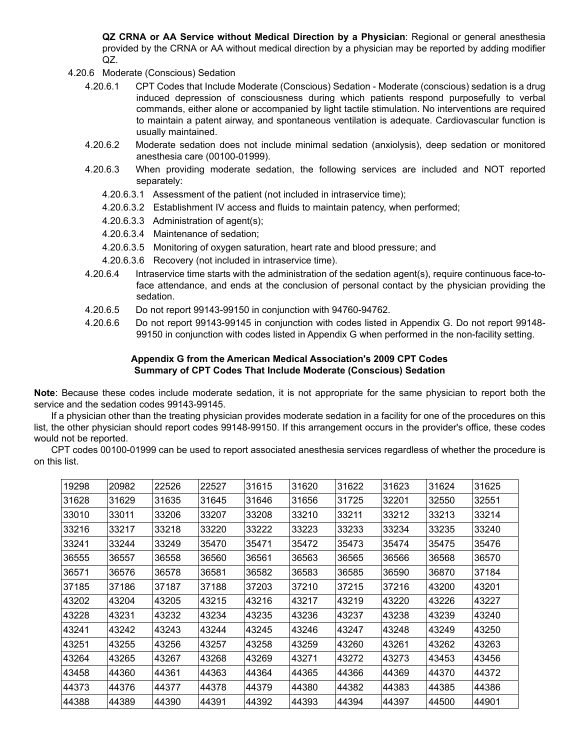**QZ CRNA or AA Service without Medical Direction by a Physician**: Regional or general anesthesia provided by the CRNA or AA without medical direction by a physician may be reported by adding modifier QZ.

4.20.6 Moderate (Conscious) Sedation

4.20.6.1 CPT Codes that Include Moderate (Conscious) Sedation - Moderate (conscious) sedation is a drug induced depression of consciousness during which patients respond purposefully to verbal commands, either alone or accompanied by light tactile stimulation. No interventions are required to maintain a patent airway, and spontaneous ventilation is adequate. Cardiovascular function is usually maintained.

4.20.6.2 Moderate sedation does not include minimal sedation (anxiolysis), deep sedation or monitored anesthesia care (00100-01999).

4.20.6.3 When providing moderate sedation, the following services are included and NOT reported separately:

4.20.6.3.1 Assessment of the patient (not included in intraservice time);

4.20.6.3.2 Establishment IV access and fluids to maintain patency, when performed;

4.20.6.3.3 Administration of agent(s);

4.20.6.3.4 Maintenance of sedation;

4.20.6.3.5 Monitoring of oxygen saturation, heart rate and blood pressure; and

4.20.6.3.6 Recovery (not included in intraservice time).

4.20.6.4 Intraservice time starts with the administration of the sedation agent(s), require continuous face-to-face attendance, and ends at the conclusion of personal contact by the physician providing the sedation.

4.20.6.5 Do not report 99143-99150 in conjunction with 94760-94762.

4.20.6.6 Do not report 99143-99145 in conjunction with codes listed in Appendix G. Do not report 99148-99150 in conjunction with codes listed in Appendix G when performed in the non-facility setting.

**Appendix G from the American Medical Association's 2009 CPT Codes Summary of CPT Codes That Include Moderate (Conscious) Sedation**

**Note**: Because these codes include moderate sedation, it is not appropriate for the same physician to report both the service and the sedation codes 99143-99145.

If a physician other than the treating physician provides moderate sedation in a facility for one of the procedures on this list, the other physician should report codes 99148-99150. If this arrangement occurs in the provider's office, these codes would not be reported.

CPT codes 00100-01999 can be used to report associated anesthesia services regardless of whether the procedure is on this list.

| | | | | | | | | | |
|---|---|---|---|---|---|---|---|---|---|
| 19298 | 20982 | 22526 | 22527 | 31615 | 31620 | 31622 | 31623 | 31624 | 31625 |
| 31628 | 31629 | 31635 | 31645 | 31646 | 31656 | 31725 | 32201 | 32550 | 32551 |
| 33010 | 33011 | 33206 | 33207 | 33208 | 33210 | 33211 | 33212 | 33213 | 33214 |
| 33216 | 33217 | 33218 | 33220 | 33222 | 33223 | 33233 | 33234 | 33235 | 33240 |
| 33241 | 33244 | 33249 | 35470 | 35471 | 35472 | 35473 | 35474 | 35475 | 35476 |
| 36555 | 36557 | 36558 | 36560 | 36561 | 36563 | 36565 | 36566 | 36568 | 36570 |
| 36571 | 36576 | 36578 | 36581 | 36582 | 36583 | 36585 | 36590 | 36870 | 37184 |
| 37185 | 37186 | 37187 | 37188 | 37203 | 37210 | 37215 | 37216 | 43200 | 43201 |
| 43202 | 43204 | 43205 | 43215 | 43216 | 43217 | 43219 | 43220 | 43226 | 43227 |
| 43228 | 43231 | 43232 | 43234 | 43235 | 43236 | 43237 | 43238 | 43239 | 43240 |
| 43241 | 43242 | 43243 | 43244 | 43245 | 43246 | 43247 | 43248 | 43249 | 43250 |
| 43251 | 43255 | 43256 | 43257 | 43258 | 43259 | 43260 | 43261 | 43262 | 43263 |
| 43264 | 43265 | 43267 | 43268 | 43269 | 43271 | 43272 | 43273 | 43453 | 43456 |
| 43458 | 44360 | 44361 | 44363 | 44364 | 44365 | 44366 | 44369 | 44370 | 44372 |
| 44373 | 44376 | 44377 | 44378 | 44379 | 44380 | 44382 | 44383 | 44385 | 44386 |
| 44388 | 44389 | 44390 | 44391 | 44392 | 44393 | 44394 | 44397 | 44500 | 44901 |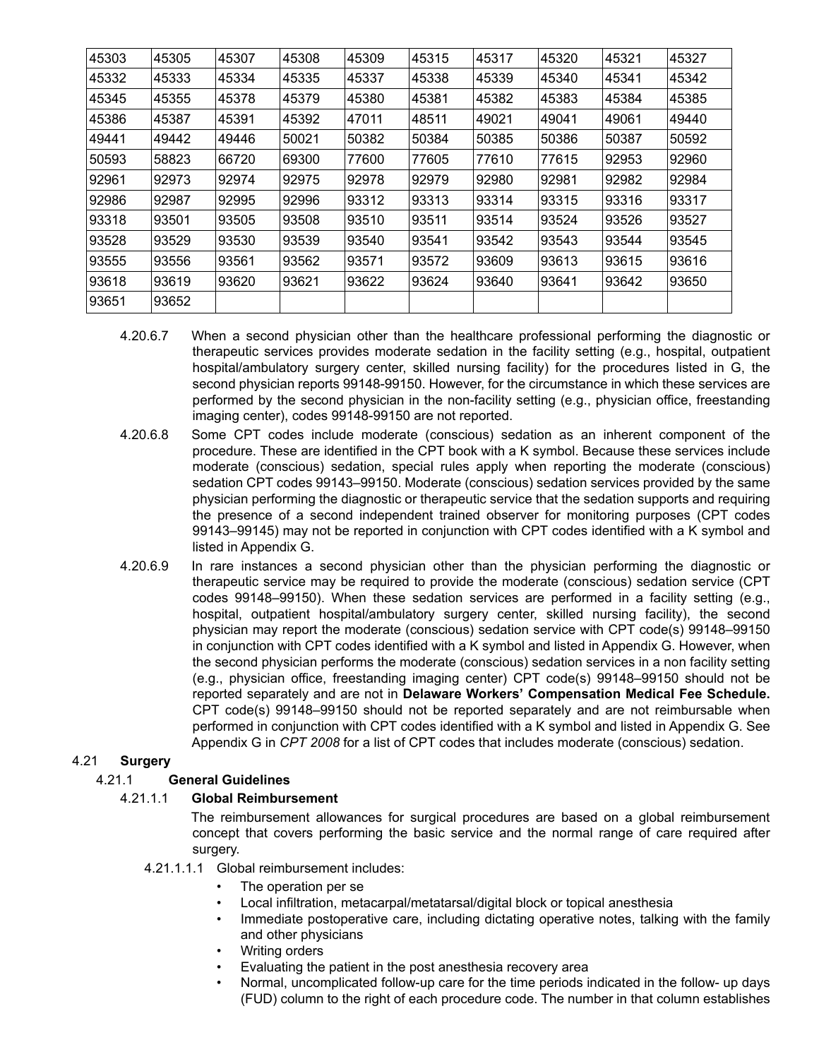| 45303 | 45305 | 45307 | 45308 | 45309 | 45315 | 45317 | 45320 | 45321 | 45327 |
|---|---|---|---|---|---|---|---|---|---|
| 45332 | 45333 | 45334 | 45335 | 45337 | 45338 | 45339 | 45340 | 45341 | 45342 |
| 45345 | 45355 | 45378 | 45379 | 45380 | 45381 | 45382 | 45383 | 45384 | 45385 |
| 45386 | 45387 | 45391 | 45392 | 47011 | 48511 | 49021 | 49041 | 49061 | 49440 |
| 49441 | 49442 | 49446 | 50021 | 50382 | 50384 | 50385 | 50386 | 50387 | 50592 |
| 50593 | 58823 | 66720 | 69300 | 77600 | 77605 | 77610 | 77615 | 92953 | 92960 |
| 92961 | 92973 | 92974 | 92975 | 92978 | 92979 | 92980 | 92981 | 92982 | 92984 |
| 92986 | 92987 | 92995 | 92996 | 93312 | 93313 | 93314 | 93315 | 93316 | 93317 |
| 93318 | 93501 | 93505 | 93508 | 93510 | 93511 | 93514 | 93524 | 93526 | 93527 |
| 93528 | 93529 | 93530 | 93539 | 93540 | 93541 | 93542 | 93543 | 93544 | 93545 |
| 93555 | 93556 | 93561 | 93562 | 93571 | 93572 | 93609 | 93613 | 93615 | 93616 |
| 93618 | 93619 | 93620 | 93621 | 93622 | 93624 | 93640 | 93641 | 93642 | 93650 |
| 93651 | 93652 | | | | | | | | |

4.20.6.7 When a second physician other than the healthcare professional performing the diagnostic or therapeutic services provides moderate sedation in the facility setting (e.g., hospital, outpatient hospital/ambulatory surgery center, skilled nursing facility) for the procedures listed in G, the second physician reports 99148-99150. However, for the circumstance in which these services are performed by the second physician in the non-facility setting (e.g., physician office, freestanding imaging center), codes 99148-99150 are not reported.

4.20.6.8 Some CPT codes include moderate (conscious) sedation as an inherent component of the procedure. These are identified in the CPT book with a K symbol. Because these services include moderate (conscious) sedation, special rules apply when reporting the moderate (conscious) sedation CPT codes 99143–99150. Moderate (conscious) sedation services provided by the same physician performing the diagnostic or therapeutic service that the sedation supports and requiring the presence of a second independent trained observer for monitoring purposes (CPT codes 99143–99145) may not be reported in conjunction with CPT codes identified with a K symbol and listed in Appendix G.

4.20.6.9 In rare instances a second physician other than the physician performing the diagnostic or therapeutic service may be required to provide the moderate (conscious) sedation service (CPT codes 99148–99150). When these sedation services are performed in a facility setting (e.g., hospital, outpatient hospital/ambulatory surgery center, skilled nursing facility), the second physician may report the moderate (conscious) sedation service with CPT code(s) 99148–99150 in conjunction with CPT codes identified with a K symbol and listed in Appendix G. However, when the second physician performs the moderate (conscious) sedation services in a non facility setting (e.g., physician office, freestanding imaging center) CPT code(s) 99148–99150 should not be reported separately and are not in **Delaware Workers' Compensation Medical Fee Schedule.** CPT code(s) 99148–99150 should not be reported separately and are not reimbursable when performed in conjunction with CPT codes identified with a K symbol and listed in Appendix G. See Appendix G in *CPT 2008* for a list of CPT codes that includes moderate (conscious) sedation.

## 4.21 Surgery

### 4.21.1 General Guidelines

#### 4.21.1.1 Global Reimbursement

The reimbursement allowances for surgical procedures are based on a global reimbursement concept that covers performing the basic service and the normal range of care required after surgery.

4.21.1.1.1 Global reimbursement includes:

- The operation per se
- Local infiltration, metacarpal/metatarsal/digital block or topical anesthesia
- Immediate postoperative care, including dictating operative notes, talking with the family and other physicians
- Writing orders
- Evaluating the patient in the post anesthesia recovery area
- Normal, uncomplicated follow-up care for the time periods indicated in the follow- up days (FUD) column to the right of each procedure code. The number in that column establishes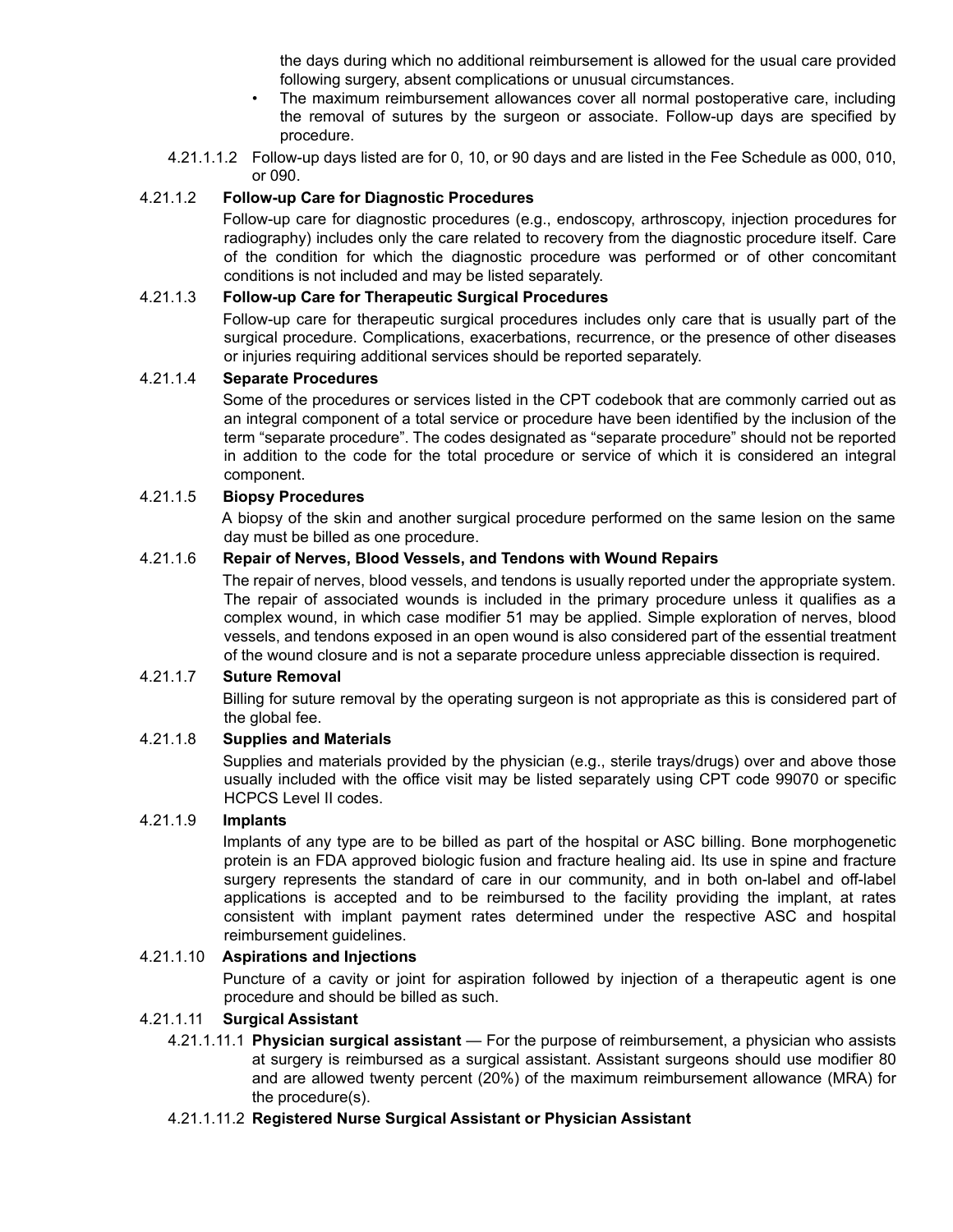the days during which no additional reimbursement is allowed for the usual care provided following surgery, absent complications or unusual circumstances.

- The maximum reimbursement allowances cover all normal postoperative care, including the removal of sutures by the surgeon or associate. Follow-up days are specified by procedure.

4.21.1.1.2 Follow-up days listed are for 0, 10, or 90 days and are listed in the Fee Schedule as 000, 010, or 090.

#### 4.21.1.2 Follow-up Care for Diagnostic Procedures

Follow-up care for diagnostic procedures (e.g., endoscopy, arthroscopy, injection procedures for radiography) includes only the care related to recovery from the diagnostic procedure itself. Care of the condition for which the diagnostic procedure was performed or of other concomitant conditions is not included and may be listed separately.

#### 4.21.1.3 Follow-up Care for Therapeutic Surgical Procedures

Follow-up care for therapeutic surgical procedures includes only care that is usually part of the surgical procedure. Complications, exacerbations, recurrence, or the presence of other diseases or injuries requiring additional services should be reported separately.

#### 4.21.1.4 Separate Procedures

Some of the procedures or services listed in the CPT codebook that are commonly carried out as an integral component of a total service or procedure have been identified by the inclusion of the term "separate procedure". The codes designated as "separate procedure" should not be reported in addition to the code for the total procedure or service of which it is considered an integral component.

#### 4.21.1.5 Biopsy Procedures

A biopsy of the skin and another surgical procedure performed on the same lesion on the same day must be billed as one procedure.

#### 4.21.1.6 Repair of Nerves, Blood Vessels, and Tendons with Wound Repairs

The repair of nerves, blood vessels, and tendons is usually reported under the appropriate system. The repair of associated wounds is included in the primary procedure unless it qualifies as a complex wound, in which case modifier 51 may be applied. Simple exploration of nerves, blood vessels, and tendons exposed in an open wound is also considered part of the essential treatment of the wound closure and is not a separate procedure unless appreciable dissection is required.

#### 4.21.1.7 Suture Removal

Billing for suture removal by the operating surgeon is not appropriate as this is considered part of the global fee.

#### 4.21.1.8 Supplies and Materials

Supplies and materials provided by the physician (e.g., sterile trays/drugs) over and above those usually included with the office visit may be listed separately using CPT code 99070 or specific HCPCS Level II codes.

#### 4.21.1.9 Implants

Implants of any type are to be billed as part of the hospital or ASC billing. Bone morphogenetic protein is an FDA approved biologic fusion and fracture healing aid. Its use in spine and fracture surgery represents the standard of care in our community, and in both on-label and off-label applications is accepted and to be reimbursed to the facility providing the implant, at rates consistent with implant payment rates determined under the respective ASC and hospital reimbursement guidelines.

#### 4.21.1.10 Aspirations and Injections

Puncture of a cavity or joint for aspiration followed by injection of a therapeutic agent is one procedure and should be billed as such.

#### 4.21.1.11 Surgical Assistant

4.21.1.11.1 **Physician surgical assistant** — For the purpose of reimbursement, a physician who assists at surgery is reimbursed as a surgical assistant. Assistant surgeons should use modifier 80 and are allowed twenty percent (20%) of the maximum reimbursement allowance (MRA) for the procedure(s).

4.21.1.11.2 **Registered Nurse Surgical Assistant or Physician Assistant**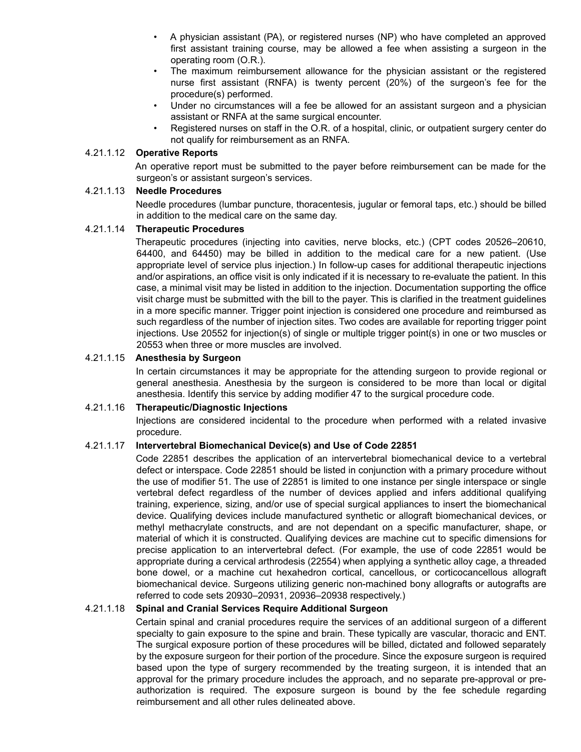- A physician assistant (PA), or registered nurses (NP) who have completed an approved first assistant training course, may be allowed a fee when assisting a surgeon in the operating room (O.R.).
- The maximum reimbursement allowance for the physician assistant or the registered nurse first assistant (RNFA) is twenty percent (20%) of the surgeon's fee for the procedure(s) performed.
- Under no circumstances will a fee be allowed for an assistant surgeon and a physician assistant or RNFA at the same surgical encounter.
- Registered nurses on staff in the O.R. of a hospital, clinic, or outpatient surgery center do not qualify for reimbursement as an RNFA.

#### 4.21.1.12 Operative Reports

An operative report must be submitted to the payer before reimbursement can be made for the surgeon's or assistant surgeon's services.

#### 4.21.1.13 Needle Procedures

Needle procedures (lumbar puncture, thoracentesis, jugular or femoral taps, etc.) should be billed in addition to the medical care on the same day.

#### 4.21.1.14 Therapeutic Procedures

Therapeutic procedures (injecting into cavities, nerve blocks, etc.) (CPT codes 20526–20610, 64400, and 64450) may be billed in addition to the medical care for a new patient. (Use appropriate level of service plus injection.) In follow-up cases for additional therapeutic injections and/or aspirations, an office visit is only indicated if it is necessary to re-evaluate the patient. In this case, a minimal visit may be listed in addition to the injection. Documentation supporting the office visit charge must be submitted with the bill to the payer. This is clarified in the treatment guidelines in a more specific manner. Trigger point injection is considered one procedure and reimbursed as such regardless of the number of injection sites. Two codes are available for reporting trigger point injections. Use 20552 for injection(s) of single or multiple trigger point(s) in one or two muscles or 20553 when three or more muscles are involved.

#### 4.21.1.15 Anesthesia by Surgeon

In certain circumstances it may be appropriate for the attending surgeon to provide regional or general anesthesia. Anesthesia by the surgeon is considered to be more than local or digital anesthesia. Identify this service by adding modifier 47 to the surgical procedure code.

#### 4.21.1.16 Therapeutic/Diagnostic Injections

Injections are considered incidental to the procedure when performed with a related invasive procedure.

#### 4.21.1.17 Intervertebral Biomechanical Device(s) and Use of Code 22851

Code 22851 describes the application of an intervertebral biomechanical device to a vertebral defect or interspace. Code 22851 should be listed in conjunction with a primary procedure without the use of modifier 51. The use of 22851 is limited to one instance per single interspace or single vertebral defect regardless of the number of devices applied and infers additional qualifying training, experience, sizing, and/or use of special surgical appliances to insert the biomechanical device. Qualifying devices include manufactured synthetic or allograft biomechanical devices, or methyl methacrylate constructs, and are not dependant on a specific manufacturer, shape, or material of which it is constructed. Qualifying devices are machine cut to specific dimensions for precise application to an intervertebral defect. (For example, the use of code 22851 would be appropriate during a cervical arthrodesis (22554) when applying a synthetic alloy cage, a threaded bone dowel, or a machine cut hexahedron cortical, cancellous, or corticocancellous allograft biomechanical device. Surgeons utilizing generic non-machined bony allografts or autografts are referred to code sets 20930–20931, 20936–20938 respectively.)

#### 4.21.1.18 Spinal and Cranial Services Require Additional Surgeon

Certain spinal and cranial procedures require the services of an additional surgeon of a different specialty to gain exposure to the spine and brain. These typically are vascular, thoracic and ENT. The surgical exposure portion of these procedures will be billed, dictated and followed separately by the exposure surgeon for their portion of the procedure. Since the exposure surgeon is required based upon the type of surgery recommended by the treating surgeon, it is intended that an approval for the primary procedure includes the approach, and no separate pre-approval or pre-authorization is required. The exposure surgeon is bound by the fee schedule regarding reimbursement and all other rules delineated above.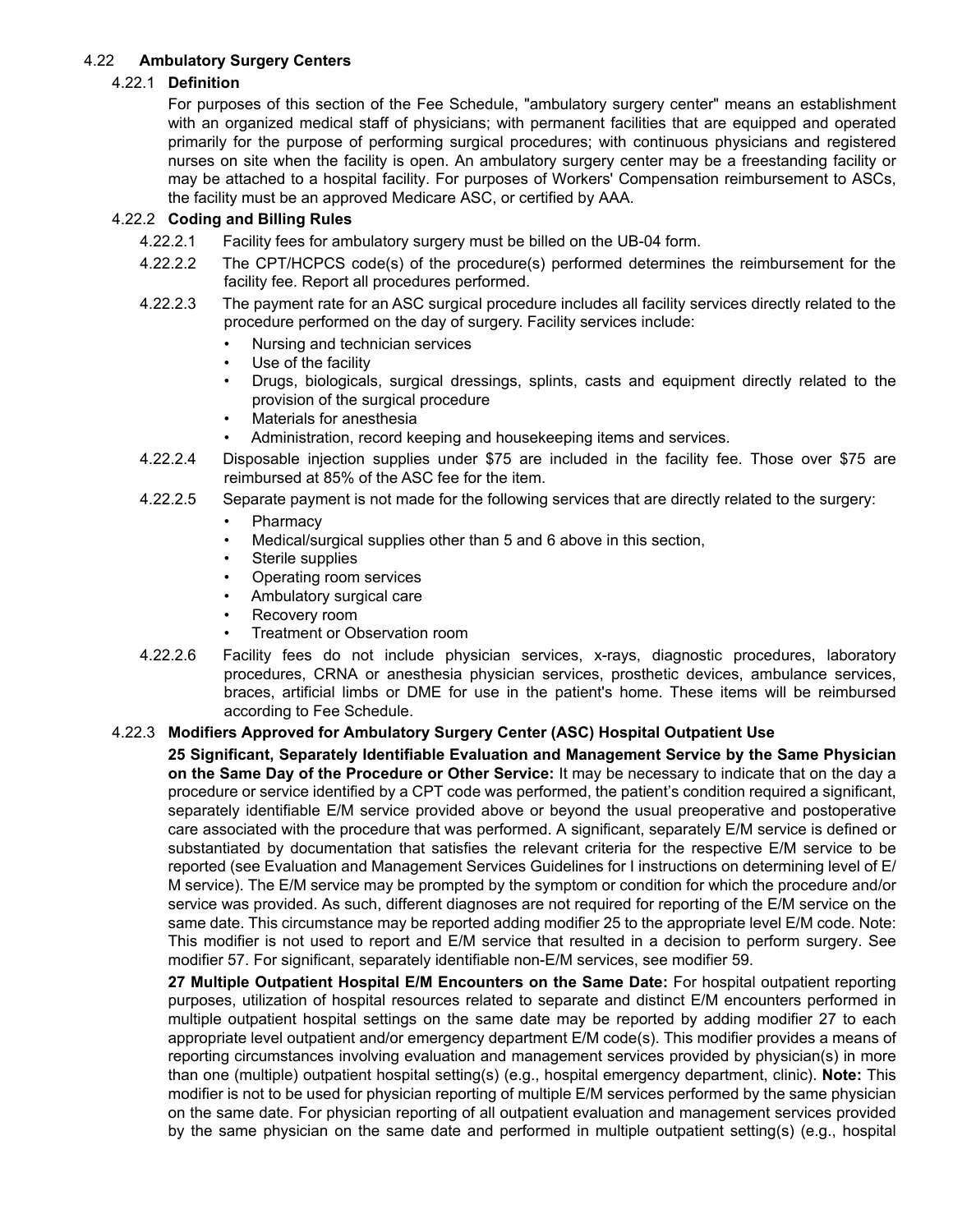## 4.22 Ambulatory Surgery Centers

### 4.22.1 Definition

For purposes of this section of the Fee Schedule, "ambulatory surgery center" means an establishment with an organized medical staff of physicians; with permanent facilities that are equipped and operated primarily for the purpose of performing surgical procedures; with continuous physicians and registered nurses on site when the facility is open. An ambulatory surgery center may be a freestanding facility or may be attached to a hospital facility. For purposes of Workers' Compensation reimbursement to ASCs, the facility must be an approved Medicare ASC, or certified by AAA.

### 4.22.2 Coding and Billing Rules

4.22.2.1 Facility fees for ambulatory surgery must be billed on the UB-04 form.

4.22.2.2 The CPT/HCPCS code(s) of the procedure(s) performed determines the reimbursement for the facility fee. Report all procedures performed.

4.22.2.3 The payment rate for an ASC surgical procedure includes all facility services directly related to the procedure performed on the day of surgery. Facility services include:

- Nursing and technician services
- Use of the facility
- Drugs, biologicals, surgical dressings, splints, casts and equipment directly related to the provision of the surgical procedure
- Materials for anesthesia
- Administration, record keeping and housekeeping items and services.

4.22.2.4 Disposable injection supplies under $75 are included in the facility fee. Those over $75 are reimbursed at 85% of the ASC fee for the item.

4.22.2.5 Separate payment is not made for the following services that are directly related to the surgery:

- Pharmacy
- Medical/surgical supplies other than 5 and 6 above in this section,
- Sterile supplies
- Operating room services
- Ambulatory surgical care
- Recovery room
- Treatment or Observation room

4.22.2.6 Facility fees do not include physician services, x-rays, diagnostic procedures, laboratory procedures, CRNA or anesthesia physician services, prosthetic devices, ambulance services, braces, artificial limbs or DME for use in the patient's home. These items will be reimbursed according to Fee Schedule.

### 4.22.3 Modifiers Approved for Ambulatory Surgery Center (ASC) Hospital Outpatient Use

**25 Significant, Separately Identifiable Evaluation and Management Service by the Same Physician on the Same Day of the Procedure or Other Service:** It may be necessary to indicate that on the day a procedure or service identified by a CPT code was performed, the patient's condition required a significant, separately identifiable E/M service provided above or beyond the usual preoperative and postoperative care associated with the procedure that was performed. A significant, separately E/M service is defined or substantiated by documentation that satisfies the relevant criteria for the respective E/M service to be reported (see Evaluation and Management Services Guidelines for l instructions on determining level of E/M service). The E/M service may be prompted by the symptom or condition for which the procedure and/or service was provided. As such, different diagnoses are not required for reporting of the E/M service on the same date. This circumstance may be reported adding modifier 25 to the appropriate level E/M code. Note: This modifier is not used to report and E/M service that resulted in a decision to perform surgery. See modifier 57. For significant, separately identifiable non-E/M services, see modifier 59.

**27 Multiple Outpatient Hospital E/M Encounters on the Same Date:** For hospital outpatient reporting purposes, utilization of hospital resources related to separate and distinct E/M encounters performed in multiple outpatient hospital settings on the same date may be reported by adding modifier 27 to each appropriate level outpatient and/or emergency department E/M code(s). This modifier provides a means of reporting circumstances involving evaluation and management services provided by physician(s) in more than one (multiple) outpatient hospital setting(s) (e.g., hospital emergency department, clinic). **Note:** This modifier is not to be used for physician reporting of multiple E/M services performed by the same physician on the same date. For physician reporting of all outpatient evaluation and management services provided by the same physician on the same date and performed in multiple outpatient setting(s) (e.g., hospital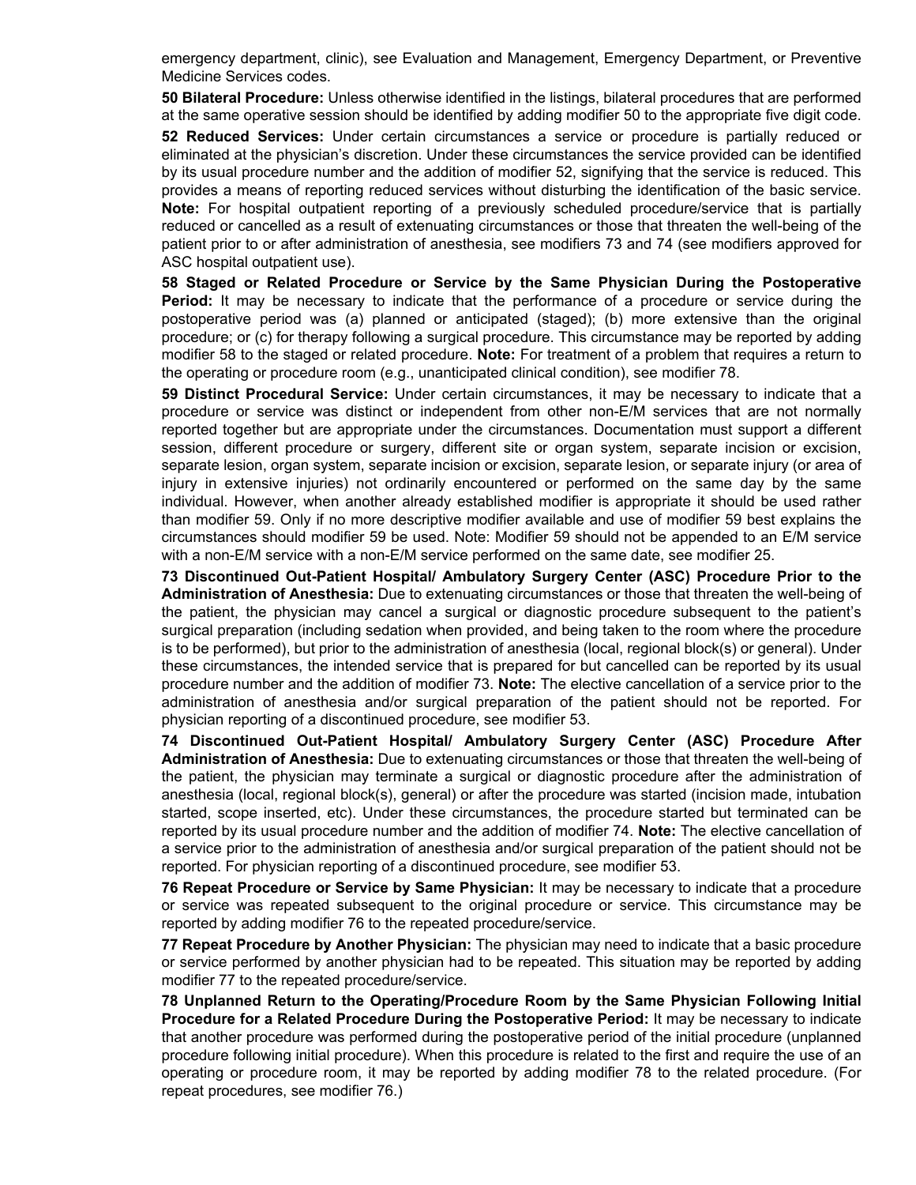emergency department, clinic), see Evaluation and Management, Emergency Department, or Preventive Medicine Services codes.

**50 Bilateral Procedure:** Unless otherwise identified in the listings, bilateral procedures that are performed at the same operative session should be identified by adding modifier 50 to the appropriate five digit code.

**52 Reduced Services:** Under certain circumstances a service or procedure is partially reduced or eliminated at the physician's discretion. Under these circumstances the service provided can be identified by its usual procedure number and the addition of modifier 52, signifying that the service is reduced. This provides a means of reporting reduced services without disturbing the identification of the basic service. **Note:** For hospital outpatient reporting of a previously scheduled procedure/service that is partially reduced or cancelled as a result of extenuating circumstances or those that threaten the well-being of the patient prior to or after administration of anesthesia, see modifiers 73 and 74 (see modifiers approved for ASC hospital outpatient use).

**58 Staged or Related Procedure or Service by the Same Physician During the Postoperative Period:** It may be necessary to indicate that the performance of a procedure or service during the postoperative period was (a) planned or anticipated (staged); (b) more extensive than the original procedure; or (c) for therapy following a surgical procedure. This circumstance may be reported by adding modifier 58 to the staged or related procedure. **Note:** For treatment of a problem that requires a return to the operating or procedure room (e.g., unanticipated clinical condition), see modifier 78.

**59 Distinct Procedural Service:** Under certain circumstances, it may be necessary to indicate that a procedure or service was distinct or independent from other non-E/M services that are not normally reported together but are appropriate under the circumstances. Documentation must support a different session, different procedure or surgery, different site or organ system, separate incision or excision, separate lesion, organ system, separate incision or excision, separate lesion, or separate injury (or area of injury in extensive injuries) not ordinarily encountered or performed on the same day by the same individual. However, when another already established modifier is appropriate it should be used rather than modifier 59. Only if no more descriptive modifier available and use of modifier 59 best explains the circumstances should modifier 59 be used. Note: Modifier 59 should not be appended to an E/M service with a non-E/M service with a non-E/M service performed on the same date, see modifier 25.

**73 Discontinued Out-Patient Hospital/ Ambulatory Surgery Center (ASC) Procedure Prior to the Administration of Anesthesia:** Due to extenuating circumstances or those that threaten the well-being of the patient, the physician may cancel a surgical or diagnostic procedure subsequent to the patient's surgical preparation (including sedation when provided, and being taken to the room where the procedure is to be performed), but prior to the administration of anesthesia (local, regional block(s) or general). Under these circumstances, the intended service that is prepared for but cancelled can be reported by its usual procedure number and the addition of modifier 73. **Note:** The elective cancellation of a service prior to the administration of anesthesia and/or surgical preparation of the patient should not be reported. For physician reporting of a discontinued procedure, see modifier 53.

**74 Discontinued Out-Patient Hospital/ Ambulatory Surgery Center (ASC) Procedure After Administration of Anesthesia:** Due to extenuating circumstances or those that threaten the well-being of the patient, the physician may terminate a surgical or diagnostic procedure after the administration of anesthesia (local, regional block(s), general) or after the procedure was started (incision made, intubation started, scope inserted, etc). Under these circumstances, the procedure started but terminated can be reported by its usual procedure number and the addition of modifier 74. **Note:** The elective cancellation of a service prior to the administration of anesthesia and/or surgical preparation of the patient should not be reported. For physician reporting of a discontinued procedure, see modifier 53.

**76 Repeat Procedure or Service by Same Physician:** It may be necessary to indicate that a procedure or service was repeated subsequent to the original procedure or service. This circumstance may be reported by adding modifier 76 to the repeated procedure/service.

**77 Repeat Procedure by Another Physician:** The physician may need to indicate that a basic procedure or service performed by another physician had to be repeated. This situation may be reported by adding modifier 77 to the repeated procedure/service.

**78 Unplanned Return to the Operating/Procedure Room by the Same Physician Following Initial Procedure for a Related Procedure During the Postoperative Period:** It may be necessary to indicate that another procedure was performed during the postoperative period of the initial procedure (unplanned procedure following initial procedure). When this procedure is related to the first and require the use of an operating or procedure room, it may be reported by adding modifier 78 to the related procedure. (For repeat procedures, see modifier 76.)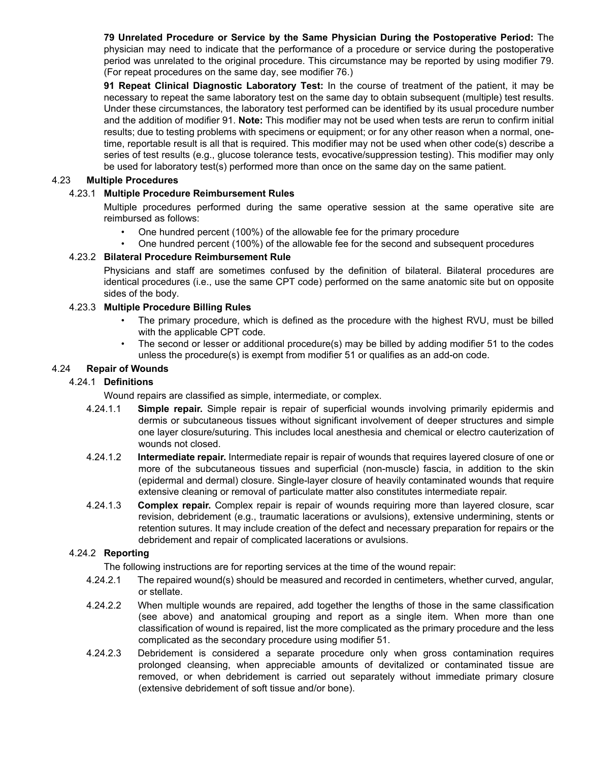**79 Unrelated Procedure or Service by the Same Physician During the Postoperative Period:** The physician may need to indicate that the performance of a procedure or service during the postoperative period was unrelated to the original procedure. This circumstance may be reported by using modifier 79. (For repeat procedures on the same day, see modifier 76.)

**91 Repeat Clinical Diagnostic Laboratory Test:** In the course of treatment of the patient, it may be necessary to repeat the same laboratory test on the same day to obtain subsequent (multiple) test results. Under these circumstances, the laboratory test performed can be identified by its usual procedure number and the addition of modifier 91. **Note:** This modifier may not be used when tests are rerun to confirm initial results; due to testing problems with specimens or equipment; or for any other reason when a normal, one-time, reportable result is all that is required. This modifier may not be used when other code(s) describe a series of test results (e.g., glucose tolerance tests, evocative/suppression testing). This modifier may only be used for laboratory test(s) performed more than once on the same day on the same patient.

## 4.23 Multiple Procedures

### 4.23.1 Multiple Procedure Reimbursement Rules

Multiple procedures performed during the same operative session at the same operative site are reimbursed as follows:

- One hundred percent (100%) of the allowable fee for the primary procedure
- One hundred percent (100%) of the allowable fee for the second and subsequent procedures

### 4.23.2 Bilateral Procedure Reimbursement Rule

Physicians and staff are sometimes confused by the definition of bilateral. Bilateral procedures are identical procedures (i.e., use the same CPT code) performed on the same anatomic site but on opposite sides of the body.

### 4.23.3 Multiple Procedure Billing Rules

- The primary procedure, which is defined as the procedure with the highest RVU, must be billed with the applicable CPT code.
- The second or lesser or additional procedure(s) may be billed by adding modifier 51 to the codes unless the procedure(s) is exempt from modifier 51 or qualifies as an add-on code.

## 4.24 Repair of Wounds

### 4.24.1 Definitions

Wound repairs are classified as simple, intermediate, or complex.

4.24.1.1 **Simple repair.** Simple repair is repair of superficial wounds involving primarily epidermis and dermis or subcutaneous tissues without significant involvement of deeper structures and simple one layer closure/suturing. This includes local anesthesia and chemical or electro cauterization of wounds not closed.

4.24.1.2 **Intermediate repair.** Intermediate repair is repair of wounds that requires layered closure of one or more of the subcutaneous tissues and superficial (non-muscle) fascia, in addition to the skin (epidermal and dermal) closure. Single-layer closure of heavily contaminated wounds that require extensive cleaning or removal of particulate matter also constitutes intermediate repair.

4.24.1.3 **Complex repair.** Complex repair is repair of wounds requiring more than layered closure, scar revision, debridement (e.g., traumatic lacerations or avulsions), extensive undermining, stents or retention sutures. It may include creation of the defect and necessary preparation for repairs or the debridement and repair of complicated lacerations or avulsions.

### 4.24.2 Reporting

The following instructions are for reporting services at the time of the wound repair:

4.24.2.1 The repaired wound(s) should be measured and recorded in centimeters, whether curved, angular, or stellate.

4.24.2.2 When multiple wounds are repaired, add together the lengths of those in the same classification (see above) and anatomical grouping and report as a single item. When more than one classification of wound is repaired, list the more complicated as the primary procedure and the less complicated as the secondary procedure using modifier 51.

4.24.2.3 Debridement is considered a separate procedure only when gross contamination requires prolonged cleansing, when appreciable amounts of devitalized or contaminated tissue are removed, or when debridement is carried out separately without immediate primary closure (extensive debridement of soft tissue and/or bone).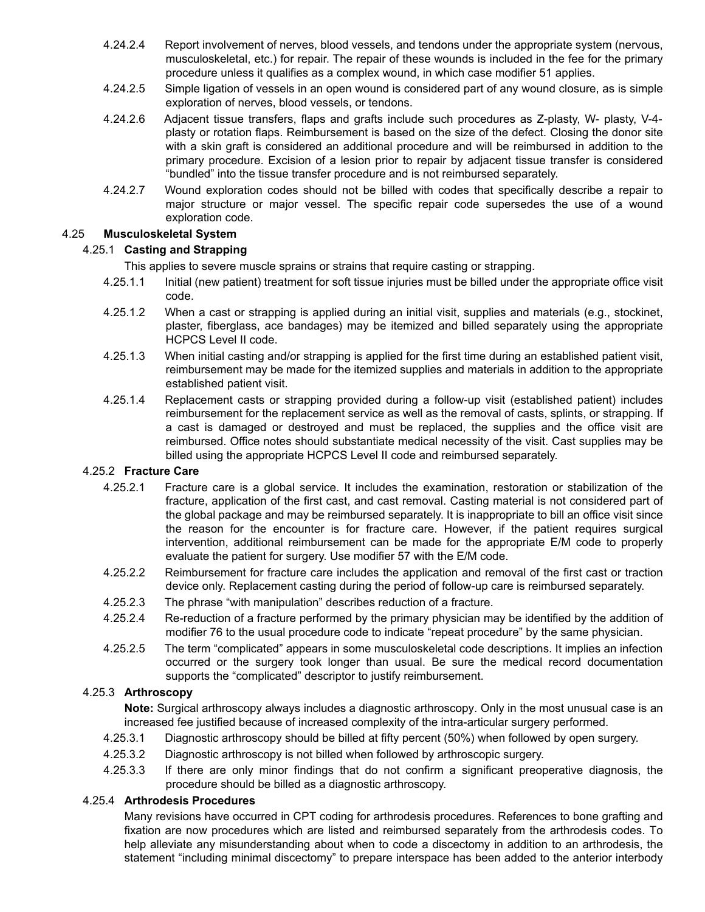4.24.2.4 Report involvement of nerves, blood vessels, and tendons under the appropriate system (nervous, musculoskeletal, etc.) for repair. The repair of these wounds is included in the fee for the primary procedure unless it qualifies as a complex wound, in which case modifier 51 applies.

4.24.2.5 Simple ligation of vessels in an open wound is considered part of any wound closure, as is simple exploration of nerves, blood vessels, or tendons.

4.24.2.6 Adjacent tissue transfers, flaps and grafts include such procedures as Z-plasty, W- plasty, V-4-plasty or rotation flaps. Reimbursement is based on the size of the defect. Closing the donor site with a skin graft is considered an additional procedure and will be reimbursed in addition to the primary procedure. Excision of a lesion prior to repair by adjacent tissue transfer is considered "bundled" into the tissue transfer procedure and is not reimbursed separately.

4.24.2.7 Wound exploration codes should not be billed with codes that specifically describe a repair to major structure or major vessel. The specific repair code supersedes the use of a wound exploration code.

## 4.25 Musculoskeletal System

### 4.25.1 Casting and Strapping

This applies to severe muscle sprains or strains that require casting or strapping.

4.25.1.1 Initial (new patient) treatment for soft tissue injuries must be billed under the appropriate office visit code.

4.25.1.2 When a cast or strapping is applied during an initial visit, supplies and materials (e.g., stockinet, plaster, fiberglass, ace bandages) may be itemized and billed separately using the appropriate HCPCS Level II code.

4.25.1.3 When initial casting and/or strapping is applied for the first time during an established patient visit, reimbursement may be made for the itemized supplies and materials in addition to the appropriate established patient visit.

4.25.1.4 Replacement casts or strapping provided during a follow-up visit (established patient) includes reimbursement for the replacement service as well as the removal of casts, splints, or strapping. If a cast is damaged or destroyed and must be replaced, the supplies and the office visit are reimbursed. Office notes should substantiate medical necessity of the visit. Cast supplies may be billed using the appropriate HCPCS Level II code and reimbursed separately.

### 4.25.2 Fracture Care

4.25.2.1 Fracture care is a global service. It includes the examination, restoration or stabilization of the fracture, application of the first cast, and cast removal. Casting material is not considered part of the global package and may be reimbursed separately. It is inappropriate to bill an office visit since the reason for the encounter is for fracture care. However, if the patient requires surgical intervention, additional reimbursement can be made for the appropriate E/M code to properly evaluate the patient for surgery. Use modifier 57 with the E/M code.

4.25.2.2 Reimbursement for fracture care includes the application and removal of the first cast or traction device only. Replacement casting during the period of follow-up care is reimbursed separately.

4.25.2.3 The phrase "with manipulation" describes reduction of a fracture.

4.25.2.4 Re-reduction of a fracture performed by the primary physician may be identified by the addition of modifier 76 to the usual procedure code to indicate "repeat procedure" by the same physician.

4.25.2.5 The term "complicated" appears in some musculoskeletal code descriptions. It implies an infection occurred or the surgery took longer than usual. Be sure the medical record documentation supports the "complicated" descriptor to justify reimbursement.

### 4.25.3 Arthroscopy

**Note:** Surgical arthroscopy always includes a diagnostic arthroscopy. Only in the most unusual case is an increased fee justified because of increased complexity of the intra-articular surgery performed.

4.25.3.1 Diagnostic arthroscopy should be billed at fifty percent (50%) when followed by open surgery.

4.25.3.2 Diagnostic arthroscopy is not billed when followed by arthroscopic surgery.

4.25.3.3 If there are only minor findings that do not confirm a significant preoperative diagnosis, the procedure should be billed as a diagnostic arthroscopy.

### 4.25.4 Arthrodesis Procedures

Many revisions have occurred in CPT coding for arthrodesis procedures. References to bone grafting and fixation are now procedures which are listed and reimbursed separately from the arthrodesis codes. To help alleviate any misunderstanding about when to code a discectomy in addition to an arthrodesis, the statement "including minimal discectomy" to prepare interspace has been added to the anterior interbody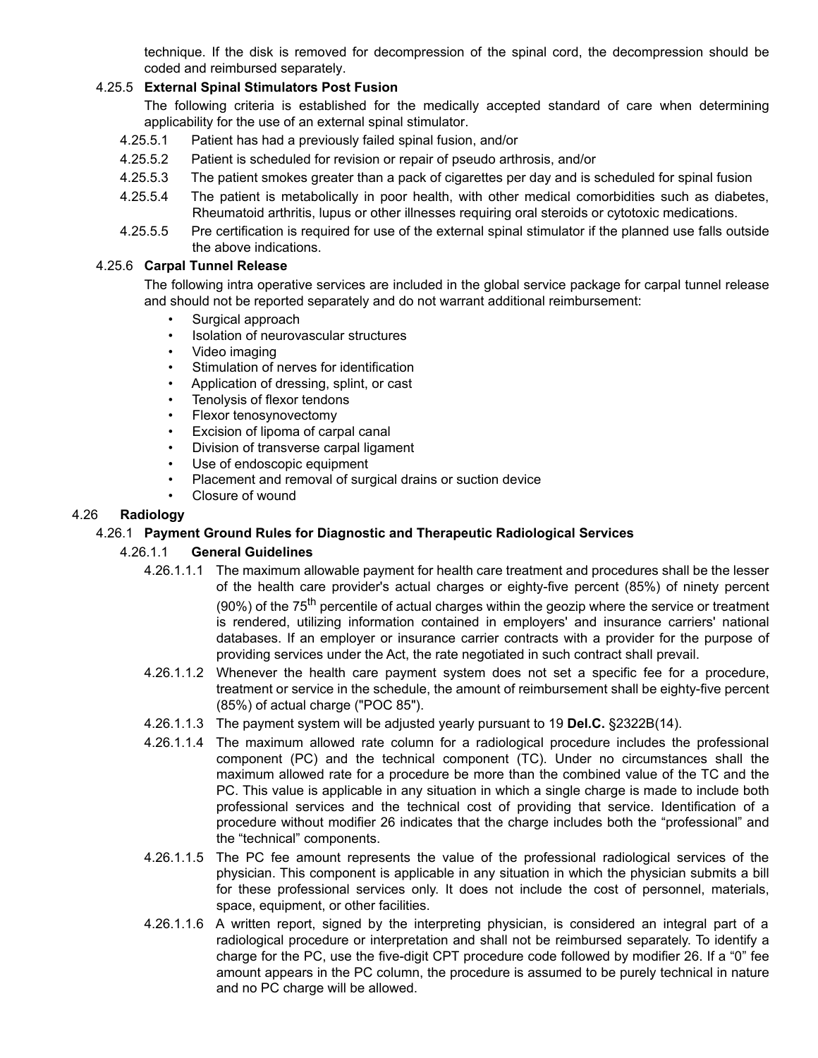technique. If the disk is removed for decompression of the spinal cord, the decompression should be coded and reimbursed separately.

#### 4.25.5 **External Spinal Stimulators Post Fusion**

The following criteria is established for the medically accepted standard of care when determining applicability for the use of an external spinal stimulator.

4.25.5.1 Patient has had a previously failed spinal fusion, and/or

4.25.5.2 Patient is scheduled for revision or repair of pseudo arthrosis, and/or

4.25.5.3 The patient smokes greater than a pack of cigarettes per day and is scheduled for spinal fusion

4.25.5.4 The patient is metabolically in poor health, with other medical comorbidities such as diabetes, Rheumatoid arthritis, lupus or other illnesses requiring oral steroids or cytotoxic medications.

4.25.5.5 Pre certification is required for use of the external spinal stimulator if the planned use falls outside the above indications.

#### 4.25.6 **Carpal Tunnel Release**

The following intra operative services are included in the global service package for carpal tunnel release and should not be reported separately and do not warrant additional reimbursement:

- Surgical approach
- Isolation of neurovascular structures
- Video imaging
- Stimulation of nerves for identification
- Application of dressing, splint, or cast
- Tenolysis of flexor tendons
- Flexor tenosynovectomy
- Excision of lipoma of carpal canal
- Division of transverse carpal ligament
- Use of endoscopic equipment
- Placement and removal of surgical drains or suction device
- Closure of wound

## 4.26 **Radiology**

### 4.26.1 **Payment Ground Rules for Diagnostic and Therapeutic Radiological Services**

#### 4.26.1.1 **General Guidelines**

4.26.1.1.1 The maximum allowable payment for health care treatment and procedures shall be the lesser of the health care provider's actual charges or eighty-five percent (85%) of ninety percent (90%) of the 75th percentile of actual charges within the geozip where the service or treatment is rendered, utilizing information contained in employers' and insurance carriers' national databases. If an employer or insurance carrier contracts with a provider for the purpose of providing services under the Act, the rate negotiated in such contract shall prevail.

4.26.1.1.2 Whenever the health care payment system does not set a specific fee for a procedure, treatment or service in the schedule, the amount of reimbursement shall be eighty-five percent (85%) of actual charge ("POC 85").

4.26.1.1.3 The payment system will be adjusted yearly pursuant to 19 **Del.C.** §2322B(14).

4.26.1.1.4 The maximum allowed rate column for a radiological procedure includes the professional component (PC) and the technical component (TC). Under no circumstances shall the maximum allowed rate for a procedure be more than the combined value of the TC and the PC. This value is applicable in any situation in which a single charge is made to include both professional services and the technical cost of providing that service. Identification of a procedure without modifier 26 indicates that the charge includes both the "professional" and the "technical" components.

4.26.1.1.5 The PC fee amount represents the value of the professional radiological services of the physician. This component is applicable in any situation in which the physician submits a bill for these professional services only. It does not include the cost of personnel, materials, space, equipment, or other facilities.

4.26.1.1.6 A written report, signed by the interpreting physician, is considered an integral part of a radiological procedure or interpretation and shall not be reimbursed separately. To identify a charge for the PC, use the five-digit CPT procedure code followed by modifier 26. If a "0" fee amount appears in the PC column, the procedure is assumed to be purely technical in nature and no PC charge will be allowed.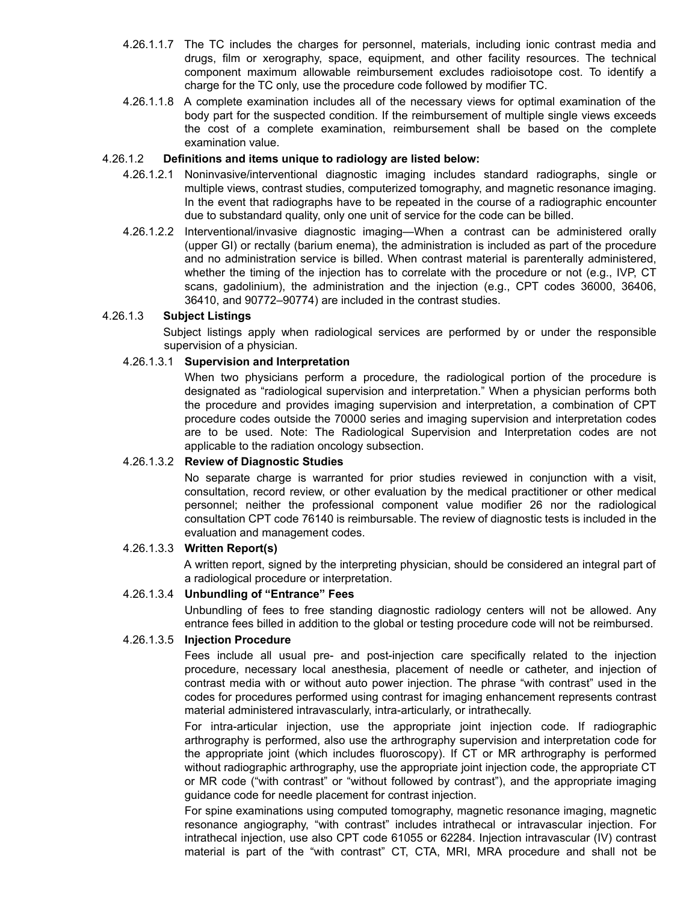4.26.1.1.7 The TC includes the charges for personnel, materials, including ionic contrast media and drugs, film or xerography, space, equipment, and other facility resources. The technical component maximum allowable reimbursement excludes radioisotope cost. To identify a charge for the TC only, use the procedure code followed by modifier TC.

4.26.1.1.8 A complete examination includes all of the necessary views for optimal examination of the body part for the suspected condition. If the reimbursement of multiple single views exceeds the cost of a complete examination, reimbursement shall be based on the complete examination value.

4.26.1.2 **Definitions and items unique to radiology are listed below:**

4.26.1.2.1 Noninvasive/interventional diagnostic imaging includes standard radiographs, single or multiple views, contrast studies, computerized tomography, and magnetic resonance imaging. In the event that radiographs have to be repeated in the course of a radiographic encounter due to substandard quality, only one unit of service for the code can be billed.

4.26.1.2.2 Interventional/invasive diagnostic imaging—When a contrast can be administered orally (upper GI) or rectally (barium enema), the administration is included as part of the procedure and no administration service is billed. When contrast material is parenterally administered, whether the timing of the injection has to correlate with the procedure or not (e.g., IVP, CT scans, gadolinium), the administration and the injection (e.g., CPT codes 36000, 36406, 36410, and 90772–90774) are included in the contrast studies.

4.26.1.3 **Subject Listings**

Subject listings apply when radiological services are performed by or under the responsible supervision of a physician.

4.26.1.3.1 **Supervision and Interpretation**

When two physicians perform a procedure, the radiological portion of the procedure is designated as "radiological supervision and interpretation." When a physician performs both the procedure and provides imaging supervision and interpretation, a combination of CPT procedure codes outside the 70000 series and imaging supervision and interpretation codes are to be used. Note: The Radiological Supervision and Interpretation codes are not applicable to the radiation oncology subsection.

4.26.1.3.2 **Review of Diagnostic Studies**

No separate charge is warranted for prior studies reviewed in conjunction with a visit, consultation, record review, or other evaluation by the medical practitioner or other medical personnel; neither the professional component value modifier 26 nor the radiological consultation CPT code 76140 is reimbursable. The review of diagnostic tests is included in the evaluation and management codes.

4.26.1.3.3 **Written Report(s)**

A written report, signed by the interpreting physician, should be considered an integral part of a radiological procedure or interpretation.

4.26.1.3.4 **Unbundling of "Entrance" Fees**

Unbundling of fees to free standing diagnostic radiology centers will not be allowed. Any entrance fees billed in addition to the global or testing procedure code will not be reimbursed.

4.26.1.3.5 **Injection Procedure**

Fees include all usual pre- and post-injection care specifically related to the injection procedure, necessary local anesthesia, placement of needle or catheter, and injection of contrast media with or without auto power injection. The phrase "with contrast" used in the codes for procedures performed using contrast for imaging enhancement represents contrast material administered intravascularly, intra-articularly, or intrathecally.

For intra-articular injection, use the appropriate joint injection code. If radiographic arthrography is performed, also use the arthrography supervision and interpretation code for the appropriate joint (which includes fluoroscopy). If CT or MR arthrography is performed without radiographic arthrography, use the appropriate joint injection code, the appropriate CT or MR code ("with contrast" or "without followed by contrast"), and the appropriate imaging guidance code for needle placement for contrast injection.

For spine examinations using computed tomography, magnetic resonance imaging, magnetic resonance angiography, "with contrast" includes intrathecal or intravascular injection. For intrathecal injection, use also CPT code 61055 or 62284. Injection intravascular (IV) contrast material is part of the "with contrast" CT, CTA, MRI, MRA procedure and shall not be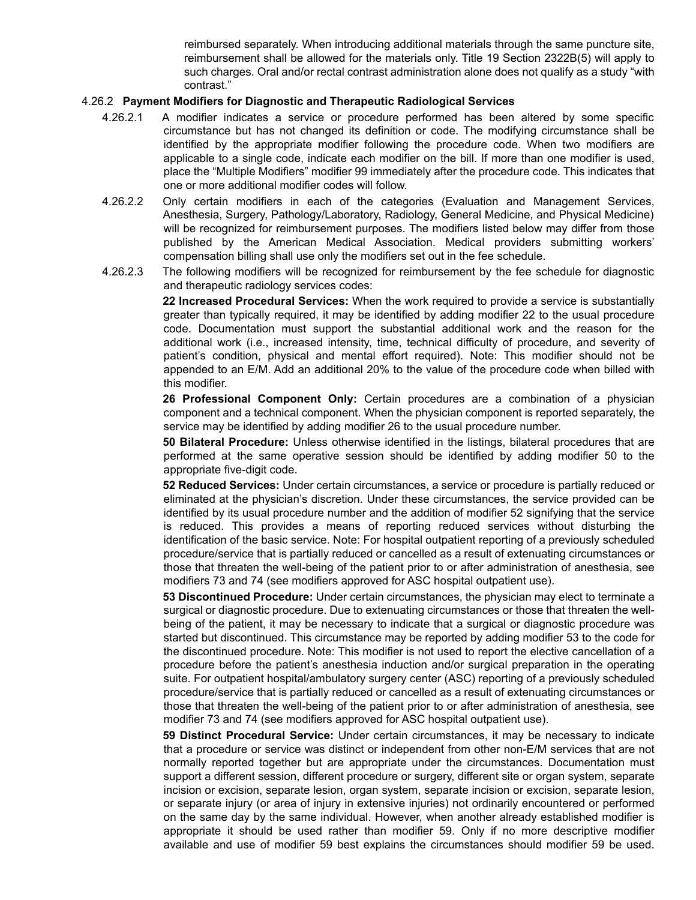reimbursed separately. When introducing additional materials through the same puncture site, reimbursement shall be allowed for the materials only. Title 19 Section 2322B(5) will apply to such charges. Oral and/or rectal contrast administration alone does not qualify as a study "with contrast."

4.26.2 **Payment Modifiers for Diagnostic and Therapeutic Radiological Services**

4.26.2.1 A modifier indicates a service or procedure performed has been altered by some specific circumstance but has not changed its definition or code. The modifying circumstance shall be identified by the appropriate modifier following the procedure code. When two modifiers are applicable to a single code, indicate each modifier on the bill. If more than one modifier is used, place the "Multiple Modifiers" modifier 99 immediately after the procedure code. This indicates that one or more additional modifier codes will follow.

4.26.2.2 Only certain modifiers in each of the categories (Evaluation and Management Services, Anesthesia, Surgery, Pathology/Laboratory, Radiology, General Medicine, and Physical Medicine) will be recognized for reimbursement purposes. The modifiers listed below may differ from those published by the American Medical Association. Medical providers submitting workers' compensation billing shall use only the modifiers set out in the fee schedule.

4.26.2.3 The following modifiers will be recognized for reimbursement by the fee schedule for diagnostic and therapeutic radiology services codes:

**22 Increased Procedural Services:** When the work required to provide a service is substantially greater than typically required, it may be identified by adding modifier 22 to the usual procedure code. Documentation must support the substantial additional work and the reason for the additional work (i.e., increased intensity, time, technical difficulty of procedure, and severity of patient's condition, physical and mental effort required). Note: This modifier should not be appended to an E/M. Add an additional 20% to the value of the procedure code when billed with this modifier.

**26 Professional Component Only:** Certain procedures are a combination of a physician component and a technical component. When the physician component is reported separately, the service may be identified by adding modifier 26 to the usual procedure number.

**50 Bilateral Procedure:** Unless otherwise identified in the listings, bilateral procedures that are performed at the same operative session should be identified by adding modifier 50 to the appropriate five-digit code.

**52 Reduced Services:** Under certain circumstances, a service or procedure is partially reduced or eliminated at the physician's discretion. Under these circumstances, the service provided can be identified by its usual procedure number and the addition of modifier 52 signifying that the service is reduced. This provides a means of reporting reduced services without disturbing the identification of the basic service. Note: For hospital outpatient reporting of a previously scheduled procedure/service that is partially reduced or cancelled as a result of extenuating circumstances or those that threaten the well-being of the patient prior to or after administration of anesthesia, see modifiers 73 and 74 (see modifiers approved for ASC hospital outpatient use).

**53 Discontinued Procedure:** Under certain circumstances, the physician may elect to terminate a surgical or diagnostic procedure. Due to extenuating circumstances or those that threaten the well-being of the patient, it may be necessary to indicate that a surgical or diagnostic procedure was started but discontinued. This circumstance may be reported by adding modifier 53 to the code for the discontinued procedure. Note: This modifier is not used to report the elective cancellation of a procedure before the patient's anesthesia induction and/or surgical preparation in the operating suite. For outpatient hospital/ambulatory surgery center (ASC) reporting of a previously scheduled procedure/service that is partially reduced or cancelled as a result of extenuating circumstances or those that threaten the well-being of the patient prior to or after administration of anesthesia, see modifier 73 and 74 (see modifiers approved for ASC hospital outpatient use).

**59 Distinct Procedural Service:** Under certain circumstances, it may be necessary to indicate that a procedure or service was distinct or independent from other non-E/M services that are not normally reported together but are appropriate under the circumstances. Documentation must support a different session, different procedure or surgery, different site or organ system, separate incision or excision, separate lesion, organ system, separate incision or excision, separate lesion, or separate injury (or area of injury in extensive injuries) not ordinarily encountered or performed on the same day by the same individual. However, when another already established modifier is appropriate it should be used rather than modifier 59. Only if no more descriptive modifier available and use of modifier 59 best explains the circumstances should modifier 59 be used.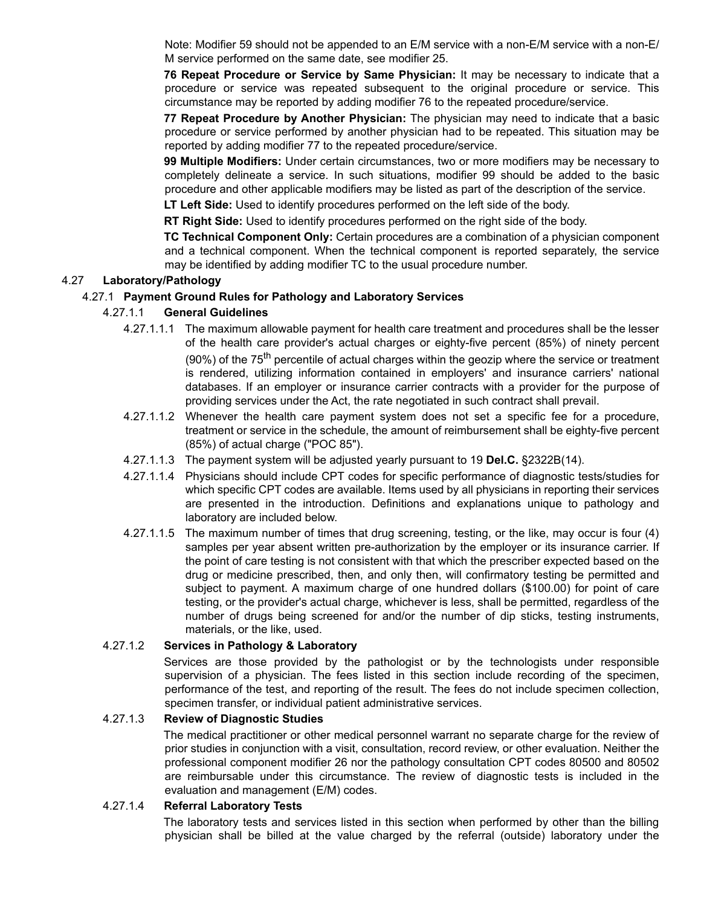Note: Modifier 59 should not be appended to an E/M service with a non-E/M service with a non-E/M service performed on the same date, see modifier 25.

**76 Repeat Procedure or Service by Same Physician:** It may be necessary to indicate that a procedure or service was repeated subsequent to the original procedure or service. This circumstance may be reported by adding modifier 76 to the repeated procedure/service.

**77 Repeat Procedure by Another Physician:** The physician may need to indicate that a basic procedure or service performed by another physician had to be repeated. This situation may be reported by adding modifier 77 to the repeated procedure/service.

**99 Multiple Modifiers:** Under certain circumstances, two or more modifiers may be necessary to completely delineate a service. In such situations, modifier 99 should be added to the basic procedure and other applicable modifiers may be listed as part of the description of the service.

**LT Left Side:** Used to identify procedures performed on the left side of the body.

**RT Right Side:** Used to identify procedures performed on the right side of the body.

**TC Technical Component Only:** Certain procedures are a combination of a physician component and a technical component. When the technical component is reported separately, the service may be identified by adding modifier TC to the usual procedure number.

## 4.27 Laboratory/Pathology

### 4.27.1 Payment Ground Rules for Pathology and Laboratory Services

#### 4.27.1.1 General Guidelines

4.27.1.1.1 The maximum allowable payment for health care treatment and procedures shall be the lesser of the health care provider's actual charges or eighty-five percent (85%) of ninety percent (90%) of the 75th percentile of actual charges within the geozip where the service or treatment is rendered, utilizing information contained in employers' and insurance carriers' national databases. If an employer or insurance carrier contracts with a provider for the purpose of providing services under the Act, the rate negotiated in such contract shall prevail.

4.27.1.1.2 Whenever the health care payment system does not set a specific fee for a procedure, treatment or service in the schedule, the amount of reimbursement shall be eighty-five percent (85%) of actual charge ("POC 85").

4.27.1.1.3 The payment system will be adjusted yearly pursuant to 19 **Del.C.** §2322B(14).

4.27.1.1.4 Physicians should include CPT codes for specific performance of diagnostic tests/studies for which specific CPT codes are available. Items used by all physicians in reporting their services are presented in the introduction. Definitions and explanations unique to pathology and laboratory are included below.

4.27.1.1.5 The maximum number of times that drug screening, testing, or the like, may occur is four (4) samples per year absent written pre-authorization by the employer or its insurance carrier. If the point of care testing is not consistent with that which the prescriber expected based on the drug or medicine prescribed, then, and only then, will confirmatory testing be permitted and subject to payment. A maximum charge of one hundred dollars ($100.00) for point of care testing, or the provider's actual charge, whichever is less, shall be permitted, regardless of the number of drugs being screened for and/or the number of dip sticks, testing instruments, materials, or the like, used.

#### 4.27.1.2 Services in Pathology & Laboratory

Services are those provided by the pathologist or by the technologists under responsible supervision of a physician. The fees listed in this section include recording of the specimen, performance of the test, and reporting of the result. The fees do not include specimen collection, specimen transfer, or individual patient administrative services.

#### 4.27.1.3 Review of Diagnostic Studies

The medical practitioner or other medical personnel warrant no separate charge for the review of prior studies in conjunction with a visit, consultation, record review, or other evaluation. Neither the professional component modifier 26 nor the pathology consultation CPT codes 80500 and 80502 are reimbursable under this circumstance. The review of diagnostic tests is included in the evaluation and management (E/M) codes.

#### 4.27.1.4 Referral Laboratory Tests

The laboratory tests and services listed in this section when performed by other than the billing physician shall be billed at the value charged by the referral (outside) laboratory under the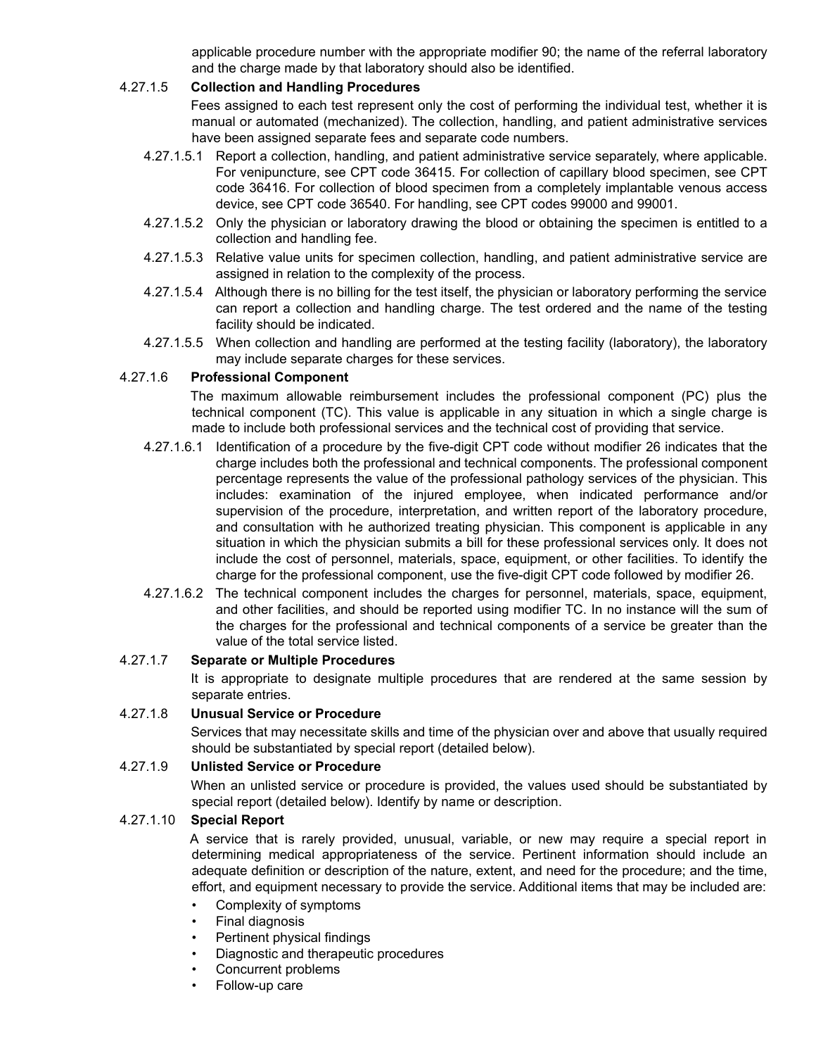applicable procedure number with the appropriate modifier 90; the name of the referral laboratory and the charge made by that laboratory should also be identified.

4.27.1.5 **Collection and Handling Procedures**

Fees assigned to each test represent only the cost of performing the individual test, whether it is manual or automated (mechanized). The collection, handling, and patient administrative services have been assigned separate fees and separate code numbers.

4.27.1.5.1 Report a collection, handling, and patient administrative service separately, where applicable. For venipuncture, see CPT code 36415. For collection of capillary blood specimen, see CPT code 36416. For collection of blood specimen from a completely implantable venous access device, see CPT code 36540. For handling, see CPT codes 99000 and 99001.

4.27.1.5.2 Only the physician or laboratory drawing the blood or obtaining the specimen is entitled to a collection and handling fee.

4.27.1.5.3 Relative value units for specimen collection, handling, and patient administrative service are assigned in relation to the complexity of the process.

4.27.1.5.4 Although there is no billing for the test itself, the physician or laboratory performing the service can report a collection and handling charge. The test ordered and the name of the testing facility should be indicated.

4.27.1.5.5 When collection and handling are performed at the testing facility (laboratory), the laboratory may include separate charges for these services.

4.27.1.6 **Professional Component**

The maximum allowable reimbursement includes the professional component (PC) plus the technical component (TC). This value is applicable in any situation in which a single charge is made to include both professional services and the technical cost of providing that service.

4.27.1.6.1 Identification of a procedure by the five-digit CPT code without modifier 26 indicates that the charge includes both the professional and technical components. The professional component percentage represents the value of the professional pathology services of the physician. This includes: examination of the injured employee, when indicated performance and/or supervision of the procedure, interpretation, and written report of the laboratory procedure, and consultation with he authorized treating physician. This component is applicable in any situation in which the physician submits a bill for these professional services only. It does not include the cost of personnel, materials, space, equipment, or other facilities. To identify the charge for the professional component, use the five-digit CPT code followed by modifier 26.

4.27.1.6.2 The technical component includes the charges for personnel, materials, space, equipment, and other facilities, and should be reported using modifier TC. In no instance will the sum of the charges for the professional and technical components of a service be greater than the value of the total service listed.

4.27.1.7 **Separate or Multiple Procedures**

It is appropriate to designate multiple procedures that are rendered at the same session by separate entries.

4.27.1.8 **Unusual Service or Procedure**

Services that may necessitate skills and time of the physician over and above that usually required should be substantiated by special report (detailed below).

4.27.1.9 **Unlisted Service or Procedure**

When an unlisted service or procedure is provided, the values used should be substantiated by special report (detailed below). Identify by name or description.

4.27.1.10 **Special Report**

A service that is rarely provided, unusual, variable, or new may require a special report in determining medical appropriateness of the service. Pertinent information should include an adequate definition or description of the nature, extent, and need for the procedure; and the time, effort, and equipment necessary to provide the service. Additional items that may be included are:

- Complexity of symptoms
- Final diagnosis
- Pertinent physical findings
- Diagnostic and therapeutic procedures
- Concurrent problems
- Follow-up care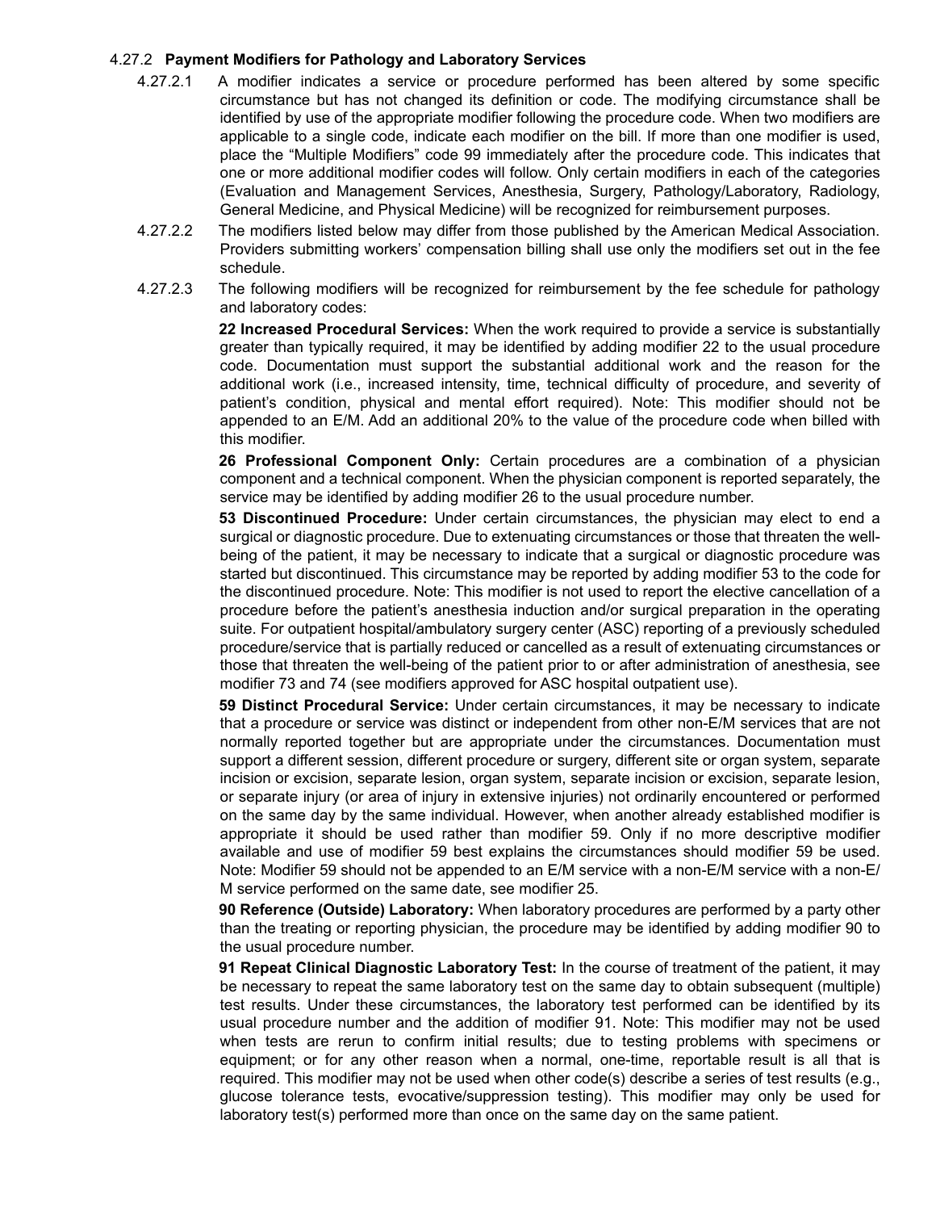### 4.27.2 **Payment Modifiers for Pathology and Laboratory Services**

4.27.2.1 A modifier indicates a service or procedure performed has been altered by some specific circumstance but has not changed its definition or code. The modifying circumstance shall be identified by use of the appropriate modifier following the procedure code. When two modifiers are applicable to a single code, indicate each modifier on the bill. If more than one modifier is used, place the "Multiple Modifiers" code 99 immediately after the procedure code. This indicates that one or more additional modifier codes will follow. Only certain modifiers in each of the categories (Evaluation and Management Services, Anesthesia, Surgery, Pathology/Laboratory, Radiology, General Medicine, and Physical Medicine) will be recognized for reimbursement purposes.

4.27.2.2 The modifiers listed below may differ from those published by the American Medical Association. Providers submitting workers' compensation billing shall use only the modifiers set out in the fee schedule.

4.27.2.3 The following modifiers will be recognized for reimbursement by the fee schedule for pathology and laboratory codes:

**22 Increased Procedural Services:** When the work required to provide a service is substantially greater than typically required, it may be identified by adding modifier 22 to the usual procedure code. Documentation must support the substantial additional work and the reason for the additional work (i.e., increased intensity, time, technical difficulty of procedure, and severity of patient's condition, physical and mental effort required). Note: This modifier should not be appended to an E/M. Add an additional 20% to the value of the procedure code when billed with this modifier.

**26 Professional Component Only:** Certain procedures are a combination of a physician component and a technical component. When the physician component is reported separately, the service may be identified by adding modifier 26 to the usual procedure number.

**53 Discontinued Procedure:** Under certain circumstances, the physician may elect to end a surgical or diagnostic procedure. Due to extenuating circumstances or those that threaten the well-being of the patient, it may be necessary to indicate that a surgical or diagnostic procedure was started but discontinued. This circumstance may be reported by adding modifier 53 to the code for the discontinued procedure. Note: This modifier is not used to report the elective cancellation of a procedure before the patient's anesthesia induction and/or surgical preparation in the operating suite. For outpatient hospital/ambulatory surgery center (ASC) reporting of a previously scheduled procedure/service that is partially reduced or cancelled as a result of extenuating circumstances or those that threaten the well-being of the patient prior to or after administration of anesthesia, see modifier 73 and 74 (see modifiers approved for ASC hospital outpatient use).

**59 Distinct Procedural Service:** Under certain circumstances, it may be necessary to indicate that a procedure or service was distinct or independent from other non-E/M services that are not normally reported together but are appropriate under the circumstances. Documentation must support a different session, different procedure or surgery, different site or organ system, separate incision or excision, separate lesion, organ system, separate incision or excision, separate lesion, or separate injury (or area of injury in extensive injuries) not ordinarily encountered or performed on the same day by the same individual. However, when another already established modifier is appropriate it should be used rather than modifier 59. Only if no more descriptive modifier available and use of modifier 59 best explains the circumstances should modifier 59 be used. Note: Modifier 59 should not be appended to an E/M service with a non-E/M service with a non-E/M service performed on the same date, see modifier 25.

**90 Reference (Outside) Laboratory:** When laboratory procedures are performed by a party other than the treating or reporting physician, the procedure may be identified by adding modifier 90 to the usual procedure number.

**91 Repeat Clinical Diagnostic Laboratory Test:** In the course of treatment of the patient, it may be necessary to repeat the same laboratory test on the same day to obtain subsequent (multiple) test results. Under these circumstances, the laboratory test performed can be identified by its usual procedure number and the addition of modifier 91. Note: This modifier may not be used when tests are rerun to confirm initial results; due to testing problems with specimens or equipment; or for any other reason when a normal, one-time, reportable result is all that is required. This modifier may not be used when other code(s) describe a series of test results (e.g., glucose tolerance tests, evocative/suppression testing). This modifier may only be used for laboratory test(s) performed more than once on the same day on the same patient.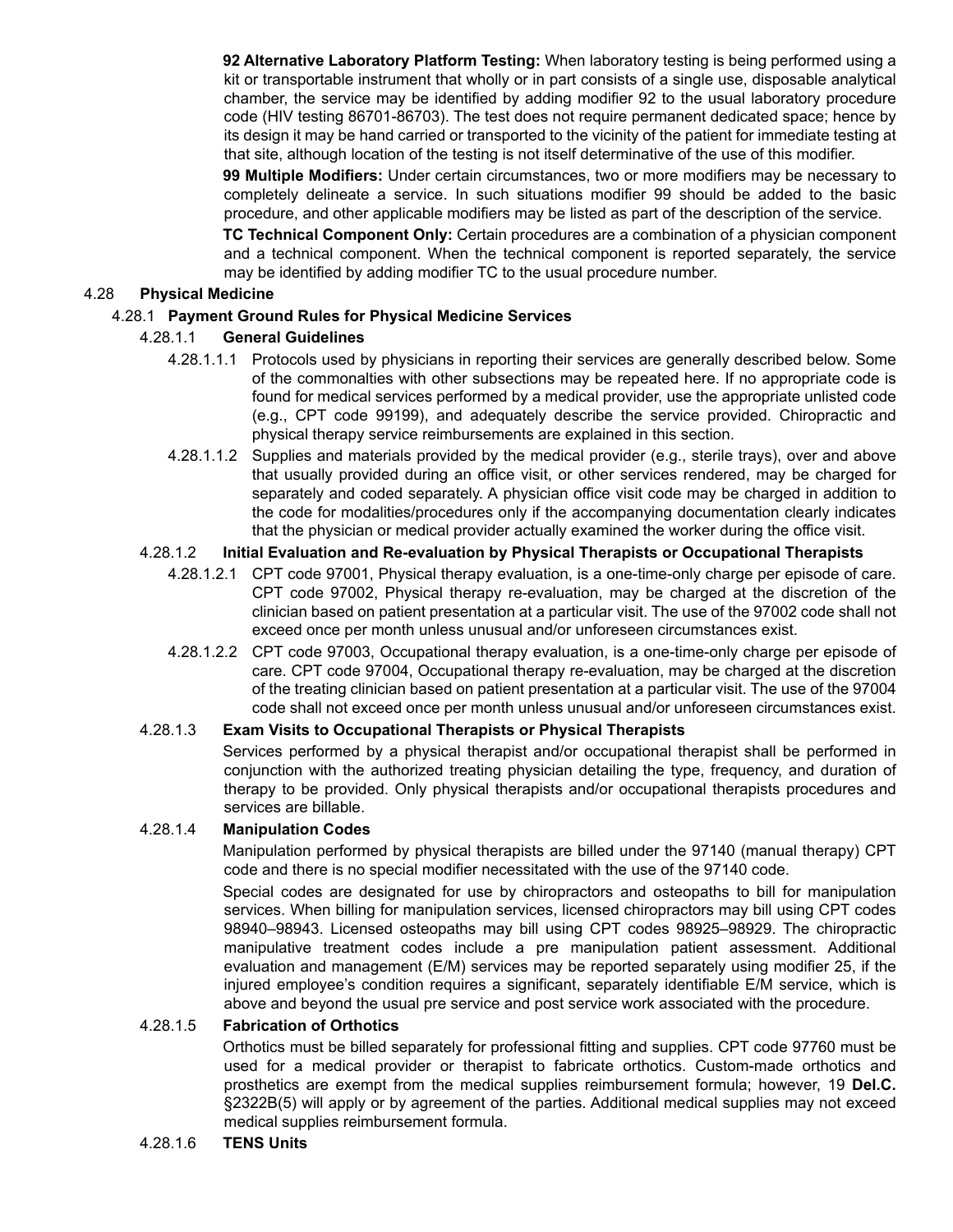**92 Alternative Laboratory Platform Testing:** When laboratory testing is being performed using a kit or transportable instrument that wholly or in part consists of a single use, disposable analytical chamber, the service may be identified by adding modifier 92 to the usual laboratory procedure code (HIV testing 86701-86703). The test does not require permanent dedicated space; hence by its design it may be hand carried or transported to the vicinity of the patient for immediate testing at that site, although location of the testing is not itself determinative of the use of this modifier.

**99 Multiple Modifiers:** Under certain circumstances, two or more modifiers may be necessary to completely delineate a service. In such situations modifier 99 should be added to the basic procedure, and other applicable modifiers may be listed as part of the description of the service.

**TC Technical Component Only:** Certain procedures are a combination of a physician component and a technical component. When the technical component is reported separately, the service may be identified by adding modifier TC to the usual procedure number.

4.28 **Physical Medicine**

4.28.1 **Payment Ground Rules for Physical Medicine Services**

4.28.1.1 **General Guidelines**

4.28.1.1.1 Protocols used by physicians in reporting their services are generally described below. Some of the commonalties with other subsections may be repeated here. If no appropriate code is found for medical services performed by a medical provider, use the appropriate unlisted code (e.g., CPT code 99199), and adequately describe the service provided. Chiropractic and physical therapy service reimbursements are explained in this section.

4.28.1.1.2 Supplies and materials provided by the medical provider (e.g., sterile trays), over and above that usually provided during an office visit, or other services rendered, may be charged for separately and coded separately. A physician office visit code may be charged in addition to the code for modalities/procedures only if the accompanying documentation clearly indicates that the physician or medical provider actually examined the worker during the office visit.

4.28.1.2 **Initial Evaluation and Re-evaluation by Physical Therapists or Occupational Therapists**

4.28.1.2.1 CPT code 97001, Physical therapy evaluation, is a one-time-only charge per episode of care. CPT code 97002, Physical therapy re-evaluation, may be charged at the discretion of the clinician based on patient presentation at a particular visit. The use of the 97002 code shall not exceed once per month unless unusual and/or unforeseen circumstances exist.

4.28.1.2.2 CPT code 97003, Occupational therapy evaluation, is a one-time-only charge per episode of care. CPT code 97004, Occupational therapy re-evaluation, may be charged at the discretion of the treating clinician based on patient presentation at a particular visit. The use of the 97004 code shall not exceed once per month unless unusual and/or unforeseen circumstances exist.

4.28.1.3 **Exam Visits to Occupational Therapists or Physical Therapists**

Services performed by a physical therapist and/or occupational therapist shall be performed in conjunction with the authorized treating physician detailing the type, frequency, and duration of therapy to be provided. Only physical therapists and/or occupational therapists procedures and services are billable.

4.28.1.4 **Manipulation Codes**

Manipulation performed by physical therapists are billed under the 97140 (manual therapy) CPT code and there is no special modifier necessitated with the use of the 97140 code.

Special codes are designated for use by chiropractors and osteopaths to bill for manipulation services. When billing for manipulation services, licensed chiropractors may bill using CPT codes 98940–98943. Licensed osteopaths may bill using CPT codes 98925–98929. The chiropractic manipulative treatment codes include a pre manipulation patient assessment. Additional evaluation and management (E/M) services may be reported separately using modifier 25, if the injured employee's condition requires a significant, separately identifiable E/M service, which is above and beyond the usual pre service and post service work associated with the procedure.

4.28.1.5 **Fabrication of Orthotics**

Orthotics must be billed separately for professional fitting and supplies. CPT code 97760 must be used for a medical provider or therapist to fabricate orthotics. Custom-made orthotics and prosthetics are exempt from the medical supplies reimbursement formula; however, 19 **Del.C.** §2322B(5) will apply or by agreement of the parties. Additional medical supplies may not exceed medical supplies reimbursement formula.

4.28.1.6 **TENS Units**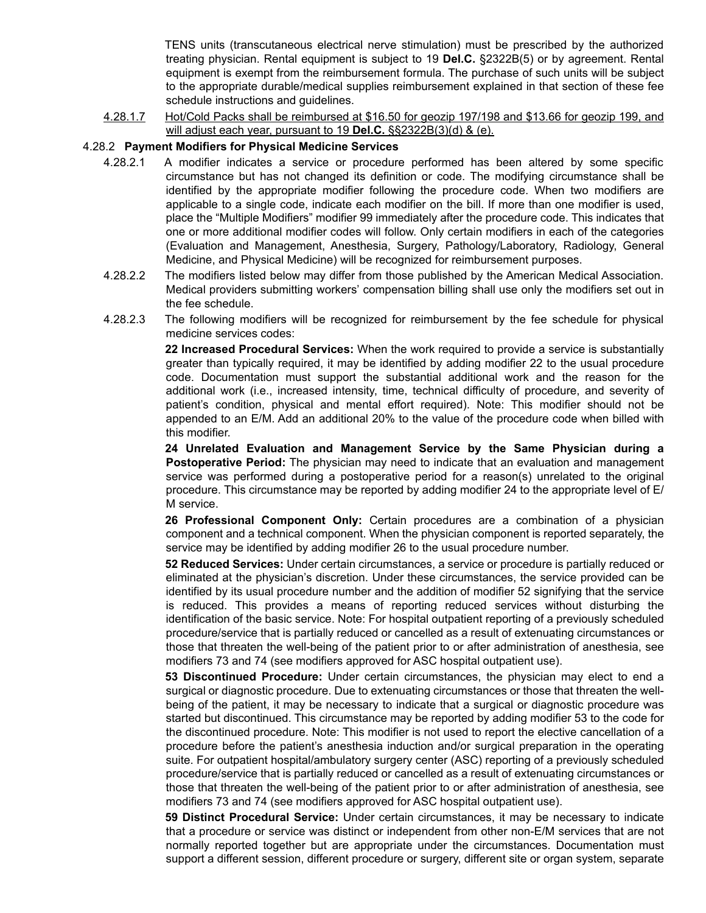TENS units (transcutaneous electrical nerve stimulation) must be prescribed by the authorized treating physician. Rental equipment is subject to 19 **Del.C.** §2322B(5) or by agreement. Rental equipment is exempt from the reimbursement formula. The purchase of such units will be subject to the appropriate durable/medical supplies reimbursement explained in that section of these fee schedule instructions and guidelines.

<u>4.28.1.7 Hot/Cold Packs shall be reimbursed at $16.50 for geozip 197/198 and $13.66 for geozip 199, and will adjust each year, pursuant to 19 **Del.C.** §§2322B(3)(d) & (e).</u>

4.28.2 **Payment Modifiers for Physical Medicine Services**

4.28.2.1 A modifier indicates a service or procedure performed has been altered by some specific circumstance but has not changed its definition or code. The modifying circumstance shall be identified by the appropriate modifier following the procedure code. When two modifiers are applicable to a single code, indicate each modifier on the bill. If more than one modifier is used, place the "Multiple Modifiers" modifier 99 immediately after the procedure code. This indicates that one or more additional modifier codes will follow. Only certain modifiers in each of the categories (Evaluation and Management, Anesthesia, Surgery, Pathology/Laboratory, Radiology, General Medicine, and Physical Medicine) will be recognized for reimbursement purposes.

4.28.2.2 The modifiers listed below may differ from those published by the American Medical Association. Medical providers submitting workers' compensation billing shall use only the modifiers set out in the fee schedule.

4.28.2.3 The following modifiers will be recognized for reimbursement by the fee schedule for physical medicine services codes:

**22 Increased Procedural Services:** When the work required to provide a service is substantially greater than typically required, it may be identified by adding modifier 22 to the usual procedure code. Documentation must support the substantial additional work and the reason for the additional work (i.e., increased intensity, time, technical difficulty of procedure, and severity of patient's condition, physical and mental effort required). Note: This modifier should not be appended to an E/M. Add an additional 20% to the value of the procedure code when billed with this modifier.

**24 Unrelated Evaluation and Management Service by the Same Physician during a Postoperative Period:** The physician may need to indicate that an evaluation and management service was performed during a postoperative period for a reason(s) unrelated to the original procedure. This circumstance may be reported by adding modifier 24 to the appropriate level of E/M service.

**26 Professional Component Only:** Certain procedures are a combination of a physician component and a technical component. When the physician component is reported separately, the service may be identified by adding modifier 26 to the usual procedure number.

**52 Reduced Services:** Under certain circumstances, a service or procedure is partially reduced or eliminated at the physician's discretion. Under these circumstances, the service provided can be identified by its usual procedure number and the addition of modifier 52 signifying that the service is reduced. This provides a means of reporting reduced services without disturbing the identification of the basic service. Note: For hospital outpatient reporting of a previously scheduled procedure/service that is partially reduced or cancelled as a result of extenuating circumstances or those that threaten the well-being of the patient prior to or after administration of anesthesia, see modifiers 73 and 74 (see modifiers approved for ASC hospital outpatient use).

**53 Discontinued Procedure:** Under certain circumstances, the physician may elect to end a surgical or diagnostic procedure. Due to extenuating circumstances or those that threaten the well-being of the patient, it may be necessary to indicate that a surgical or diagnostic procedure was started but discontinued. This circumstance may be reported by adding modifier 53 to the code for the discontinued procedure. Note: This modifier is not used to report the elective cancellation of a procedure before the patient's anesthesia induction and/or surgical preparation in the operating suite. For outpatient hospital/ambulatory surgery center (ASC) reporting of a previously scheduled procedure/service that is partially reduced or cancelled as a result of extenuating circumstances or those that threaten the well-being of the patient prior to or after administration of anesthesia, see modifiers 73 and 74 (see modifiers approved for ASC hospital outpatient use).

**59 Distinct Procedural Service:** Under certain circumstances, it may be necessary to indicate that a procedure or service was distinct or independent from other non-E/M services that are not normally reported together but are appropriate under the circumstances. Documentation must support a different session, different procedure or surgery, different site or organ system, separate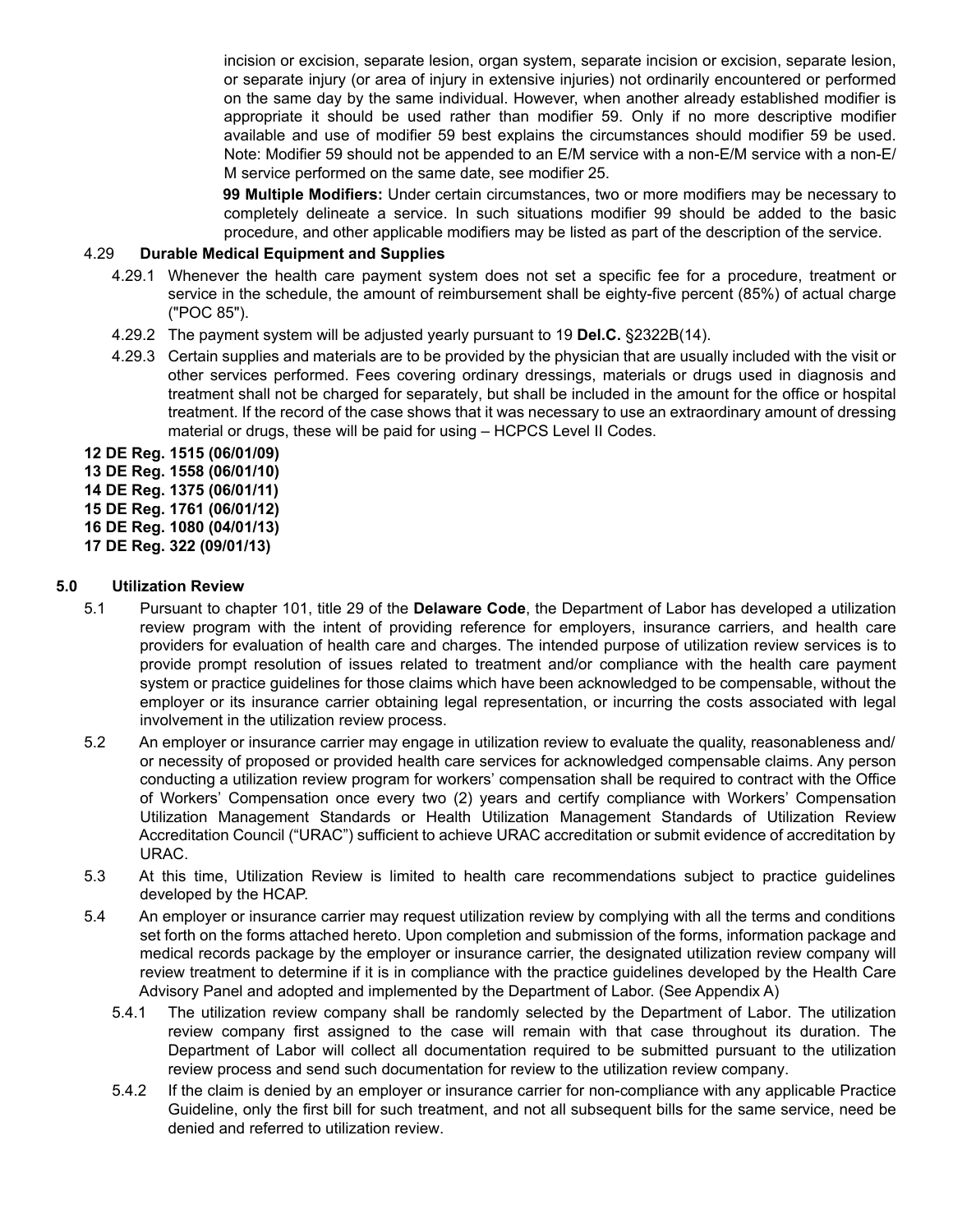incision or excision, separate lesion, organ system, separate incision or excision, separate lesion, or separate injury (or area of injury in extensive injuries) not ordinarily encountered or performed on the same day by the same individual. However, when another already established modifier is appropriate it should be used rather than modifier 59. Only if no more descriptive modifier available and use of modifier 59 best explains the circumstances should modifier 59 be used. Note: Modifier 59 should not be appended to an E/M service with a non-E/M service with a non-E/M service performed on the same date, see modifier 25.

**99 Multiple Modifiers:** Under certain circumstances, two or more modifiers may be necessary to completely delineate a service. In such situations modifier 99 should be added to the basic procedure, and other applicable modifiers may be listed as part of the description of the service.

4.29 **Durable Medical Equipment and Supplies**

4.29.1 Whenever the health care payment system does not set a specific fee for a procedure, treatment or service in the schedule, the amount of reimbursement shall be eighty-five percent (85%) of actual charge ("POC 85").

4.29.2 The payment system will be adjusted yearly pursuant to 19 **Del.C.** §2322B(14).

4.29.3 Certain supplies and materials are to be provided by the physician that are usually included with the visit or other services performed. Fees covering ordinary dressings, materials or drugs used in diagnosis and treatment shall not be charged for separately, but shall be included in the amount for the office or hospital treatment. If the record of the case shows that it was necessary to use an extraordinary amount of dressing material or drugs, these will be paid for using – HCPCS Level II Codes.

**12 DE Reg. 1515 (06/01/09)**
**13 DE Reg. 1558 (06/01/10)**
**14 DE Reg. 1375 (06/01/11)**
**15 DE Reg. 1761 (06/01/12)**
**16 DE Reg. 1080 (04/01/13)**
**17 DE Reg. 322 (09/01/13)**

## 5.0 Utilization Review

5.1 Pursuant to chapter 101, title 29 of the **Delaware Code**, the Department of Labor has developed a utilization review program with the intent of providing reference for employers, insurance carriers, and health care providers for evaluation of health care and charges. The intended purpose of utilization review services is to provide prompt resolution of issues related to treatment and/or compliance with the health care payment system or practice guidelines for those claims which have been acknowledged to be compensable, without the employer or its insurance carrier obtaining legal representation, or incurring the costs associated with legal involvement in the utilization review process.

5.2 An employer or insurance carrier may engage in utilization review to evaluate the quality, reasonableness and/or necessity of proposed or provided health care services for acknowledged compensable claims. Any person conducting a utilization review program for workers' compensation shall be required to contract with the Office of Workers' Compensation once every two (2) years and certify compliance with Workers' Compensation Utilization Management Standards or Health Utilization Management Standards of Utilization Review Accreditation Council ("URAC") sufficient to achieve URAC accreditation or submit evidence of accreditation by URAC.

5.3 At this time, Utilization Review is limited to health care recommendations subject to practice guidelines developed by the HCAP.

5.4 An employer or insurance carrier may request utilization review by complying with all the terms and conditions set forth on the forms attached hereto. Upon completion and submission of the forms, information package and medical records package by the employer or insurance carrier, the designated utilization review company will review treatment to determine if it is in compliance with the practice guidelines developed by the Health Care Advisory Panel and adopted and implemented by the Department of Labor. (See Appendix A)

5.4.1 The utilization review company shall be randomly selected by the Department of Labor. The utilization review company first assigned to the case will remain with that case throughout its duration. The Department of Labor will collect all documentation required to be submitted pursuant to the utilization review process and send such documentation for review to the utilization review company.

5.4.2 If the claim is denied by an employer or insurance carrier for non-compliance with any applicable Practice Guideline, only the first bill for such treatment, and not all subsequent bills for the same service, need be denied and referred to utilization review.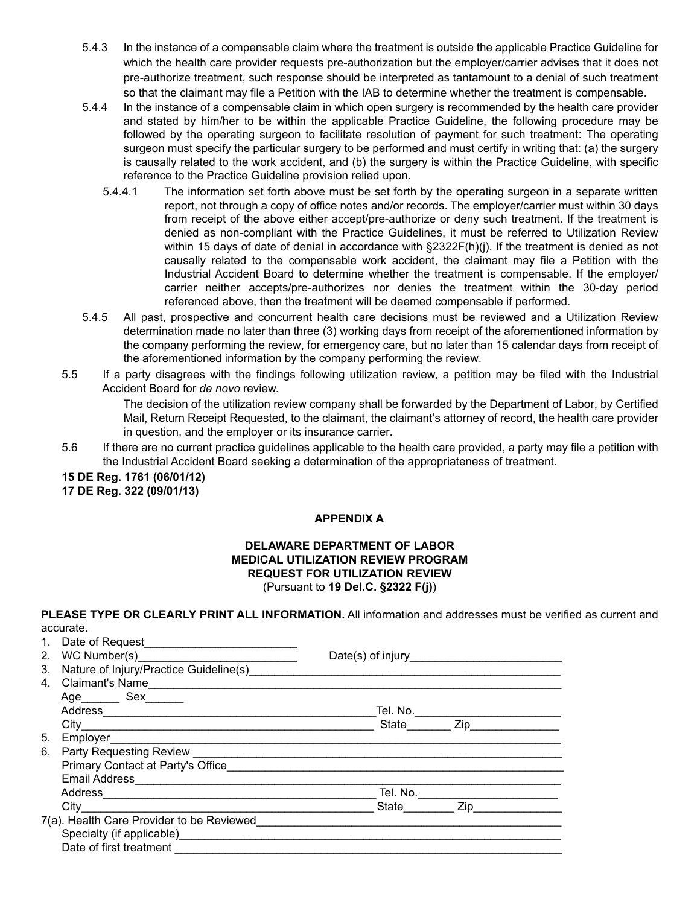5.4.3 In the instance of a compensable claim where the treatment is outside the applicable Practice Guideline for which the health care provider requests pre-authorization but the employer/carrier advises that it does not pre-authorize treatment, such response should be interpreted as tantamount to a denial of such treatment so that the claimant may file a Petition with the IAB to determine whether the treatment is compensable.

5.4.4 In the instance of a compensable claim in which open surgery is recommended by the health care provider and stated by him/her to be within the applicable Practice Guideline, the following procedure may be followed by the operating surgeon to facilitate resolution of payment for such treatment: The operating surgeon must specify the particular surgery to be performed and must certify in writing that: (a) the surgery is causally related to the work accident, and (b) the surgery is within the Practice Guideline, with specific reference to the Practice Guideline provision relied upon.

5.4.4.1 The information set forth above must be set forth by the operating surgeon in a separate written report, not through a copy of office notes and/or records. The employer/carrier must within 30 days from receipt of the above either accept/pre-authorize or deny such treatment. If the treatment is denied as non-compliant with the Practice Guidelines, it must be referred to Utilization Review within 15 days of date of denial in accordance with §2322F(h)(j). If the treatment is denied as not causally related to the compensable work accident, the claimant may file a Petition with the Industrial Accident Board to determine whether the treatment is compensable. If the employer/carrier neither accepts/pre-authorizes nor denies the treatment within the 30-day period referenced above, then the treatment will be deemed compensable if performed.

5.4.5 All past, prospective and concurrent health care decisions must be reviewed and a Utilization Review determination made no later than three (3) working days from receipt of the aforementioned information by the company performing the review, for emergency care, but no later than 15 calendar days from receipt of the aforementioned information by the company performing the review.

5.5 If a party disagrees with the findings following utilization review, a petition may be filed with the Industrial Accident Board for *de novo* review.

The decision of the utilization review company shall be forwarded by the Department of Labor, by Certified Mail, Return Receipt Requested, to the claimant, the claimant's attorney of record, the health care provider in question, and the employer or its insurance carrier.

5.6 If there are no current practice guidelines applicable to the health care provided, a party may file a petition with the Industrial Accident Board seeking a determination of the appropriateness of treatment.

**15 DE Reg. 1761 (06/01/12)**
**17 DE Reg. 322 (09/01/13)**

## APPENDIX A

### DELAWARE DEPARTMENT OF LABOR
### MEDICAL UTILIZATION REVIEW PROGRAM
### REQUEST FOR UTILIZATION REVIEW

(Pursuant to **19 Del.C. §2322 F(j)**)

**PLEASE TYPE OR CLEARLY PRINT ALL INFORMATION.** All information and addresses must be verified as current and accurate.

1. Date of Request________________________
2. WC Number(s)________________________ Date(s) of injury________________________
3. Nature of Injury/Practice Guideline(s)______________________________________________
4. Claimant's Name______________________________________________________________
   Age______ Sex______
   Address____________________________________________Tel. No.________________________
   City_______________________________________________ State_______ Zip______________
5. Employer____________________________________________________________________
6. Party Requesting Review ________________________________________________________
   Primary Contact at Party's Office__________________________________________________
   Email Address_______________________________________________________________
   Address____________________________________________ Tel. No.______________________
   City_______________________________________________ State________ Zip______________

7(a). Health Care Provider to be Reviewed______________________________________________
   Specialty (if applicable)_________________________________________________________
   Date of first treatment _________________________________________________________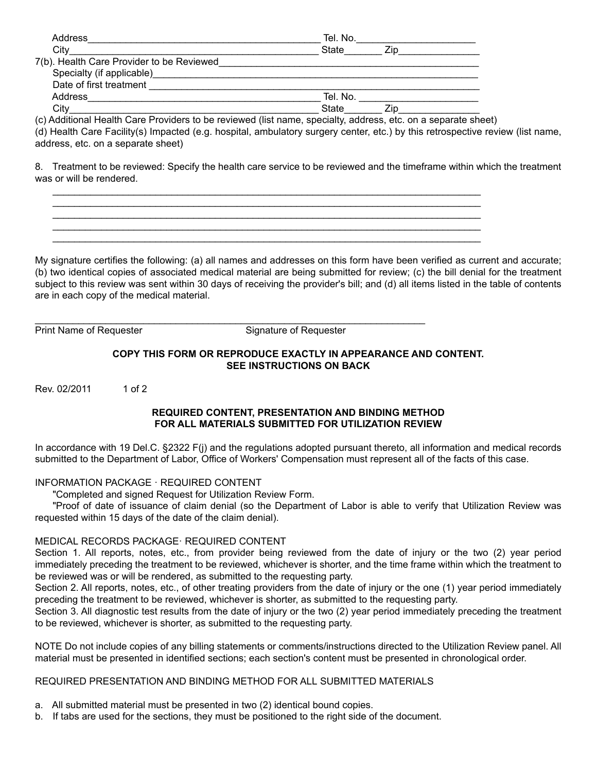Address____________________________________________ Tel. No.______________________
City_______________________________________________ State_______ Zip_______________

7(b). Health Care Provider to be Reviewed__________________________________________________
Specialty (if applicable)______________________________________________________________
Date of first treatment _______________________________________________________________
Address____________________________________________ Tel. No. ______________________
City_______________________________________________ State_______ Zip_______________

(c) Additional Health Care Providers to be reviewed (list name, specialty, address, etc. on a separate sheet)

(d) Health Care Facility(s) Impacted (e.g. hospital, ambulatory surgery center, etc.) by this retrospective review (list name, address, etc. on a separate sheet)

8. Treatment to be reviewed: Specify the health care service to be reviewed and the timeframe within which the treatment was or will be rendered.

_________________________________________________________________________________
_________________________________________________________________________________
_________________________________________________________________________________
_________________________________________________________________________________
_________________________________________________________________________________

My signature certifies the following: (a) all names and addresses on this form have been verified as current and accurate; (b) two identical copies of associated medical material are being submitted for review; (c) the bill denial for the treatment subject to this review was sent within 30 days of receiving the provider's bill; and (d) all items listed in the table of contents are in each copy of the medical material.

_________________________________________________________________________________
Print Name of Requester Signature of Requester

**COPY THIS FORM OR REPRODUCE EXACTLY IN APPEARANCE AND CONTENT.**
**SEE INSTRUCTIONS ON BACK**

Rev. 02/2011 1 of 2

**REQUIRED CONTENT, PRESENTATION AND BINDING METHOD**
**FOR ALL MATERIALS SUBMITTED FOR UTILIZATION REVIEW**

In accordance with 19 Del.C. §2322 F(j) and the regulations adopted pursuant thereto, all information and medical records submitted to the Department of Labor, Office of Workers' Compensation must represent all of the facts of this case.

INFORMATION PACKAGE · REQUIRED CONTENT

"Completed and signed Request for Utilization Review Form.

"Proof of date of issuance of claim denial (so the Department of Labor is able to verify that Utilization Review was requested within 15 days of the date of the claim denial).

MEDICAL RECORDS PACKAGE· REQUIRED CONTENT

Section 1. All reports, notes, etc., from provider being reviewed from the date of injury or the two (2) year period immediately preceding the treatment to be reviewed, whichever is shorter, and the time frame within which the treatment to be reviewed was or will be rendered, as submitted to the requesting party.

Section 2. All reports, notes, etc., of other treating providers from the date of injury or the one (1) year period immediately preceding the treatment to be reviewed, whichever is shorter, as submitted to the requesting party.

Section 3. All diagnostic test results from the date of injury or the two (2) year period immediately preceding the treatment to be reviewed, whichever is shorter, as submitted to the requesting party.

NOTE Do not include copies of any billing statements or comments/instructions directed to the Utilization Review panel. All material must be presented in identified sections; each section's content must be presented in chronological order.

REQUIRED PRESENTATION AND BINDING METHOD FOR ALL SUBMITTED MATERIALS

a. All submitted material must be presented in two (2) identical bound copies.
b. If tabs are used for the sections, they must be positioned to the right side of the document.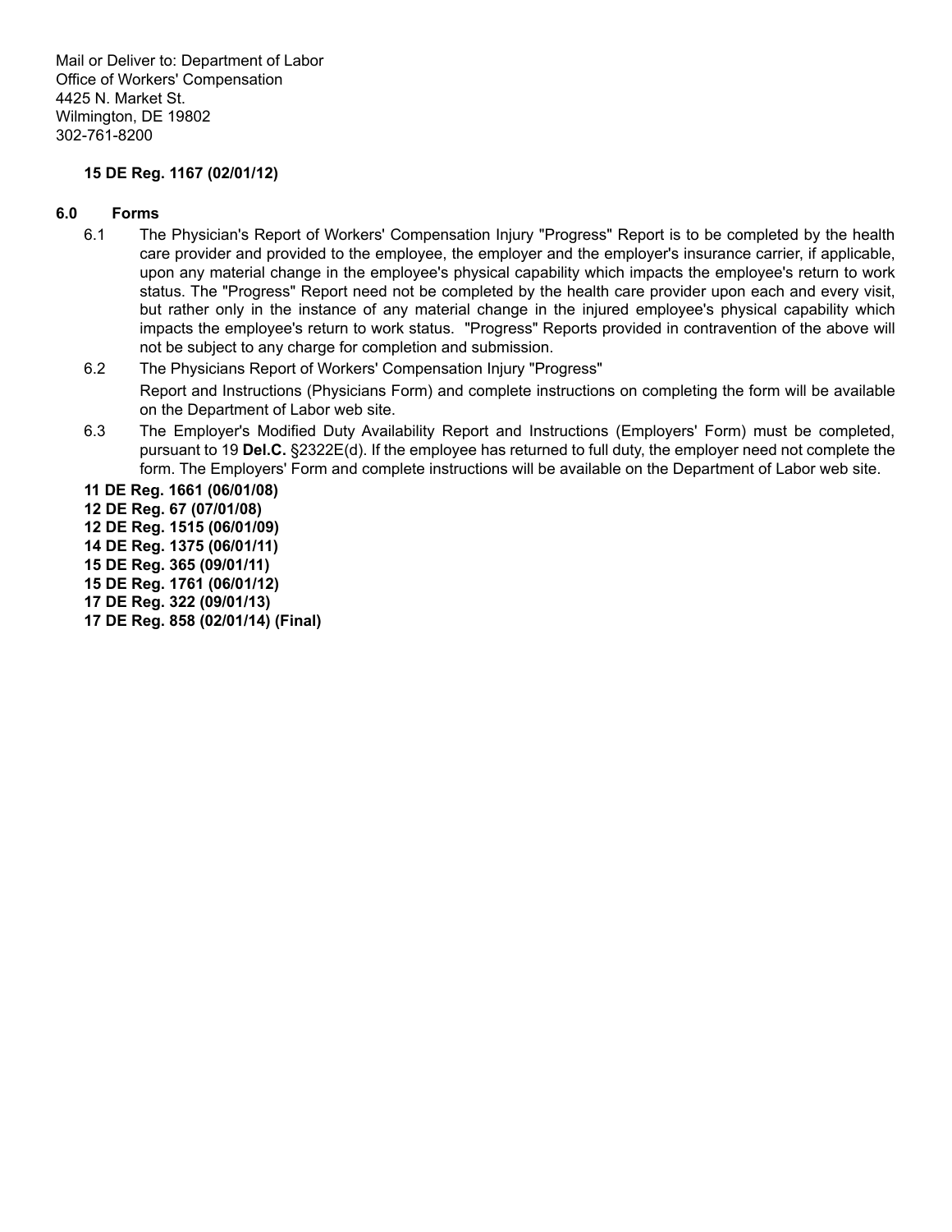Mail or Deliver to: Department of Labor
Office of Workers' Compensation
4425 N. Market St.
Wilmington, DE 19802
302-761-8200

**15 DE Reg. 1167 (02/01/12)**

## 6.0 Forms

6.1 The Physician's Report of Workers' Compensation Injury "Progress" Report is to be completed by the health care provider and provided to the employee, the employer and the employer's insurance carrier, if applicable, upon any material change in the employee's physical capability which impacts the employee's return to work status. The "Progress" Report need not be completed by the health care provider upon each and every visit, but rather only in the instance of any material change in the injured employee's physical capability which impacts the employee's return to work status. "Progress" Reports provided in contravention of the above will not be subject to any charge for completion and submission.

6.2 The Physicians Report of Workers' Compensation Injury "Progress"

Report and Instructions (Physicians Form) and complete instructions on completing the form will be available on the Department of Labor web site.

6.3 The Employer's Modified Duty Availability Report and Instructions (Employers' Form) must be completed, pursuant to 19 **Del.C.** §2322E(d). If the employee has returned to full duty, the employer need not complete the form. The Employers' Form and complete instructions will be available on the Department of Labor web site.

**11 DE Reg. 1661 (06/01/08)**
**12 DE Reg. 67 (07/01/08)**
**12 DE Reg. 1515 (06/01/09)**
**14 DE Reg. 1375 (06/01/11)**
**15 DE Reg. 365 (09/01/11)**
**15 DE Reg. 1761 (06/01/12)**
**17 DE Reg. 322 (09/01/13)**
**17 DE Reg. 858 (02/01/14) (Final)**